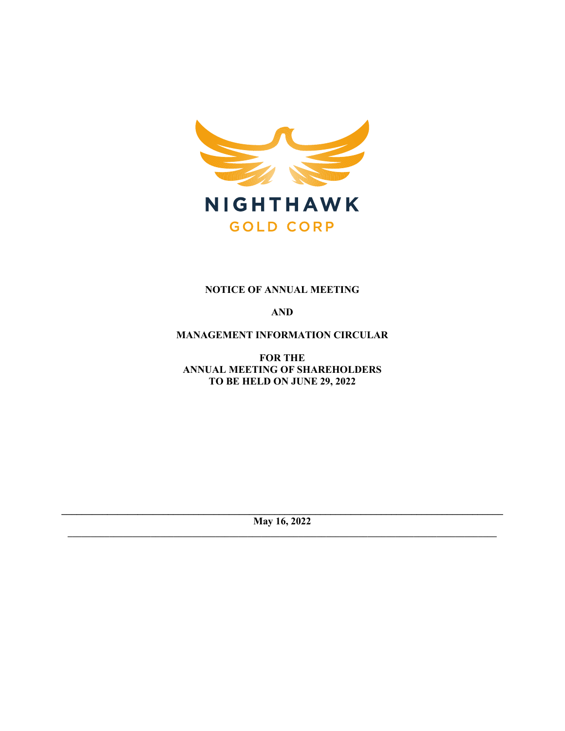NIGHTHAWK

GOLD CORP

**NOTICE OF ANNUAL MEETING**

**AND**

**MANAGEMENT INFORMATION CIRCULAR**

**FOR THE**
**ANNUAL MEETING OF SHAREHOLDERS**
**TO BE HELD ON JUNE 29, 2022**

---

**May 16, 2022**

---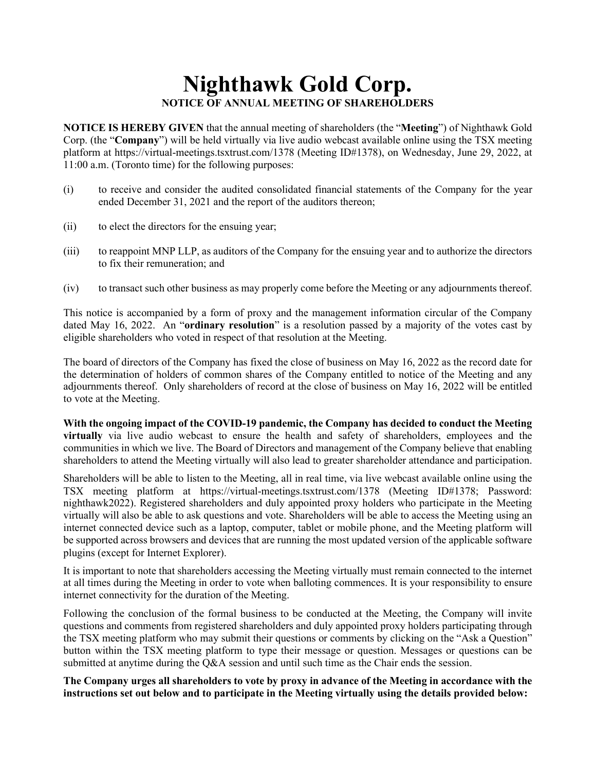# Nighthawk Gold Corp.

## NOTICE OF ANNUAL MEETING OF SHAREHOLDERS

**NOTICE IS HEREBY GIVEN** that the annual meeting of shareholders (the "**Meeting**") of Nighthawk Gold Corp. (the "**Company**") will be held virtually via live audio webcast available online using the TSX meeting platform at https://virtual-meetings.tsxtrust.com/1378 (Meeting ID#1378), on Wednesday, June 29, 2022, at 11:00 a.m. (Toronto time) for the following purposes:

(i) to receive and consider the audited consolidated financial statements of the Company for the year ended December 31, 2021 and the report of the auditors thereon;

(ii) to elect the directors for the ensuing year;

(iii) to reappoint MNP LLP, as auditors of the Company for the ensuing year and to authorize the directors to fix their remuneration; and

(iv) to transact such other business as may properly come before the Meeting or any adjournments thereof.

This notice is accompanied by a form of proxy and the management information circular of the Company dated May 16, 2022. An "**ordinary resolution**" is a resolution passed by a majority of the votes cast by eligible shareholders who voted in respect of that resolution at the Meeting.

The board of directors of the Company has fixed the close of business on May 16, 2022 as the record date for the determination of holders of common shares of the Company entitled to notice of the Meeting and any adjournments thereof. Only shareholders of record at the close of business on May 16, 2022 will be entitled to vote at the Meeting.

**With the ongoing impact of the COVID-19 pandemic, the Company has decided to conduct the Meeting virtually** via live audio webcast to ensure the health and safety of shareholders, employees and the communities in which we live. The Board of Directors and management of the Company believe that enabling shareholders to attend the Meeting virtually will also lead to greater shareholder attendance and participation.

Shareholders will be able to listen to the Meeting, all in real time, via live webcast available online using the TSX meeting platform at https://virtual-meetings.tsxtrust.com/1378 (Meeting ID#1378; Password: nighthawk2022). Registered shareholders and duly appointed proxy holders who participate in the Meeting virtually will also be able to ask questions and vote. Shareholders will be able to access the Meeting using an internet connected device such as a laptop, computer, tablet or mobile phone, and the Meeting platform will be supported across browsers and devices that are running the most updated version of the applicable software plugins (except for Internet Explorer).

It is important to note that shareholders accessing the Meeting virtually must remain connected to the internet at all times during the Meeting in order to vote when balloting commences. It is your responsibility to ensure internet connectivity for the duration of the Meeting.

Following the conclusion of the formal business to be conducted at the Meeting, the Company will invite questions and comments from registered shareholders and duly appointed proxy holders participating through the TSX meeting platform who may submit their questions or comments by clicking on the "Ask a Question" button within the TSX meeting platform to type their message or question. Messages or questions can be submitted at anytime during the Q&A session and until such time as the Chair ends the session.

**The Company urges all shareholders to vote by proxy in advance of the Meeting in accordance with the instructions set out below and to participate in the Meeting virtually using the details provided below:**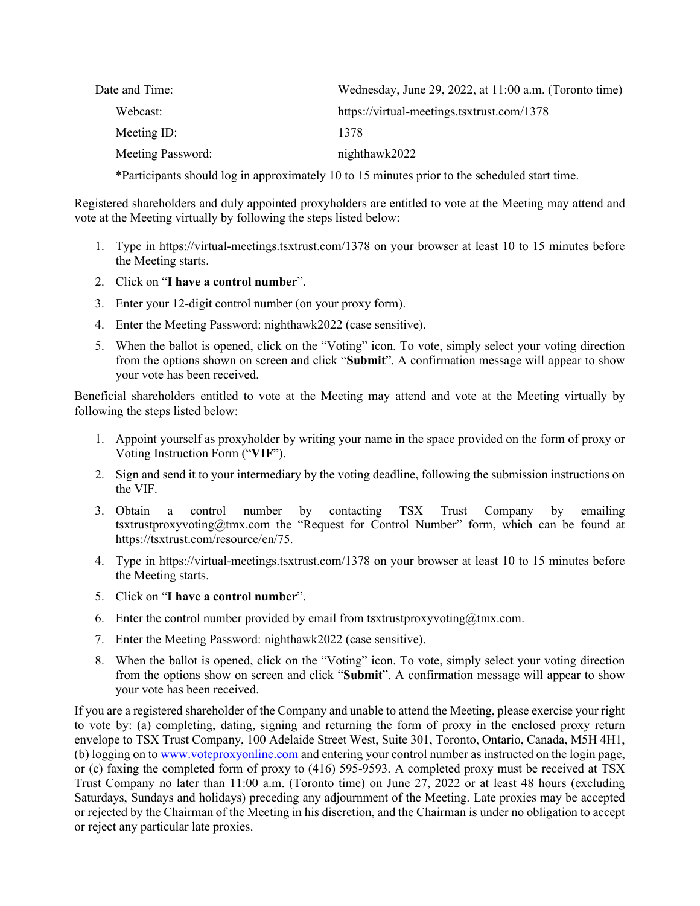| | |
|---|---|
| Date and Time: | Wednesday, June 29, 2022, at 11:00 a.m. (Toronto time) |
| Webcast: | https://virtual-meetings.tsxtrust.com/1378 |
| Meeting ID: | 1378 |
| Meeting Password: | nighthawk2022 |

*Participants should log in approximately 10 to 15 minutes prior to the scheduled start time.

Registered shareholders and duly appointed proxyholders are entitled to vote at the Meeting may attend and vote at the Meeting virtually by following the steps listed below:

1. Type in https://virtual-meetings.tsxtrust.com/1378 on your browser at least 10 to 15 minutes before the Meeting starts.
2. Click on "**I have a control number**".
3. Enter your 12-digit control number (on your proxy form).
4. Enter the Meeting Password: nighthawk2022 (case sensitive).
5. When the ballot is opened, click on the "Voting" icon. To vote, simply select your voting direction from the options shown on screen and click "**Submit**". A confirmation message will appear to show your vote has been received.

Beneficial shareholders entitled to vote at the Meeting may attend and vote at the Meeting virtually by following the steps listed below:

1. Appoint yourself as proxyholder by writing your name in the space provided on the form of proxy or Voting Instruction Form ("**VIF**").
2. Sign and send it to your intermediary by the voting deadline, following the submission instructions on the VIF.
3. Obtain a control number by contacting TSX Trust Company by emailing tsxtrustproxyvoting@tmx.com the "Request for Control Number" form, which can be found at https://tsxtrust.com/resource/en/75.
4. Type in https://virtual-meetings.tsxtrust.com/1378 on your browser at least 10 to 15 minutes before the Meeting starts.
5. Click on "**I have a control number**".
6. Enter the control number provided by email from tsxtrustproxyvoting@tmx.com.
7. Enter the Meeting Password: nighthawk2022 (case sensitive).
8. When the ballot is opened, click on the "Voting" icon. To vote, simply select your voting direction from the options show on screen and click "**Submit**". A confirmation message will appear to show your vote has been received.

If you are a registered shareholder of the Company and unable to attend the Meeting, please exercise your right to vote by: (a) completing, dating, signing and returning the form of proxy in the enclosed proxy return envelope to TSX Trust Company, 100 Adelaide Street West, Suite 301, Toronto, Ontario, Canada, M5H 4H1, (b) logging on to [www.voteproxyonline.com](http://www.voteproxyonline.com) and entering your control number as instructed on the login page, or (c) faxing the completed form of proxy to (416) 595-9593. A completed proxy must be received at TSX Trust Company no later than 11:00 a.m. (Toronto time) on June 27, 2022 or at least 48 hours (excluding Saturdays, Sundays and holidays) preceding any adjournment of the Meeting. Late proxies may be accepted or rejected by the Chairman of the Meeting in his discretion, and the Chairman is under no obligation to accept or reject any particular late proxies.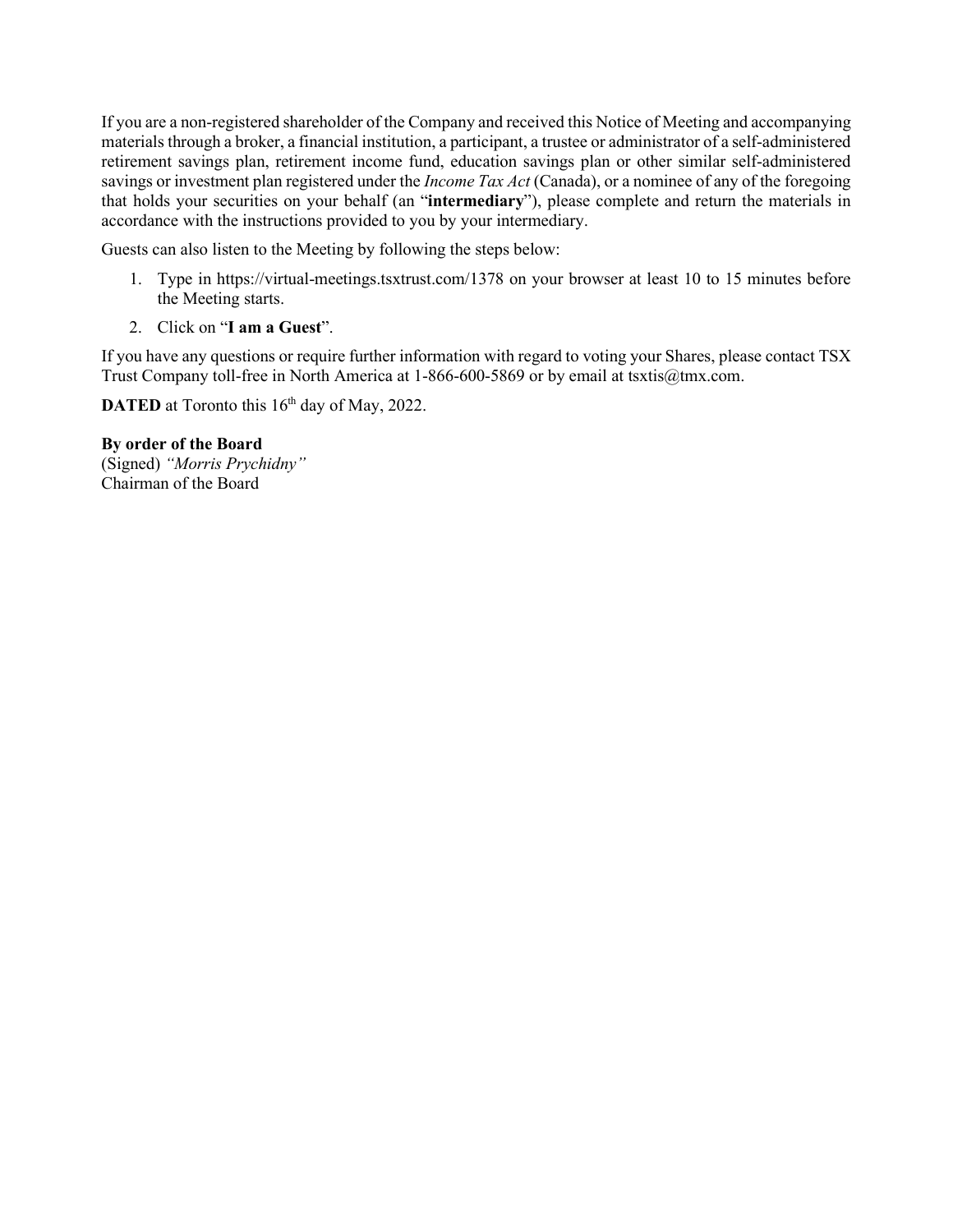If you are a non-registered shareholder of the Company and received this Notice of Meeting and accompanying materials through a broker, a financial institution, a participant, a trustee or administrator of a self-administered retirement savings plan, retirement income fund, education savings plan or other similar self-administered savings or investment plan registered under the *Income Tax Act* (Canada), or a nominee of any of the foregoing that holds your securities on your behalf (an "**intermediary**"), please complete and return the materials in accordance with the instructions provided to you by your intermediary.

Guests can also listen to the Meeting by following the steps below:

1. Type in https://virtual-meetings.tsxtrust.com/1378 on your browser at least 10 to 15 minutes before the Meeting starts.
2. Click on "**I am a Guest**".

If you have any questions or require further information with regard to voting your Shares, please contact TSX Trust Company toll-free in North America at 1-866-600-5869 or by email at tsxtis@tmx.com.

**DATED** at Toronto this 16th day of May, 2022.

**By order of the Board**
(Signed) *"Morris Prychidny"*
Chairman of the Board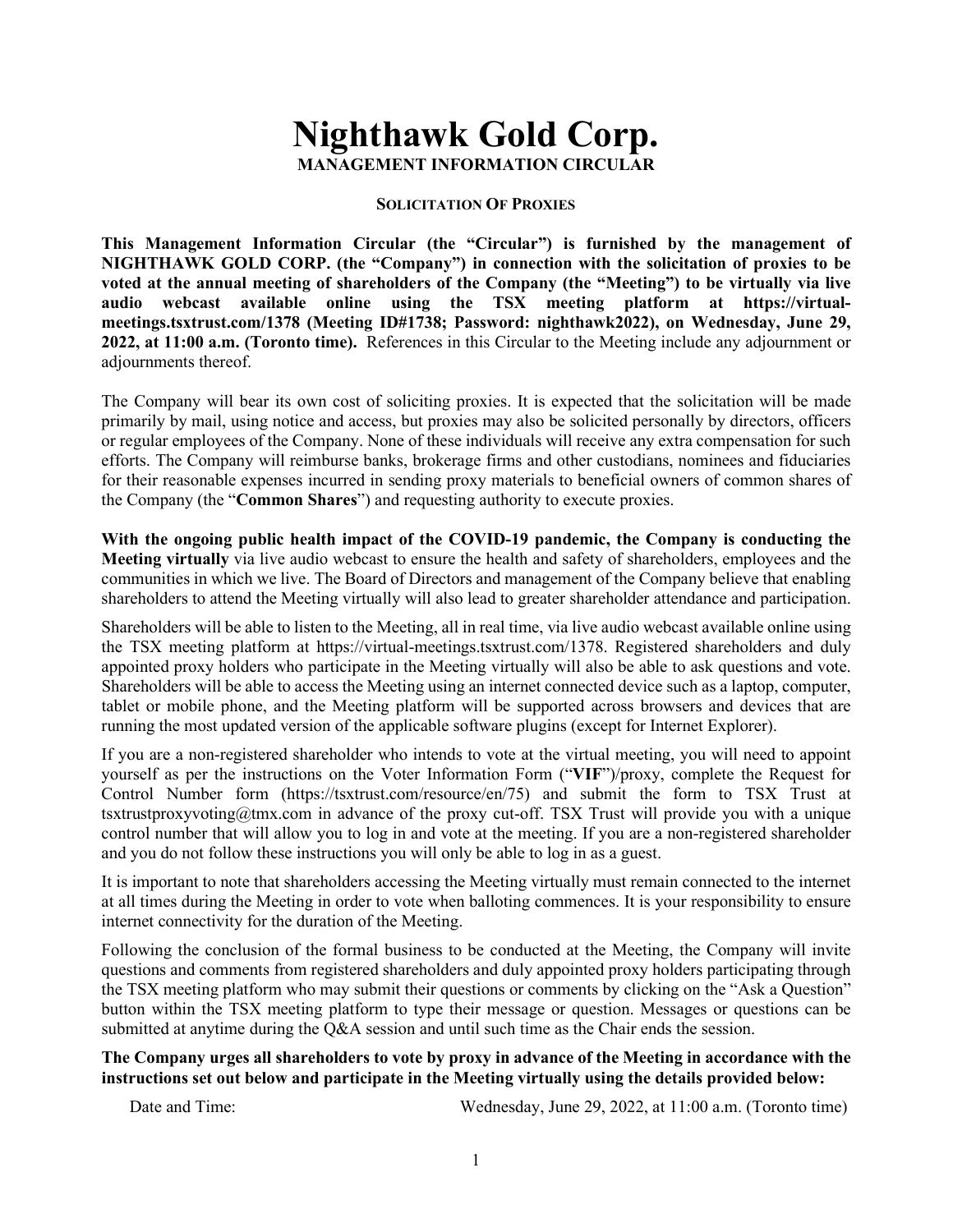# Nighthawk Gold Corp.

**MANAGEMENT INFORMATION CIRCULAR**

**SOLICITATION OF PROXIES**

**This Management Information Circular (the "Circular") is furnished by the management of NIGHTHAWK GOLD CORP. (the "Company") in connection with the solicitation of proxies to be voted at the annual meeting of shareholders of the Company (the "Meeting") to be virtually via live audio webcast available online using the TSX meeting platform at https://virtual-meetings.tsxtrust.com/1378 (Meeting ID#1738; Password: nighthawk2022), on Wednesday, June 29, 2022, at 11:00 a.m. (Toronto time).** References in this Circular to the Meeting include any adjournment or adjournments thereof.

The Company will bear its own cost of soliciting proxies. It is expected that the solicitation will be made primarily by mail, using notice and access, but proxies may also be solicited personally by directors, officers or regular employees of the Company. None of these individuals will receive any extra compensation for such efforts. The Company will reimburse banks, brokerage firms and other custodians, nominees and fiduciaries for their reasonable expenses incurred in sending proxy materials to beneficial owners of common shares of the Company (the "**Common Shares**") and requesting authority to execute proxies.

**With the ongoing public health impact of the COVID-19 pandemic, the Company is conducting the Meeting virtually** via live audio webcast to ensure the health and safety of shareholders, employees and the communities in which we live. The Board of Directors and management of the Company believe that enabling shareholders to attend the Meeting virtually will also lead to greater shareholder attendance and participation.

Shareholders will be able to listen to the Meeting, all in real time, via live audio webcast available online using the TSX meeting platform at https://virtual-meetings.tsxtrust.com/1378. Registered shareholders and duly appointed proxy holders who participate in the Meeting virtually will also be able to ask questions and vote. Shareholders will be able to access the Meeting using an internet connected device such as a laptop, computer, tablet or mobile phone, and the Meeting platform will be supported across browsers and devices that are running the most updated version of the applicable software plugins (except for Internet Explorer).

If you are a non-registered shareholder who intends to vote at the virtual meeting, you will need to appoint yourself as per the instructions on the Voter Information Form ("**VIF**")/proxy, complete the Request for Control Number form (https://tsxtrust.com/resource/en/75) and submit the form to TSX Trust at tsxtrustproxyvoting@tmx.com in advance of the proxy cut-off. TSX Trust will provide you with a unique control number that will allow you to log in and vote at the meeting. If you are a non-registered shareholder and you do not follow these instructions you will only be able to log in as a guest.

It is important to note that shareholders accessing the Meeting virtually must remain connected to the internet at all times during the Meeting in order to vote when balloting commences. It is your responsibility to ensure internet connectivity for the duration of the Meeting.

Following the conclusion of the formal business to be conducted at the Meeting, the Company will invite questions and comments from registered shareholders and duly appointed proxy holders participating through the TSX meeting platform who may submit their questions or comments by clicking on the "Ask a Question" button within the TSX meeting platform to type their message or question. Messages or questions can be submitted at anytime during the Q&A session and until such time as the Chair ends the session.

**The Company urges all shareholders to vote by proxy in advance of the Meeting in accordance with the instructions set out below and participate in the Meeting virtually using the details provided below:**

Date and Time: Wednesday, June 29, 2022, at 11:00 a.m. (Toronto time)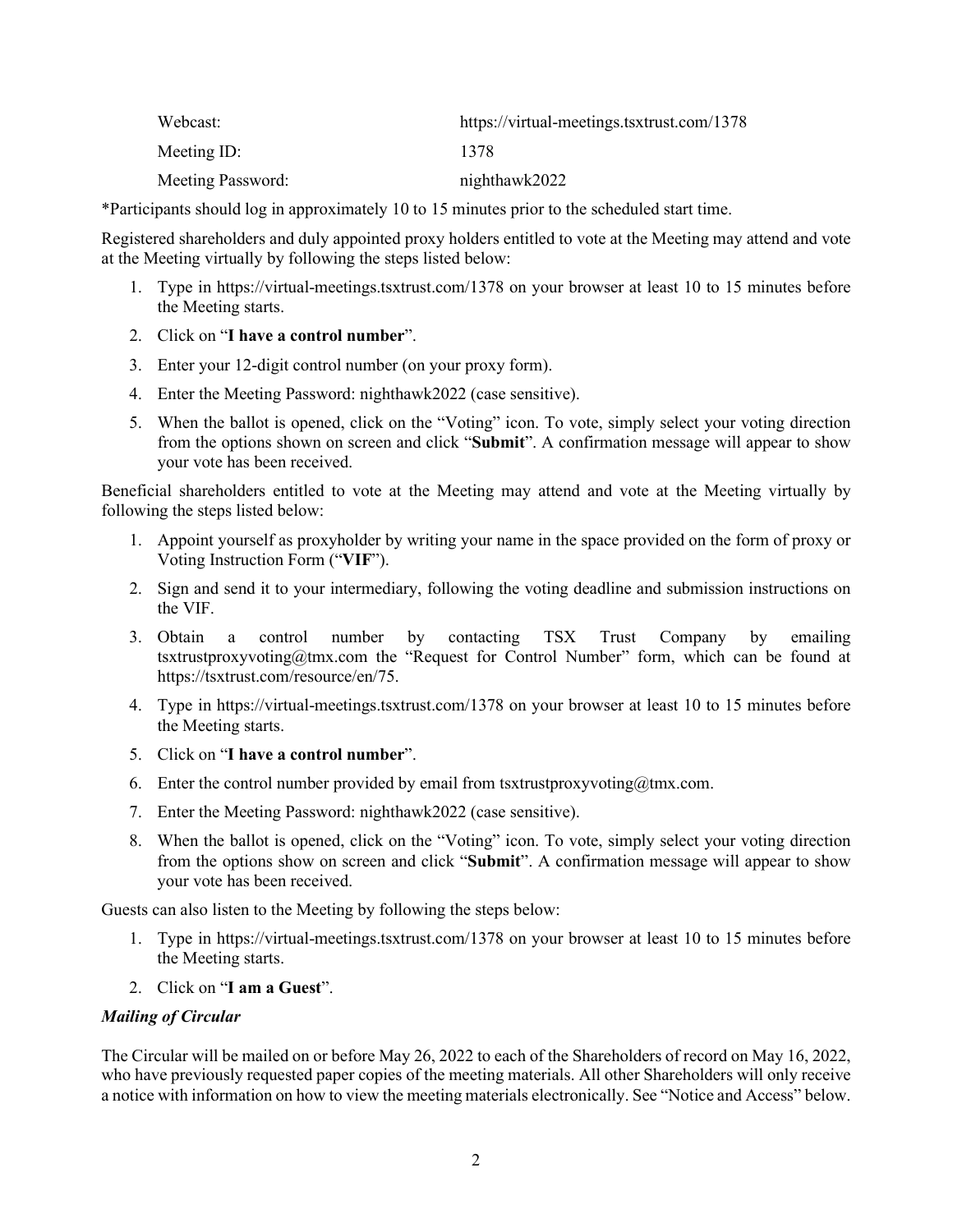| | |
|---|---|
| Webcast: | https://virtual-meetings.tsxtrust.com/1378 |
| Meeting ID: | 1378 |
| Meeting Password: | nighthawk2022 |

*Participants should log in approximately 10 to 15 minutes prior to the scheduled start time.

Registered shareholders and duly appointed proxy holders entitled to vote at the Meeting may attend and vote at the Meeting virtually by following the steps listed below:

1. Type in https://virtual-meetings.tsxtrust.com/1378 on your browser at least 10 to 15 minutes before the Meeting starts.
2. Click on "**I have a control number**".
3. Enter your 12-digit control number (on your proxy form).
4. Enter the Meeting Password: nighthawk2022 (case sensitive).
5. When the ballot is opened, click on the "Voting" icon. To vote, simply select your voting direction from the options shown on screen and click "**Submit**". A confirmation message will appear to show your vote has been received.

Beneficial shareholders entitled to vote at the Meeting may attend and vote at the Meeting virtually by following the steps listed below:

1. Appoint yourself as proxyholder by writing your name in the space provided on the form of proxy or Voting Instruction Form ("**VIF**").
2. Sign and send it to your intermediary, following the voting deadline and submission instructions on the VIF.
3. Obtain a control number by contacting TSX Trust Company by emailing tsxtrustproxyvoting@tmx.com the "Request for Control Number" form, which can be found at https://tsxtrust.com/resource/en/75.
4. Type in https://virtual-meetings.tsxtrust.com/1378 on your browser at least 10 to 15 minutes before the Meeting starts.
5. Click on "**I have a control number**".
6. Enter the control number provided by email from tsxtrustproxyvoting@tmx.com.
7. Enter the Meeting Password: nighthawk2022 (case sensitive).
8. When the ballot is opened, click on the "Voting" icon. To vote, simply select your voting direction from the options show on screen and click "**Submit**". A confirmation message will appear to show your vote has been received.

Guests can also listen to the Meeting by following the steps below:

1. Type in https://virtual-meetings.tsxtrust.com/1378 on your browser at least 10 to 15 minutes before the Meeting starts.
2. Click on "**I am a Guest**".

***Mailing of Circular***

The Circular will be mailed on or before May 26, 2022 to each of the Shareholders of record on May 16, 2022, who have previously requested paper copies of the meeting materials. All other Shareholders will only receive a notice with information on how to view the meeting materials electronically. See "Notice and Access" below.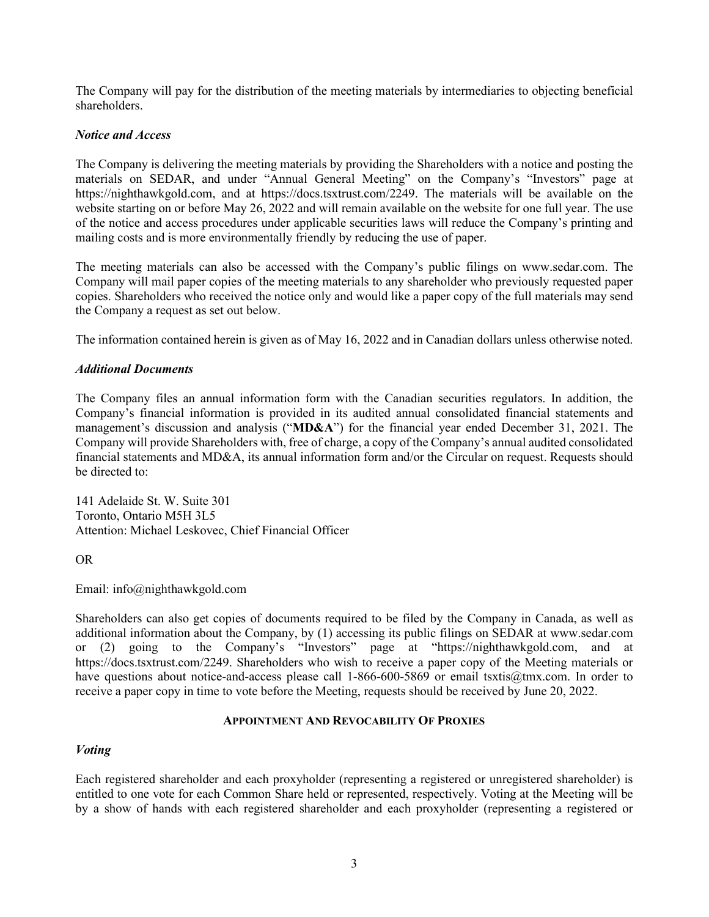The Company will pay for the distribution of the meeting materials by intermediaries to objecting beneficial shareholders.

### *Notice and Access*

The Company is delivering the meeting materials by providing the Shareholders with a notice and posting the materials on SEDAR, and under "Annual General Meeting" on the Company's "Investors" page at https://nighthawkgold.com, and at https://docs.tsxtrust.com/2249. The materials will be available on the website starting on or before May 26, 2022 and will remain available on the website for one full year. The use of the notice and access procedures under applicable securities laws will reduce the Company's printing and mailing costs and is more environmentally friendly by reducing the use of paper.

The meeting materials can also be accessed with the Company's public filings on www.sedar.com. The Company will mail paper copies of the meeting materials to any shareholder who previously requested paper copies. Shareholders who received the notice only and would like a paper copy of the full materials may send the Company a request as set out below.

The information contained herein is given as of May 16, 2022 and in Canadian dollars unless otherwise noted.

### *Additional Documents*

The Company files an annual information form with the Canadian securities regulators. In addition, the Company's financial information is provided in its audited annual consolidated financial statements and management's discussion and analysis ("**MD&A**") for the financial year ended December 31, 2021. The Company will provide Shareholders with, free of charge, a copy of the Company's annual audited consolidated financial statements and MD&A, its annual information form and/or the Circular on request. Requests should be directed to:

141 Adelaide St. W. Suite 301
Toronto, Ontario M5H 3L5
Attention: Michael Leskovec, Chief Financial Officer

OR

Email: info@nighthawkgold.com

Shareholders can also get copies of documents required to be filed by the Company in Canada, as well as additional information about the Company, by (1) accessing its public filings on SEDAR at www.sedar.com or (2) going to the Company's "Investors" page at "https://nighthawkgold.com, and at https://docs.tsxtrust.com/2249. Shareholders who wish to receive a paper copy of the Meeting materials or have questions about notice-and-access please call 1-866-600-5869 or email tsxtis@tmx.com. In order to receive a paper copy in time to vote before the Meeting, requests should be received by June 20, 2022.

## **APPOINTMENT AND REVOCABILITY OF PROXIES**

### *Voting*

Each registered shareholder and each proxyholder (representing a registered or unregistered shareholder) is entitled to one vote for each Common Share held or represented, respectively. Voting at the Meeting will be by a show of hands with each registered shareholder and each proxyholder (representing a registered or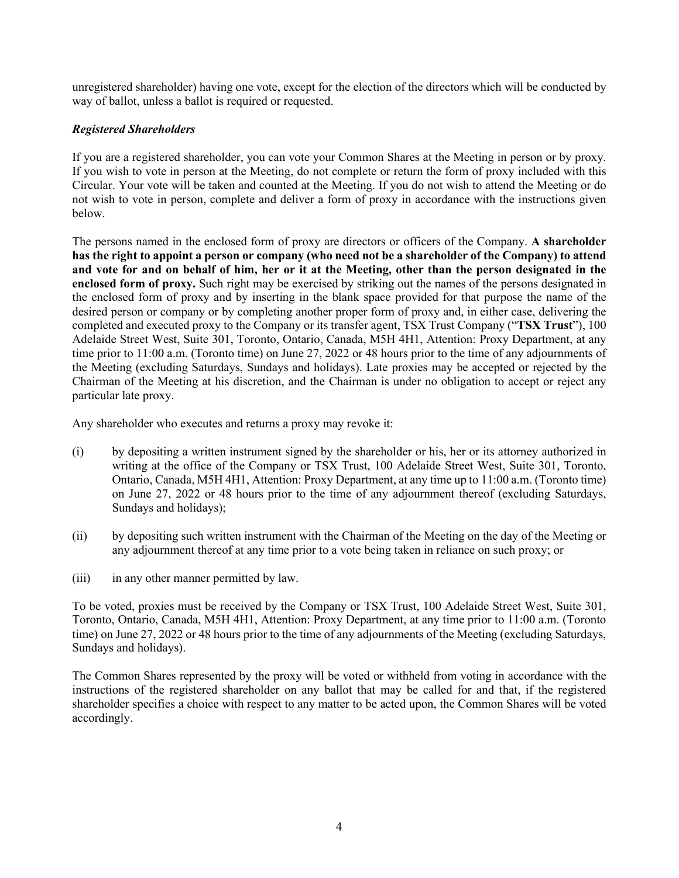unregistered shareholder) having one vote, except for the election of the directors which will be conducted by way of ballot, unless a ballot is required or requested.

***Registered Shareholders***

If you are a registered shareholder, you can vote your Common Shares at the Meeting in person or by proxy. If you wish to vote in person at the Meeting, do not complete or return the form of proxy included with this Circular. Your vote will be taken and counted at the Meeting. If you do not wish to attend the Meeting or do not wish to vote in person, complete and deliver a form of proxy in accordance with the instructions given below.

The persons named in the enclosed form of proxy are directors or officers of the Company. **A shareholder has the right to appoint a person or company (who need not be a shareholder of the Company) to attend and vote for and on behalf of him, her or it at the Meeting, other than the person designated in the enclosed form of proxy.** Such right may be exercised by striking out the names of the persons designated in the enclosed form of proxy and by inserting in the blank space provided for that purpose the name of the desired person or company or by completing another proper form of proxy and, in either case, delivering the completed and executed proxy to the Company or its transfer agent, TSX Trust Company ("**TSX Trust**"), 100 Adelaide Street West, Suite 301, Toronto, Ontario, Canada, M5H 4H1, Attention: Proxy Department, at any time prior to 11:00 a.m. (Toronto time) on June 27, 2022 or 48 hours prior to the time of any adjournments of the Meeting (excluding Saturdays, Sundays and holidays). Late proxies may be accepted or rejected by the Chairman of the Meeting at his discretion, and the Chairman is under no obligation to accept or reject any particular late proxy.

Any shareholder who executes and returns a proxy may revoke it:

(i) by depositing a written instrument signed by the shareholder or his, her or its attorney authorized in writing at the office of the Company or TSX Trust, 100 Adelaide Street West, Suite 301, Toronto, Ontario, Canada, M5H 4H1, Attention: Proxy Department, at any time up to 11:00 a.m. (Toronto time) on June 27, 2022 or 48 hours prior to the time of any adjournment thereof (excluding Saturdays, Sundays and holidays);

(ii) by depositing such written instrument with the Chairman of the Meeting on the day of the Meeting or any adjournment thereof at any time prior to a vote being taken in reliance on such proxy; or

(iii) in any other manner permitted by law.

To be voted, proxies must be received by the Company or TSX Trust, 100 Adelaide Street West, Suite 301, Toronto, Ontario, Canada, M5H 4H1, Attention: Proxy Department, at any time prior to 11:00 a.m. (Toronto time) on June 27, 2022 or 48 hours prior to the time of any adjournments of the Meeting (excluding Saturdays, Sundays and holidays).

The Common Shares represented by the proxy will be voted or withheld from voting in accordance with the instructions of the registered shareholder on any ballot that may be called for and that, if the registered shareholder specifies a choice with respect to any matter to be acted upon, the Common Shares will be voted accordingly.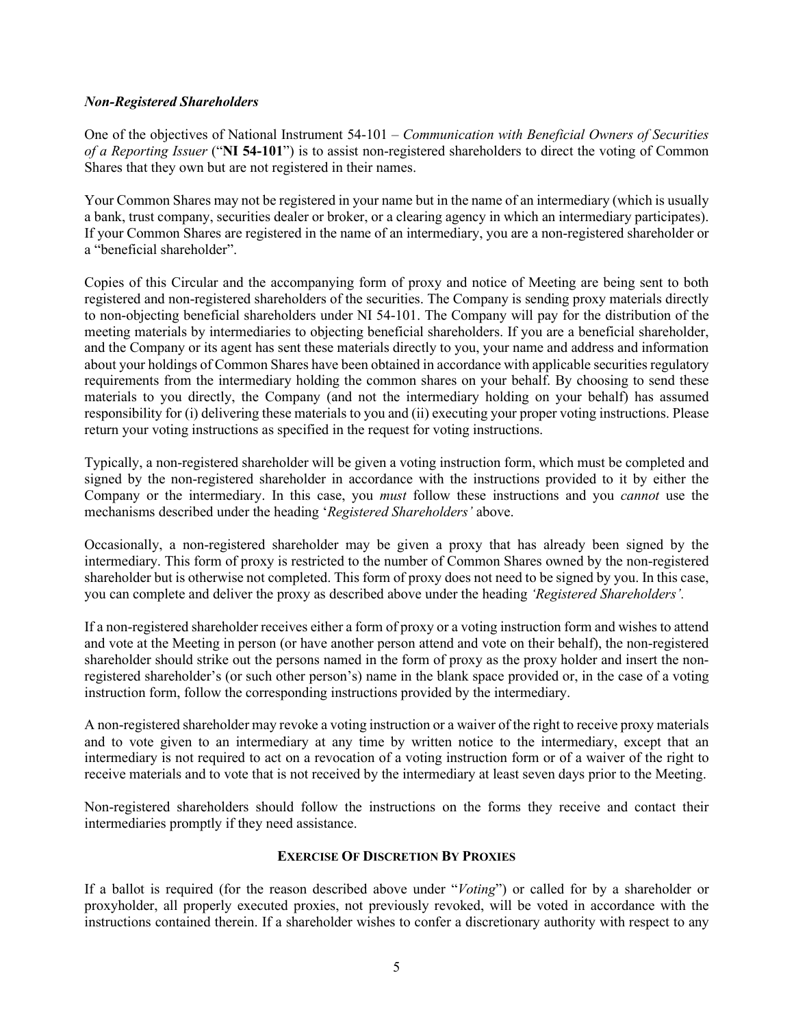### *Non-Registered Shareholders*

One of the objectives of National Instrument 54-101 – *Communication with Beneficial Owners of Securities of a Reporting Issuer* ("**NI 54-101**") is to assist non-registered shareholders to direct the voting of Common Shares that they own but are not registered in their names.

Your Common Shares may not be registered in your name but in the name of an intermediary (which is usually a bank, trust company, securities dealer or broker, or a clearing agency in which an intermediary participates). If your Common Shares are registered in the name of an intermediary, you are a non-registered shareholder or a "beneficial shareholder".

Copies of this Circular and the accompanying form of proxy and notice of Meeting are being sent to both registered and non-registered shareholders of the securities. The Company is sending proxy materials directly to non-objecting beneficial shareholders under NI 54-101. The Company will pay for the distribution of the meeting materials by intermediaries to objecting beneficial shareholders. If you are a beneficial shareholder, and the Company or its agent has sent these materials directly to you, your name and address and information about your holdings of Common Shares have been obtained in accordance with applicable securities regulatory requirements from the intermediary holding the common shares on your behalf. By choosing to send these materials to you directly, the Company (and not the intermediary holding on your behalf) has assumed responsibility for (i) delivering these materials to you and (ii) executing your proper voting instructions. Please return your voting instructions as specified in the request for voting instructions.

Typically, a non-registered shareholder will be given a voting instruction form, which must be completed and signed by the non-registered shareholder in accordance with the instructions provided to it by either the Company or the intermediary. In this case, you *must* follow these instructions and you *cannot* use the mechanisms described under the heading '*Registered Shareholders'* above.

Occasionally, a non-registered shareholder may be given a proxy that has already been signed by the intermediary. This form of proxy is restricted to the number of Common Shares owned by the non-registered shareholder but is otherwise not completed. This form of proxy does not need to be signed by you. In this case, you can complete and deliver the proxy as described above under the heading *'Registered Shareholders'.*

If a non-registered shareholder receives either a form of proxy or a voting instruction form and wishes to attend and vote at the Meeting in person (or have another person attend and vote on their behalf), the non-registered shareholder should strike out the persons named in the form of proxy as the proxy holder and insert the non-registered shareholder's (or such other person's) name in the blank space provided or, in the case of a voting instruction form, follow the corresponding instructions provided by the intermediary.

A non-registered shareholder may revoke a voting instruction or a waiver of the right to receive proxy materials and to vote given to an intermediary at any time by written notice to the intermediary, except that an intermediary is not required to act on a revocation of a voting instruction form or of a waiver of the right to receive materials and to vote that is not received by the intermediary at least seven days prior to the Meeting.

Non-registered shareholders should follow the instructions on the forms they receive and contact their intermediaries promptly if they need assistance.

## **EXERCISE OF DISCRETION BY PROXIES**

If a ballot is required (for the reason described above under "*Voting*") or called for by a shareholder or proxyholder, all properly executed proxies, not previously revoked, will be voted in accordance with the instructions contained therein. If a shareholder wishes to confer a discretionary authority with respect to any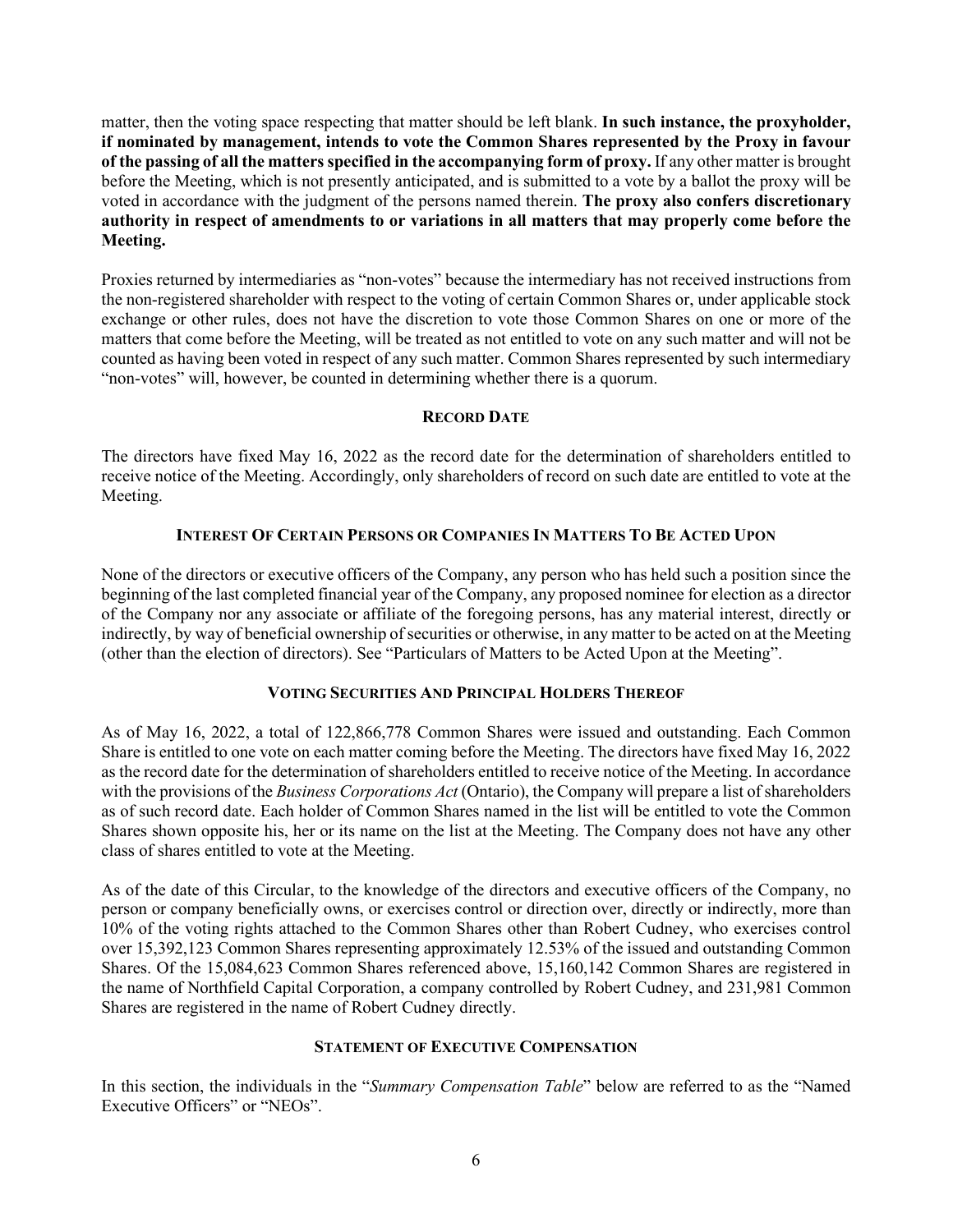matter, then the voting space respecting that matter should be left blank. **In such instance, the proxyholder, if nominated by management, intends to vote the Common Shares represented by the Proxy in favour of the passing of all the matters specified in the accompanying form of proxy.** If any other matter is brought before the Meeting, which is not presently anticipated, and is submitted to a vote by a ballot the proxy will be voted in accordance with the judgment of the persons named therein. **The proxy also confers discretionary authority in respect of amendments to or variations in all matters that may properly come before the Meeting.**

Proxies returned by intermediaries as "non-votes" because the intermediary has not received instructions from the non-registered shareholder with respect to the voting of certain Common Shares or, under applicable stock exchange or other rules, does not have the discretion to vote those Common Shares on one or more of the matters that come before the Meeting, will be treated as not entitled to vote on any such matter and will not be counted as having been voted in respect of any such matter. Common Shares represented by such intermediary "non-votes" will, however, be counted in determining whether there is a quorum.

## RECORD DATE

The directors have fixed May 16, 2022 as the record date for the determination of shareholders entitled to receive notice of the Meeting. Accordingly, only shareholders of record on such date are entitled to vote at the Meeting.

## INTEREST OF CERTAIN PERSONS OR COMPANIES IN MATTERS TO BE ACTED UPON

None of the directors or executive officers of the Company, any person who has held such a position since the beginning of the last completed financial year of the Company, any proposed nominee for election as a director of the Company nor any associate or affiliate of the foregoing persons, has any material interest, directly or indirectly, by way of beneficial ownership of securities or otherwise, in any matter to be acted on at the Meeting (other than the election of directors). See "Particulars of Matters to be Acted Upon at the Meeting".

## VOTING SECURITIES AND PRINCIPAL HOLDERS THEREOF

As of May 16, 2022, a total of 122,866,778 Common Shares were issued and outstanding. Each Common Share is entitled to one vote on each matter coming before the Meeting. The directors have fixed May 16, 2022 as the record date for the determination of shareholders entitled to receive notice of the Meeting. In accordance with the provisions of the *Business Corporations Act* (Ontario), the Company will prepare a list of shareholders as of such record date. Each holder of Common Shares named in the list will be entitled to vote the Common Shares shown opposite his, her or its name on the list at the Meeting. The Company does not have any other class of shares entitled to vote at the Meeting.

As of the date of this Circular, to the knowledge of the directors and executive officers of the Company, no person or company beneficially owns, or exercises control or direction over, directly or indirectly, more than 10% of the voting rights attached to the Common Shares other than Robert Cudney, who exercises control over 15,392,123 Common Shares representing approximately 12.53% of the issued and outstanding Common Shares. Of the 15,084,623 Common Shares referenced above, 15,160,142 Common Shares are registered in the name of Northfield Capital Corporation, a company controlled by Robert Cudney, and 231,981 Common Shares are registered in the name of Robert Cudney directly.

## STATEMENT OF EXECUTIVE COMPENSATION

In this section, the individuals in the "*Summary Compensation Table*" below are referred to as the "Named Executive Officers" or "NEOs".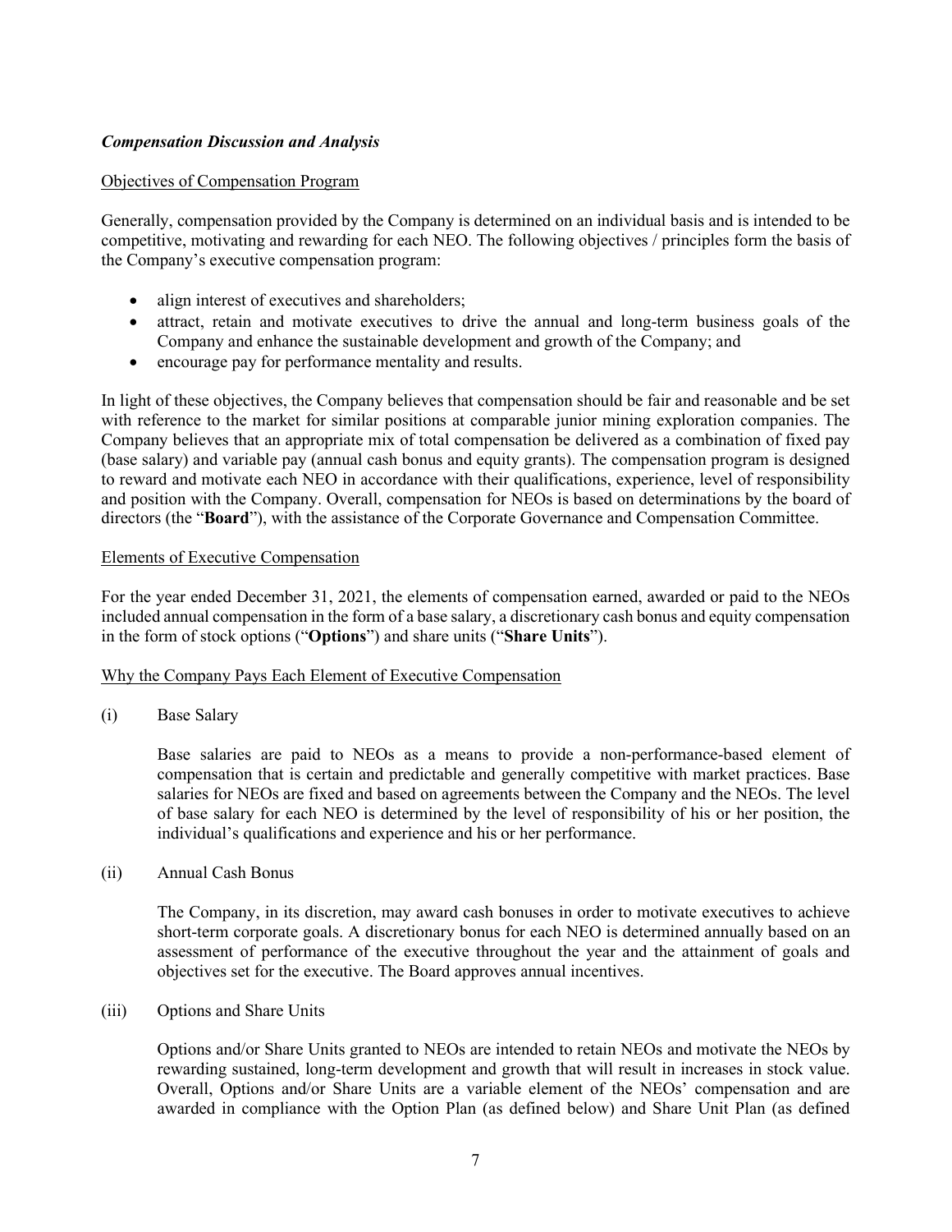### *Compensation Discussion and Analysis*

Objectives of Compensation Program

Generally, compensation provided by the Company is determined on an individual basis and is intended to be competitive, motivating and rewarding for each NEO. The following objectives / principles form the basis of the Company's executive compensation program:

- align interest of executives and shareholders;
- attract, retain and motivate executives to drive the annual and long-term business goals of the Company and enhance the sustainable development and growth of the Company; and
- encourage pay for performance mentality and results.

In light of these objectives, the Company believes that compensation should be fair and reasonable and be set with reference to the market for similar positions at comparable junior mining exploration companies. The Company believes that an appropriate mix of total compensation be delivered as a combination of fixed pay (base salary) and variable pay (annual cash bonus and equity grants). The compensation program is designed to reward and motivate each NEO in accordance with their qualifications, experience, level of responsibility and position with the Company. Overall, compensation for NEOs is based on determinations by the board of directors (the "**Board**"), with the assistance of the Corporate Governance and Compensation Committee.

Elements of Executive Compensation

For the year ended December 31, 2021, the elements of compensation earned, awarded or paid to the NEOs included annual compensation in the form of a base salary, a discretionary cash bonus and equity compensation in the form of stock options ("**Options**") and share units ("**Share Units**").

Why the Company Pays Each Element of Executive Compensation

(i) Base Salary

Base salaries are paid to NEOs as a means to provide a non-performance-based element of compensation that is certain and predictable and generally competitive with market practices. Base salaries for NEOs are fixed and based on agreements between the Company and the NEOs. The level of base salary for each NEO is determined by the level of responsibility of his or her position, the individual's qualifications and experience and his or her performance.

(ii) Annual Cash Bonus

The Company, in its discretion, may award cash bonuses in order to motivate executives to achieve short-term corporate goals. A discretionary bonus for each NEO is determined annually based on an assessment of performance of the executive throughout the year and the attainment of goals and objectives set for the executive. The Board approves annual incentives.

(iii) Options and Share Units

Options and/or Share Units granted to NEOs are intended to retain NEOs and motivate the NEOs by rewarding sustained, long-term development and growth that will result in increases in stock value. Overall, Options and/or Share Units are a variable element of the NEOs' compensation and are awarded in compliance with the Option Plan (as defined below) and Share Unit Plan (as defined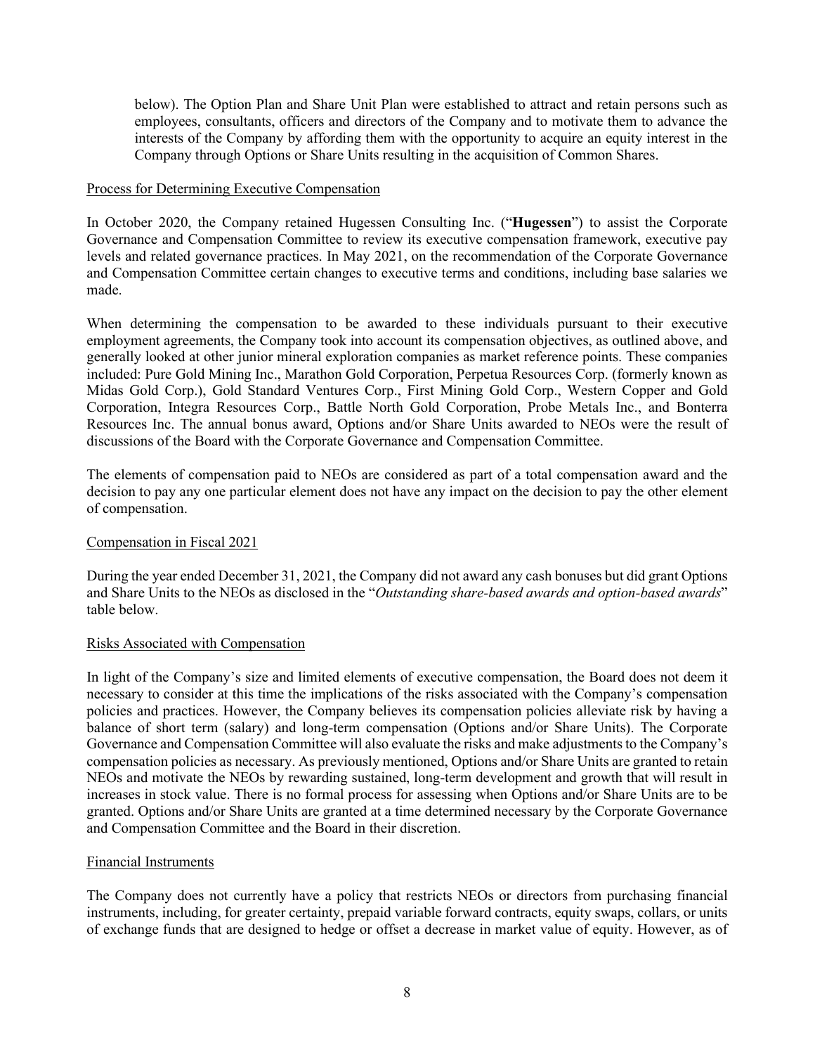below). The Option Plan and Share Unit Plan were established to attract and retain persons such as employees, consultants, officers and directors of the Company and to motivate them to advance the interests of the Company by affording them with the opportunity to acquire an equity interest in the Company through Options or Share Units resulting in the acquisition of Common Shares.

Process for Determining Executive Compensation

In October 2020, the Company retained Hugessen Consulting Inc. ("**Hugessen**") to assist the Corporate Governance and Compensation Committee to review its executive compensation framework, executive pay levels and related governance practices. In May 2021, on the recommendation of the Corporate Governance and Compensation Committee certain changes to executive terms and conditions, including base salaries we made.

When determining the compensation to be awarded to these individuals pursuant to their executive employment agreements, the Company took into account its compensation objectives, as outlined above, and generally looked at other junior mineral exploration companies as market reference points. These companies included: Pure Gold Mining Inc., Marathon Gold Corporation, Perpetua Resources Corp. (formerly known as Midas Gold Corp.), Gold Standard Ventures Corp., First Mining Gold Corp., Western Copper and Gold Corporation, Integra Resources Corp., Battle North Gold Corporation, Probe Metals Inc., and Bonterra Resources Inc. The annual bonus award, Options and/or Share Units awarded to NEOs were the result of discussions of the Board with the Corporate Governance and Compensation Committee.

The elements of compensation paid to NEOs are considered as part of a total compensation award and the decision to pay any one particular element does not have any impact on the decision to pay the other element of compensation.

Compensation in Fiscal 2021

During the year ended December 31, 2021, the Company did not award any cash bonuses but did grant Options and Share Units to the NEOs as disclosed in the "*Outstanding share-based awards and option-based awards*" table below.

Risks Associated with Compensation

In light of the Company's size and limited elements of executive compensation, the Board does not deem it necessary to consider at this time the implications of the risks associated with the Company's compensation policies and practices. However, the Company believes its compensation policies alleviate risk by having a balance of short term (salary) and long-term compensation (Options and/or Share Units). The Corporate Governance and Compensation Committee will also evaluate the risks and make adjustments to the Company's compensation policies as necessary. As previously mentioned, Options and/or Share Units are granted to retain NEOs and motivate the NEOs by rewarding sustained, long-term development and growth that will result in increases in stock value. There is no formal process for assessing when Options and/or Share Units are to be granted. Options and/or Share Units are granted at a time determined necessary by the Corporate Governance and Compensation Committee and the Board in their discretion.

Financial Instruments

The Company does not currently have a policy that restricts NEOs or directors from purchasing financial instruments, including, for greater certainty, prepaid variable forward contracts, equity swaps, collars, or units of exchange funds that are designed to hedge or offset a decrease in market value of equity. However, as of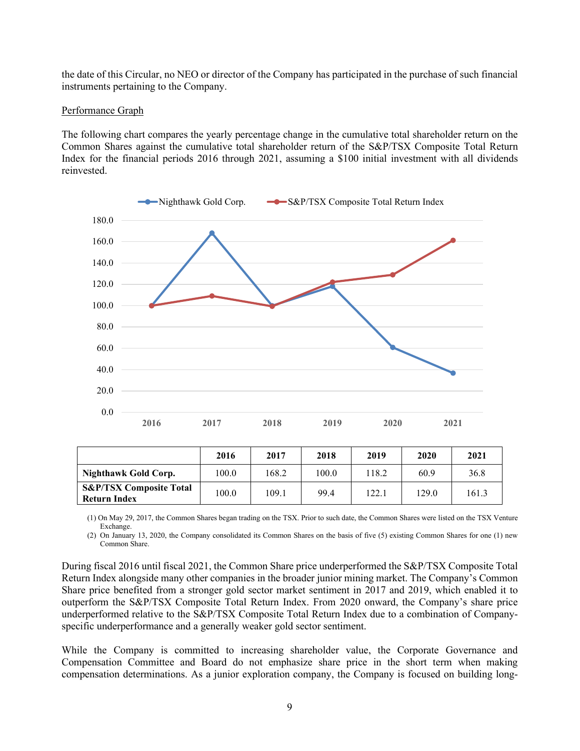the date of this Circular, no NEO or director of the Company has participated in the purchase of such financial instruments pertaining to the Company.

Performance Graph

The following chart compares the yearly percentage change in the cumulative total shareholder return on the Common Shares against the cumulative total shareholder return of the S&P/TSX Composite Total Return Index for the financial periods 2016 through 2021, assuming a $100 initial investment with all dividends reinvested.

| | 2016 | 2017 | 2018 | 2019 | 2020 | 2021 |
|---|---|---|---|---|---|---|
| **Nighthawk Gold Corp.** | 100.0 | 168.2 | 100.0 | 118.2 | 60.9 | 36.8 |
| **S&P/TSX Composite Total Return Index** | 100.0 | 109.1 | 99.4 | 122.1 | 129.0 | 161.3 |

(1) On May 29, 2017, the Common Shares began trading on the TSX. Prior to such date, the Common Shares were listed on the TSX Venture Exchange.

(2) On January 13, 2020, the Company consolidated its Common Shares on the basis of five (5) existing Common Shares for one (1) new Common Share.

During fiscal 2016 until fiscal 2021, the Common Share price underperformed the S&P/TSX Composite Total Return Index alongside many other companies in the broader junior mining market. The Company's Common Share price benefited from a stronger gold sector market sentiment in 2017 and 2019, which enabled it to outperform the S&P/TSX Composite Total Return Index. From 2020 onward, the Company's share price underperformed relative to the S&P/TSX Composite Total Return Index due to a combination of Company-specific underperformance and a generally weaker gold sector sentiment.

While the Company is committed to increasing shareholder value, the Corporate Governance and Compensation Committee and Board do not emphasize share price in the short term when making compensation determinations. As a junior exploration company, the Company is focused on building long-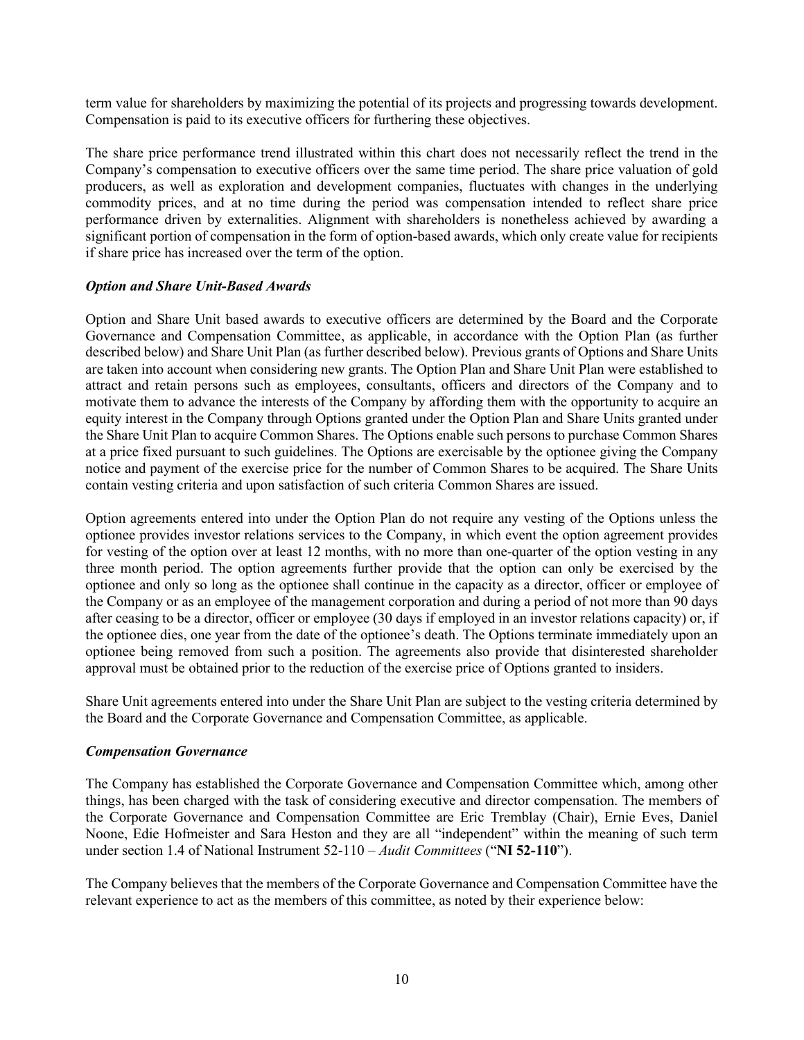term value for shareholders by maximizing the potential of its projects and progressing towards development. Compensation is paid to its executive officers for furthering these objectives.

The share price performance trend illustrated within this chart does not necessarily reflect the trend in the Company's compensation to executive officers over the same time period. The share price valuation of gold producers, as well as exploration and development companies, fluctuates with changes in the underlying commodity prices, and at no time during the period was compensation intended to reflect share price performance driven by externalities. Alignment with shareholders is nonetheless achieved by awarding a significant portion of compensation in the form of option-based awards, which only create value for recipients if share price has increased over the term of the option.

### *Option and Share Unit-Based Awards*

Option and Share Unit based awards to executive officers are determined by the Board and the Corporate Governance and Compensation Committee, as applicable, in accordance with the Option Plan (as further described below) and Share Unit Plan (as further described below). Previous grants of Options and Share Units are taken into account when considering new grants. The Option Plan and Share Unit Plan were established to attract and retain persons such as employees, consultants, officers and directors of the Company and to motivate them to advance the interests of the Company by affording them with the opportunity to acquire an equity interest in the Company through Options granted under the Option Plan and Share Units granted under the Share Unit Plan to acquire Common Shares. The Options enable such persons to purchase Common Shares at a price fixed pursuant to such guidelines. The Options are exercisable by the optionee giving the Company notice and payment of the exercise price for the number of Common Shares to be acquired. The Share Units contain vesting criteria and upon satisfaction of such criteria Common Shares are issued.

Option agreements entered into under the Option Plan do not require any vesting of the Options unless the optionee provides investor relations services to the Company, in which event the option agreement provides for vesting of the option over at least 12 months, with no more than one-quarter of the option vesting in any three month period. The option agreements further provide that the option can only be exercised by the optionee and only so long as the optionee shall continue in the capacity as a director, officer or employee of the Company or as an employee of the management corporation and during a period of not more than 90 days after ceasing to be a director, officer or employee (30 days if employed in an investor relations capacity) or, if the optionee dies, one year from the date of the optionee's death. The Options terminate immediately upon an optionee being removed from such a position. The agreements also provide that disinterested shareholder approval must be obtained prior to the reduction of the exercise price of Options granted to insiders.

Share Unit agreements entered into under the Share Unit Plan are subject to the vesting criteria determined by the Board and the Corporate Governance and Compensation Committee, as applicable.

### *Compensation Governance*

The Company has established the Corporate Governance and Compensation Committee which, among other things, has been charged with the task of considering executive and director compensation. The members of the Corporate Governance and Compensation Committee are Eric Tremblay (Chair), Ernie Eves, Daniel Noone, Edie Hofmeister and Sara Heston and they are all "independent" within the meaning of such term under section 1.4 of National Instrument 52-110 – *Audit Committees* ("**NI 52-110**").

The Company believes that the members of the Corporate Governance and Compensation Committee have the relevant experience to act as the members of this committee, as noted by their experience below: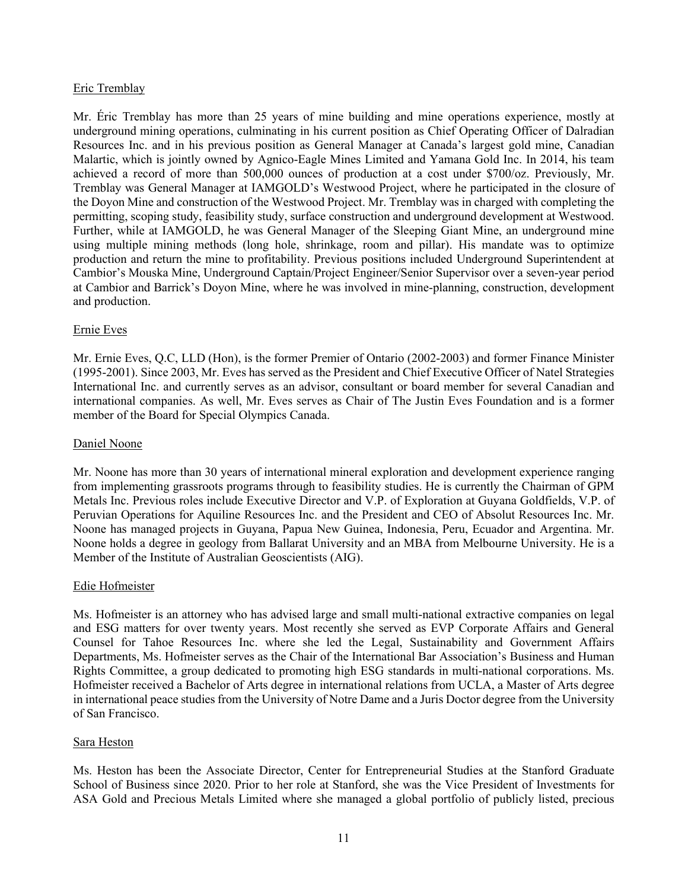Eric Tremblay

Mr. Éric Tremblay has more than 25 years of mine building and mine operations experience, mostly at underground mining operations, culminating in his current position as Chief Operating Officer of Dalradian Resources Inc. and in his previous position as General Manager at Canada's largest gold mine, Canadian Malartic, which is jointly owned by Agnico-Eagle Mines Limited and Yamana Gold Inc. In 2014, his team achieved a record of more than 500,000 ounces of production at a cost under $700/oz. Previously, Mr. Tremblay was General Manager at IAMGOLD's Westwood Project, where he participated in the closure of the Doyon Mine and construction of the Westwood Project. Mr. Tremblay was in charged with completing the permitting, scoping study, feasibility study, surface construction and underground development at Westwood. Further, while at IAMGOLD, he was General Manager of the Sleeping Giant Mine, an underground mine using multiple mining methods (long hole, shrinkage, room and pillar). His mandate was to optimize production and return the mine to profitability. Previous positions included Underground Superintendent at Cambior's Mouska Mine, Underground Captain/Project Engineer/Senior Supervisor over a seven-year period at Cambior and Barrick's Doyon Mine, where he was involved in mine-planning, construction, development and production.

Ernie Eves

Mr. Ernie Eves, Q.C, LLD (Hon), is the former Premier of Ontario (2002-2003) and former Finance Minister (1995-2001). Since 2003, Mr. Eves has served as the President and Chief Executive Officer of Natel Strategies International Inc. and currently serves as an advisor, consultant or board member for several Canadian and international companies. As well, Mr. Eves serves as Chair of The Justin Eves Foundation and is a former member of the Board for Special Olympics Canada.

Daniel Noone

Mr. Noone has more than 30 years of international mineral exploration and development experience ranging from implementing grassroots programs through to feasibility studies. He is currently the Chairman of GPM Metals Inc. Previous roles include Executive Director and V.P. of Exploration at Guyana Goldfields, V.P. of Peruvian Operations for Aquiline Resources Inc. and the President and CEO of Absolut Resources Inc. Mr. Noone has managed projects in Guyana, Papua New Guinea, Indonesia, Peru, Ecuador and Argentina. Mr. Noone holds a degree in geology from Ballarat University and an MBA from Melbourne University. He is a Member of the Institute of Australian Geoscientists (AIG).

Edie Hofmeister

Ms. Hofmeister is an attorney who has advised large and small multi-national extractive companies on legal and ESG matters for over twenty years. Most recently she served as EVP Corporate Affairs and General Counsel for Tahoe Resources Inc. where she led the Legal, Sustainability and Government Affairs Departments, Ms. Hofmeister serves as the Chair of the International Bar Association's Business and Human Rights Committee, a group dedicated to promoting high ESG standards in multi-national corporations. Ms. Hofmeister received a Bachelor of Arts degree in international relations from UCLA, a Master of Arts degree in international peace studies from the University of Notre Dame and a Juris Doctor degree from the University of San Francisco.

Sara Heston

Ms. Heston has been the Associate Director, Center for Entrepreneurial Studies at the Stanford Graduate School of Business since 2020. Prior to her role at Stanford, she was the Vice President of Investments for ASA Gold and Precious Metals Limited where she managed a global portfolio of publicly listed, precious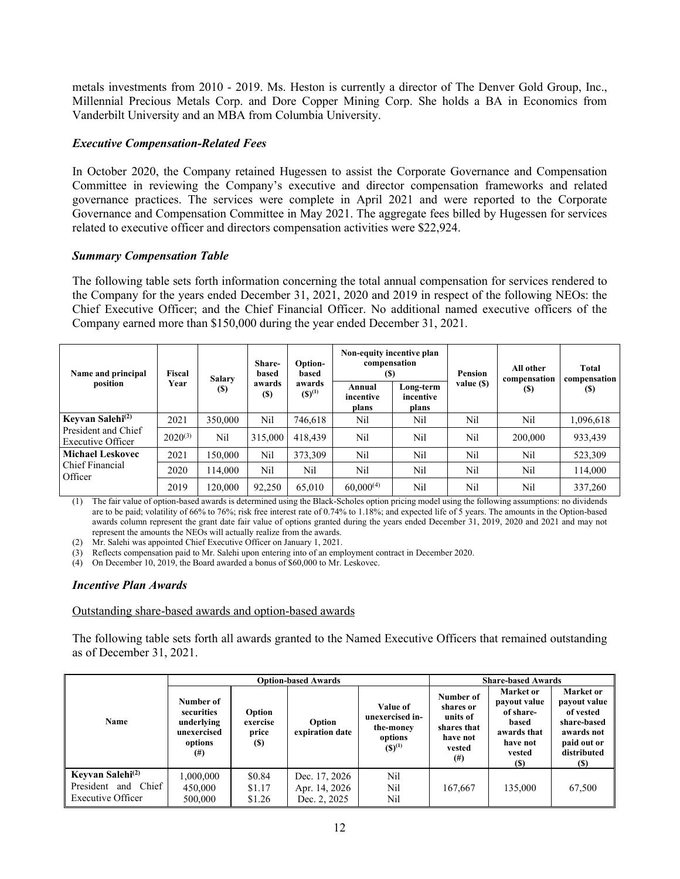metals investments from 2010 - 2019. Ms. Heston is currently a director of The Denver Gold Group, Inc., Millennial Precious Metals Corp. and Dore Copper Mining Corp. She holds a BA in Economics from Vanderbilt University and an MBA from Columbia University.

### *Executive Compensation-Related Fees*

In October 2020, the Company retained Hugessen to assist the Corporate Governance and Compensation Committee in reviewing the Company's executive and director compensation frameworks and related governance practices. The services were complete in April 2021 and were reported to the Corporate Governance and Compensation Committee in May 2021. The aggregate fees billed by Hugessen for services related to executive officer and directors compensation activities were $22,924.

### *Summary Compensation Table*

The following table sets forth information concerning the total annual compensation for services rendered to the Company for the years ended December 31, 2021, 2020 and 2019 in respect of the following NEOs: the Chief Executive Officer; and the Chief Financial Officer. No additional named executive officers of the Company earned more than $150,000 during the year ended December 31, 2021.

| Name and principal position | Fiscal Year | Salary ($) | Share-based awards ($) | Option-based awards ($)[1] | Non-equity incentive plan compensation ($) | | Pension value ($) | All other compensation ($) | Total compensation ($) |
|---|---|---|---|---|---|---|---|---|---|
| | | | | | Annual incentive plans | Long-term incentive plans | | | |
| **Keyvan Salehi**[2] | 2021 | 350,000 | Nil | 746,618 | Nil | Nil | Nil | Nil | 1,096,618 |
| President and Chief Executive Officer | 2020[3] | Nil | 315,000 | 418,439 | Nil | Nil | Nil | 200,000 | 933,439 |
| **Michael Leskovec** | 2021 | 150,000 | Nil | 373,309 | Nil | Nil | Nil | Nil | 523,309 |
| Chief Financial Officer | 2020 | 114,000 | Nil | Nil | Nil | Nil | Nil | Nil | 114,000 |
| | 2019 | 120,000 | 92,250 | 65,010 | 60,000[4] | Nil | Nil | Nil | 337,260 |

(1) The fair value of option-based awards is determined using the Black-Scholes option pricing model using the following assumptions: no dividends are to be paid; volatility of 66% to 76%; risk free interest rate of 0.74% to 1.18%; and expected life of 5 years. The amounts in the Option-based awards column represent the grant date fair value of options granted during the years ended December 31, 2019, 2020 and 2021 and may not represent the amounts the NEOs will actually realize from the awards.

(2) Mr. Salehi was appointed Chief Executive Officer on January 1, 2021.

(3) Reflects compensation paid to Mr. Salehi upon entering into of an employment contract in December 2020.

(4) On December 10, 2019, the Board awarded a bonus of $60,000 to Mr. Leskovec.

### *Incentive Plan Awards*

Outstanding share-based awards and option-based awards

The following table sets forth all awards granted to the Named Executive Officers that remained outstanding as of December 31, 2021.

| Name | Option-based Awards | | | | Share-based Awards | | |
|---|---|---|---|---|---|---|---|
| | Number of securities underlying unexercised options (#) | Option exercise price ($) | Option expiration date | Value of unexercised in-the-money options ($)[1] | Number of shares or units of shares that have not vested (#) | Market or payout value of share-based awards that have not vested ($) | Market or payout value of vested share-based awards not paid out or distributed ($) |
| **Keyvan Salehi**[2] President and Chief Executive Officer | 1,000,000<br>450,000<br>500,000 | $0.84<br>$1.17<br>$1.26 | Dec. 17, 2026<br>Apr. 14, 2026<br>Dec. 2, 2025 | Nil<br>Nil<br>Nil | 167,667 | 135,000 | 67,500 |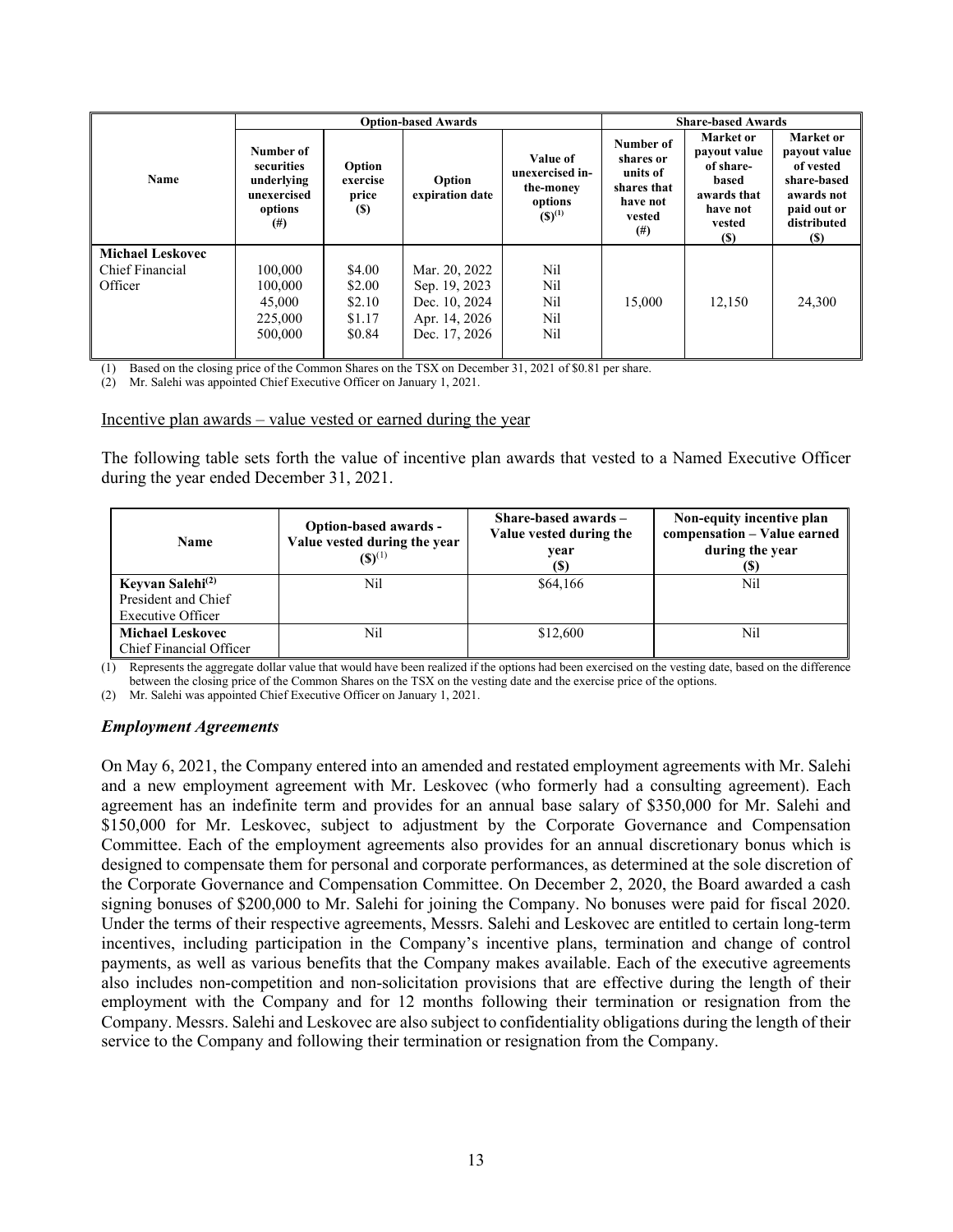| Name | Option-based Awards | | | | Share-based Awards | | |
|---|---|---|---|---|---|---|---|
| | Number of securities underlying unexercised options (#) | Option exercise price ($) | Option expiration date | Value of unexercised in-the-money options ($)[1] | Number of shares or units of shares that have not vested (#) | Market or payout value of share-based awards that have not vested ($) | Market or payout value of vested share-based awards not paid out or distributed ($) |
| **Michael Leskovec** Chief Financial Officer | 100,000<br>100,000<br>45,000<br>225,000<br>500,000 | $4.00<br>$2.00<br>$2.10<br>$1.17<br>$0.84 | Mar. 20, 2022<br>Sep. 19, 2023<br>Dec. 10, 2024<br>Apr. 14, 2026<br>Dec. 17, 2026 | Nil<br>Nil<br>Nil<br>Nil<br>Nil | 15,000 | 12,150 | 24,300 |

(1) Based on the closing price of the Common Shares on the TSX on December 31, 2021 of $0.81 per share.
(2) Mr. Salehi was appointed Chief Executive Officer on January 1, 2021.

Incentive plan awards – value vested or earned during the year

The following table sets forth the value of incentive plan awards that vested to a Named Executive Officer during the year ended December 31, 2021.

| Name | Option-based awards - Value vested during the year ($)[1] | Share-based awards – Value vested during the year ($) | Non-equity incentive plan compensation – Value earned during the year ($) |
|---|---|---|---|
| **Keyvan Salehi**[2] President and Chief Executive Officer | Nil | $64,166 | Nil |
| **Michael Leskovec** Chief Financial Officer | Nil | $12,600 | Nil |

(1) Represents the aggregate dollar value that would have been realized if the options had been exercised on the vesting date, based on the difference between the closing price of the Common Shares on the TSX on the vesting date and the exercise price of the options.
(2) Mr. Salehi was appointed Chief Executive Officer on January 1, 2021.

### *Employment Agreements*

On May 6, 2021, the Company entered into an amended and restated employment agreements with Mr. Salehi and a new employment agreement with Mr. Leskovec (who formerly had a consulting agreement). Each agreement has an indefinite term and provides for an annual base salary of $350,000 for Mr. Salehi and $150,000 for Mr. Leskovec, subject to adjustment by the Corporate Governance and Compensation Committee. Each of the employment agreements also provides for an annual discretionary bonus which is designed to compensate them for personal and corporate performances, as determined at the sole discretion of the Corporate Governance and Compensation Committee. On December 2, 2020, the Board awarded a cash signing bonuses of $200,000 to Mr. Salehi for joining the Company. No bonuses were paid for fiscal 2020. Under the terms of their respective agreements, Messrs. Salehi and Leskovec are entitled to certain long-term incentives, including participation in the Company's incentive plans, termination and change of control payments, as well as various benefits that the Company makes available. Each of the executive agreements also includes non-competition and non-solicitation provisions that are effective during the length of their employment with the Company and for 12 months following their termination or resignation from the Company. Messrs. Salehi and Leskovec are also subject to confidentiality obligations during the length of their service to the Company and following their termination or resignation from the Company.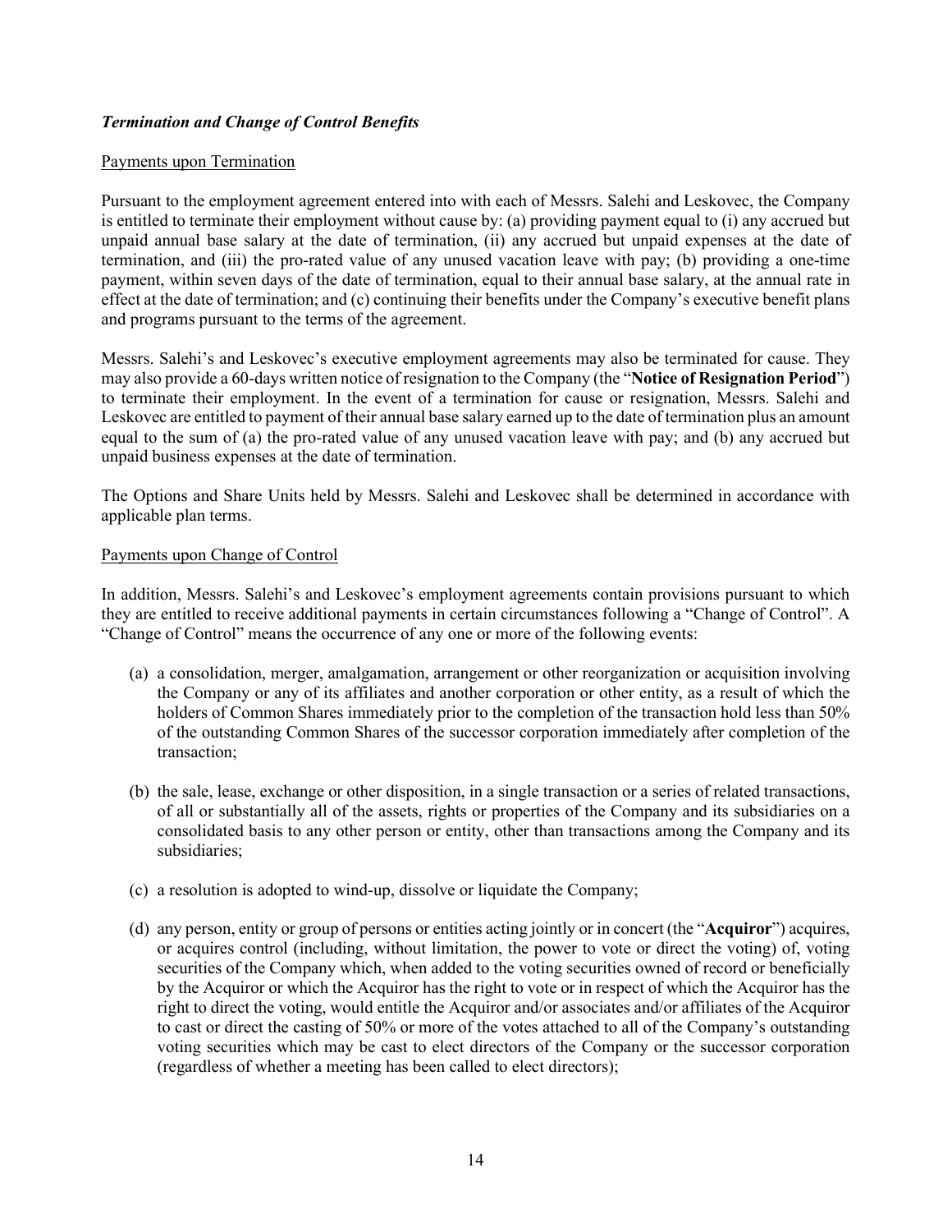***Termination and Change of Control Benefits***

Payments upon Termination

Pursuant to the employment agreement entered into with each of Messrs. Salehi and Leskovec, the Company is entitled to terminate their employment without cause by: (a) providing payment equal to (i) any accrued but unpaid annual base salary at the date of termination, (ii) any accrued but unpaid expenses at the date of termination, and (iii) the pro-rated value of any unused vacation leave with pay; (b) providing a one-time payment, within seven days of the date of termination, equal to their annual base salary, at the annual rate in effect at the date of termination; and (c) continuing their benefits under the Company's executive benefit plans and programs pursuant to the terms of the agreement.

Messrs. Salehi's and Leskovec's executive employment agreements may also be terminated for cause. They may also provide a 60-days written notice of resignation to the Company (the "**Notice of Resignation Period**") to terminate their employment. In the event of a termination for cause or resignation, Messrs. Salehi and Leskovec are entitled to payment of their annual base salary earned up to the date of termination plus an amount equal to the sum of (a) the pro-rated value of any unused vacation leave with pay; and (b) any accrued but unpaid business expenses at the date of termination.

The Options and Share Units held by Messrs. Salehi and Leskovec shall be determined in accordance with applicable plan terms.

Payments upon Change of Control

In addition, Messrs. Salehi's and Leskovec's employment agreements contain provisions pursuant to which they are entitled to receive additional payments in certain circumstances following a "Change of Control". A "Change of Control" means the occurrence of any one or more of the following events:

(a) a consolidation, merger, amalgamation, arrangement or other reorganization or acquisition involving the Company or any of its affiliates and another corporation or other entity, as a result of which the holders of Common Shares immediately prior to the completion of the transaction hold less than 50% of the outstanding Common Shares of the successor corporation immediately after completion of the transaction;

(b) the sale, lease, exchange or other disposition, in a single transaction or a series of related transactions, of all or substantially all of the assets, rights or properties of the Company and its subsidiaries on a consolidated basis to any other person or entity, other than transactions among the Company and its subsidiaries;

(c) a resolution is adopted to wind-up, dissolve or liquidate the Company;

(d) any person, entity or group of persons or entities acting jointly or in concert (the "**Acquiror**") acquires, or acquires control (including, without limitation, the power to vote or direct the voting) of, voting securities of the Company which, when added to the voting securities owned of record or beneficially by the Acquiror or which the Acquiror has the right to vote or in respect of which the Acquiror has the right to direct the voting, would entitle the Acquiror and/or associates and/or affiliates of the Acquiror to cast or direct the casting of 50% or more of the votes attached to all of the Company's outstanding voting securities which may be cast to elect directors of the Company or the successor corporation (regardless of whether a meeting has been called to elect directors);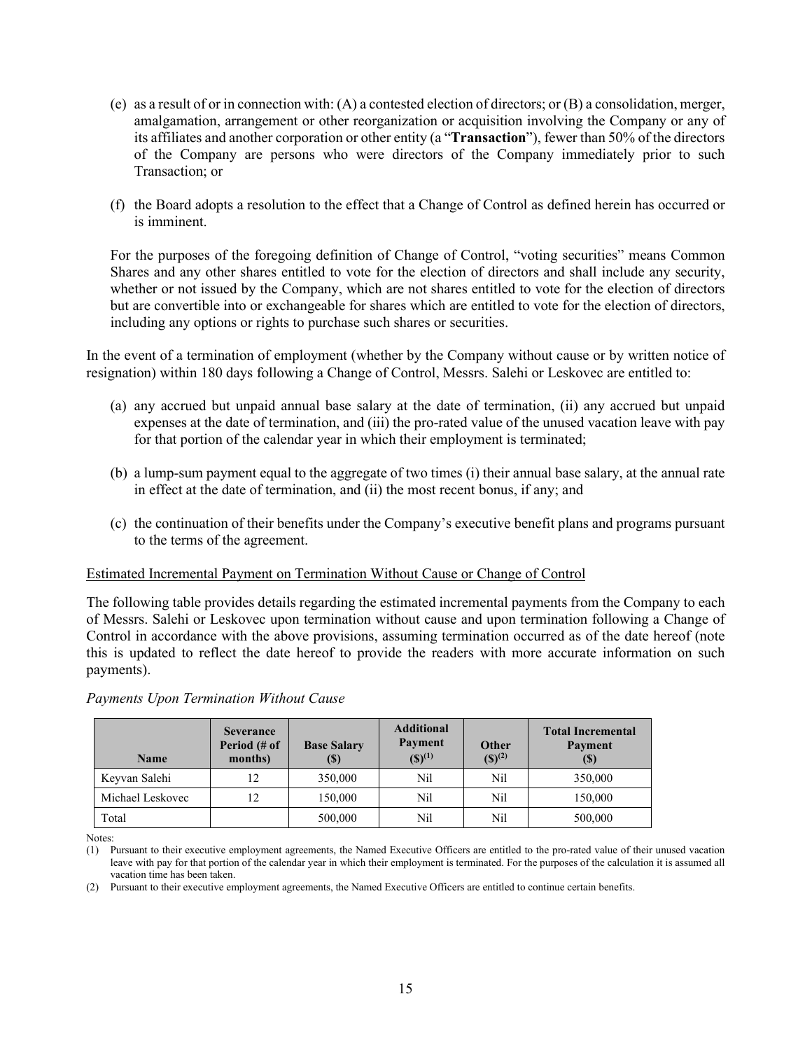(e) as a result of or in connection with: (A) a contested election of directors; or (B) a consolidation, merger, amalgamation, arrangement or other reorganization or acquisition involving the Company or any of its affiliates and another corporation or other entity (a "**Transaction**"), fewer than 50% of the directors of the Company are persons who were directors of the Company immediately prior to such Transaction; or

(f) the Board adopts a resolution to the effect that a Change of Control as defined herein has occurred or is imminent.

For the purposes of the foregoing definition of Change of Control, "voting securities" means Common Shares and any other shares entitled to vote for the election of directors and shall include any security, whether or not issued by the Company, which are not shares entitled to vote for the election of directors but are convertible into or exchangeable for shares which are entitled to vote for the election of directors, including any options or rights to purchase such shares or securities.

In the event of a termination of employment (whether by the Company without cause or by written notice of resignation) within 180 days following a Change of Control, Messrs. Salehi or Leskovec are entitled to:

(a) any accrued but unpaid annual base salary at the date of termination, (ii) any accrued but unpaid expenses at the date of termination, and (iii) the pro-rated value of the unused vacation leave with pay for that portion of the calendar year in which their employment is terminated;

(b) a lump-sum payment equal to the aggregate of two times (i) their annual base salary, at the annual rate in effect at the date of termination, and (ii) the most recent bonus, if any; and

(c) the continuation of their benefits under the Company's executive benefit plans and programs pursuant to the terms of the agreement.

Estimated Incremental Payment on Termination Without Cause or Change of Control

The following table provides details regarding the estimated incremental payments from the Company to each of Messrs. Salehi or Leskovec upon termination without cause and upon termination following a Change of Control in accordance with the above provisions, assuming termination occurred as of the date hereof (note this is updated to reflect the date hereof to provide the readers with more accurate information on such payments).

*Payments Upon Termination Without Cause*

| Name | Severance Period (# of months) | Base Salary ($) | Additional Payment ($)[1] | Other ($)[2] | Total Incremental Payment ($) |
|---|---|---|---|---|---|
| Keyvan Salehi | 12 | 350,000 | Nil | Nil | 350,000 |
| Michael Leskovec | 12 | 150,000 | Nil | Nil | 150,000 |
| Total | | 500,000 | Nil | Nil | 500,000 |

Notes:

(1) Pursuant to their executive employment agreements, the Named Executive Officers are entitled to the pro-rated value of their unused vacation leave with pay for that portion of the calendar year in which their employment is terminated. For the purposes of the calculation it is assumed all vacation time has been taken.

(2) Pursuant to their executive employment agreements, the Named Executive Officers are entitled to continue certain benefits.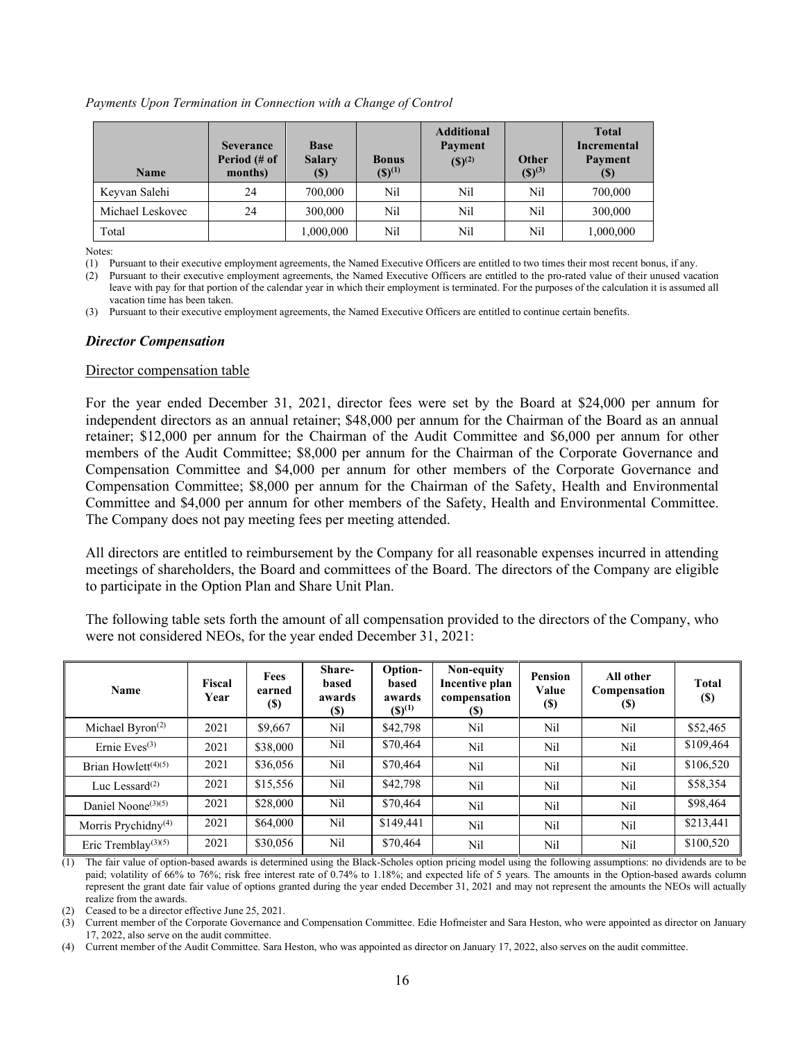*Payments Upon Termination in Connection with a Change of Control*

| Name | Severance Period (# of months) | Base Salary ($) | Bonus ($)[(1)] | Additional Payment ($)[(2)] | Other ($)[(3)] | Total Incremental Payment ($) |
|---|---|---|---|---|---|---|
| Keyvan Salehi | 24 | 700,000 | Nil | Nil | Nil | 700,000 |
| Michael Leskovec | 24 | 300,000 | Nil | Nil | Nil | 300,000 |
| Total | | 1,000,000 | Nil | Nil | Nil | 1,000,000 |

Notes:

(1) Pursuant to their executive employment agreements, the Named Executive Officers are entitled to two times their most recent bonus, if any.

(2) Pursuant to their executive employment agreements, the Named Executive Officers are entitled to the pro-rated value of their unused vacation leave with pay for that portion of the calendar year in which their employment is terminated. For the purposes of the calculation it is assumed all vacation time has been taken.

(3) Pursuant to their executive employment agreements, the Named Executive Officers are entitled to continue certain benefits.

### *Director Compensation*

Director compensation table

For the year ended December 31, 2021, director fees were set by the Board at $24,000 per annum for independent directors as an annual retainer; $48,000 per annum for the Chairman of the Board as an annual retainer; $12,000 per annum for the Chairman of the Audit Committee and $6,000 per annum for other members of the Audit Committee; $8,000 per annum for the Chairman of the Corporate Governance and Compensation Committee and $4,000 per annum for other members of the Corporate Governance and Compensation Committee; $8,000 per annum for the Chairman of the Safety, Health and Environmental Committee and $4,000 per annum for other members of the Safety, Health and Environmental Committee. The Company does not pay meeting fees per meeting attended.

All directors are entitled to reimbursement by the Company for all reasonable expenses incurred in attending meetings of shareholders, the Board and committees of the Board. The directors of the Company are eligible to participate in the Option Plan and Share Unit Plan.

The following table sets forth the amount of all compensation provided to the directors of the Company, who were not considered NEOs, for the year ended December 31, 2021:

| Name | Fiscal Year | Fees earned ($) | Share-based awards ($) | Option-based awards ($)[(1)] | Non-equity Incentive plan compensation ($) | Pension Value ($) | All other Compensation ($) | Total ($) |
|---|---|---|---|---|---|---|---|---|
| Michael Byron[(2)] | 2021 | $9,667 | Nil | $42,798 | Nil | Nil | Nil | $52,465 |
| Ernie Eves[(3)] | 2021 | $38,000 | Nil | $70,464 | Nil | Nil | Nil | $109,464 |
| Brian Howlett[(4)(5)] | 2021 | $36,056 | Nil | $70,464 | Nil | Nil | Nil | $106,520 |
| Luc Lessard[(2)] | 2021 | $15,556 | Nil | $42,798 | Nil | Nil | Nil | $58,354 |
| Daniel Noone[(3)(5)] | 2021 | $28,000 | Nil | $70,464 | Nil | Nil | Nil | $98,464 |
| Morris Prychidny[(4)] | 2021 | $64,000 | Nil | $149,441 | Nil | Nil | Nil | $213,441 |
| Eric Tremblay[(3)(5)] | 2021 | $30,056 | Nil | $70,464 | Nil | Nil | Nil | $100,520 |

(1) The fair value of option-based awards is determined using the Black-Scholes option pricing model using the following assumptions: no dividends are to be paid; volatility of 66% to 76%; risk free interest rate of 0.74% to 1.18%; and expected life of 5 years. The amounts in the Option-based awards column represent the grant date fair value of options granted during the year ended December 31, 2021 and may not represent the amounts the NEOs will actually realize from the awards.

(2) Ceased to be a director effective June 25, 2021.

(3) Current member of the Corporate Governance and Compensation Committee. Edie Hofmeister and Sara Heston, who were appointed as director on January 17, 2022, also serve on the audit committee.

(4) Current member of the Audit Committee. Sara Heston, who was appointed as director on January 17, 2022, also serves on the audit committee.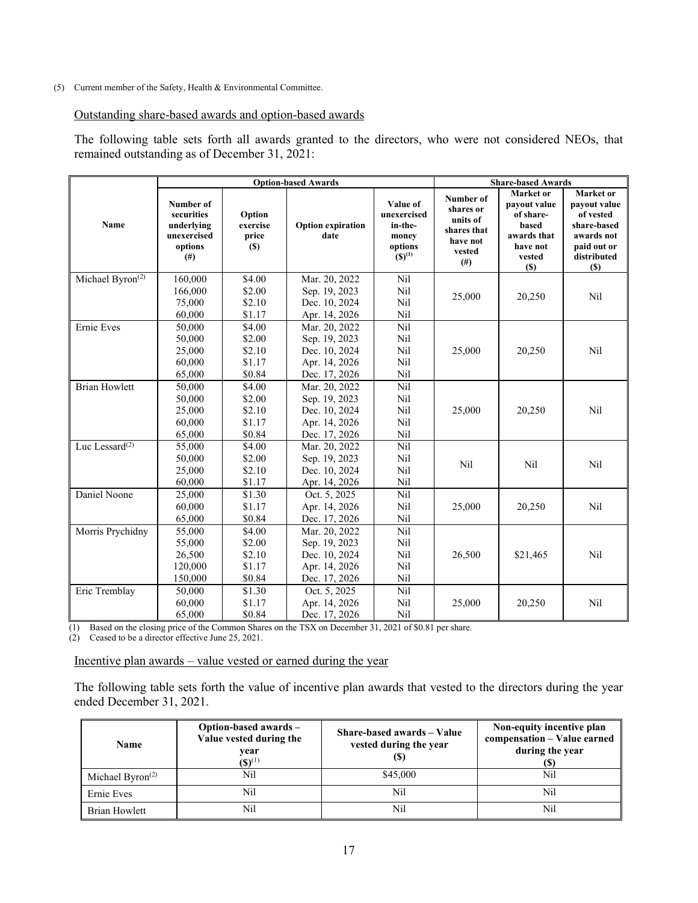(5) Current member of the Safety, Health & Environmental Committee.

Outstanding share-based awards and option-based awards

The following table sets forth all awards granted to the directors, who were not considered NEOs, that remained outstanding as of December 31, 2021:

| Name | Option-based Awards | | | | Share-based Awards | | |
|---|---|---|---|---|---|---|---|
| | Number of securities underlying unexercised options (#) | Option exercise price ($) | Option expiration date | Value of unexercised in-the-money options ($)(1) | Number of shares or units of shares that have not vested (#) | Market or payout value of share-based awards that have not vested ($) | Market or payout value of vested share-based awards not paid out or distributed ($) |
| Michael Byron(2) | 160,000<br>166,000<br>75,000<br>60,000 | $4.00<br>$2.00<br>$2.10<br>$1.17 | Mar. 20, 2022<br>Sep. 19, 2023<br>Dec. 10, 2024<br>Apr. 14, 2026 | Nil<br>Nil<br>Nil<br>Nil | 25,000 | 20,250 | Nil |
| Ernie Eves | 50,000<br>50,000<br>25,000<br>60,000<br>65,000 | $4.00<br>$2.00<br>$2.10<br>$1.17<br>$0.84 | Mar. 20, 2022<br>Sep. 19, 2023<br>Dec. 10, 2024<br>Apr. 14, 2026<br>Dec. 17, 2026 | Nil<br>Nil<br>Nil<br>Nil<br>Nil | 25,000 | 20,250 | Nil |
| Brian Howlett | 50,000<br>50,000<br>25,000<br>60,000<br>65,000 | $4.00<br>$2.00<br>$2.10<br>$1.17<br>$0.84 | Mar. 20, 2022<br>Sep. 19, 2023<br>Dec. 10, 2024<br>Apr. 14, 2026<br>Dec. 17, 2026 | Nil<br>Nil<br>Nil<br>Nil<br>Nil | 25,000 | 20,250 | Nil |
| Luc Lessard(2) | 55,000<br>50,000<br>25,000<br>60,000 | $4.00<br>$2.00<br>$2.10<br>$1.17 | Mar. 20, 2022<br>Sep. 19, 2023<br>Dec. 10, 2024<br>Apr. 14, 2026 | Nil<br>Nil<br>Nil<br>Nil | Nil | Nil | Nil |
| Daniel Noone | 25,000<br>60,000<br>65,000 | $1.30<br>$1.17<br>$0.84 | Oct. 5, 2025<br>Apr. 14, 2026<br>Dec. 17, 2026 | Nil<br>Nil<br>Nil | 25,000 | 20,250 | Nil |
| Morris Prychidny | 55,000<br>55,000<br>26,500<br>120,000<br>150,000 | $4.00<br>$2.00<br>$2.10<br>$1.17<br>$0.84 | Mar. 20, 2022<br>Sep. 19, 2023<br>Dec. 10, 2024<br>Apr. 14, 2026<br>Dec. 17, 2026 | Nil<br>Nil<br>Nil<br>Nil<br>Nil | 26,500 | $21,465 | Nil |
| Eric Tremblay | 50,000<br>60,000<br>65,000 | $1.30<br>$1.17<br>$0.84 | Oct. 5, 2025<br>Apr. 14, 2026<br>Dec. 17, 2026 | Nil<br>Nil<br>Nil | 25,000 | 20,250 | Nil |

(1) Based on the closing price of the Common Shares on the TSX on December 31, 2021 of $0.81 per share.
(2) Ceased to be a director effective June 25, 2021.

Incentive plan awards – value vested or earned during the year

The following table sets forth the value of incentive plan awards that vested to the directors during the year ended December 31, 2021.

| Name | Option-based awards – Value vested during the year ($)(1) | Share-based awards – Value vested during the year ($) | Non-equity incentive plan compensation – Value earned during the year ($) |
|---|---|---|---|
| Michael Byron(2) | Nil | $45,000 | Nil |
| Ernie Eves | Nil | Nil | Nil |
| Brian Howlett | Nil | Nil | Nil |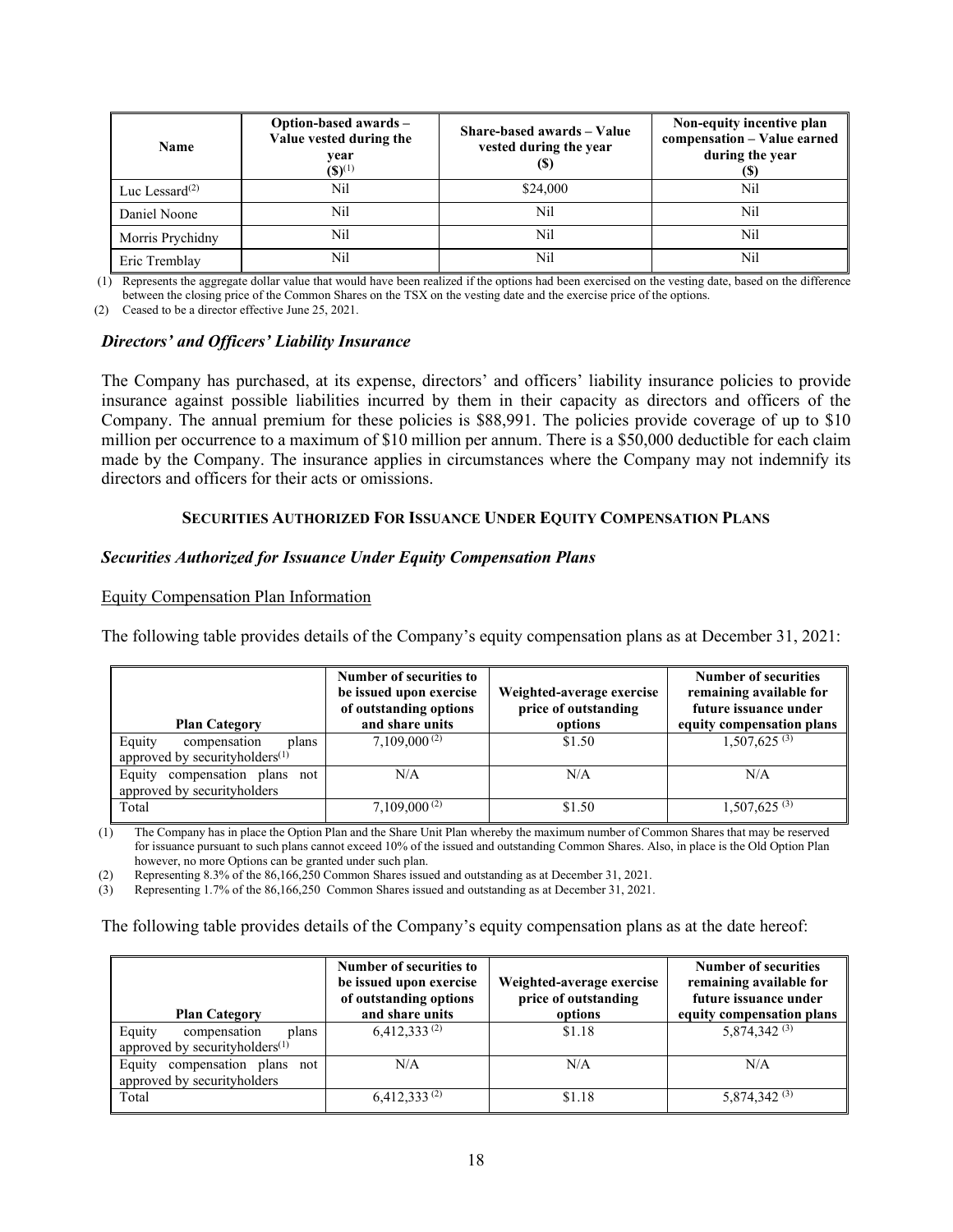| Name | Option-based awards – Value vested during the year ($)[1] | Share-based awards – Value vested during the year ($) | Non-equity incentive plan compensation – Value earned during the year ($) |
|---|---|---|---|
| Luc Lessard[2] | Nil | $24,000 | Nil |
| Daniel Noone | Nil | Nil | Nil |
| Morris Prychidny | Nil | Nil | Nil |
| Eric Tremblay | Nil | Nil | Nil |

(1) Represents the aggregate dollar value that would have been realized if the options had been exercised on the vesting date, based on the difference between the closing price of the Common Shares on the TSX on the vesting date and the exercise price of the options.

(2) Ceased to be a director effective June 25, 2021.

### *Directors' and Officers' Liability Insurance*

The Company has purchased, at its expense, directors' and officers' liability insurance policies to provide insurance against possible liabilities incurred by them in their capacity as directors and officers of the Company. The annual premium for these policies is $88,991. The policies provide coverage of up to $10 million per occurrence to a maximum of $10 million per annum. There is a $50,000 deductible for each claim made by the Company. The insurance applies in circumstances where the Company may not indemnify its directors and officers for their acts or omissions.

## SECURITIES AUTHORIZED FOR ISSUANCE UNDER EQUITY COMPENSATION PLANS

### *Securities Authorized for Issuance Under Equity Compensation Plans*

Equity Compensation Plan Information

The following table provides details of the Company's equity compensation plans as at December 31, 2021:

| Plan Category | Number of securities to be issued upon exercise of outstanding options and share units | Weighted-average exercise price of outstanding options | Number of securities remaining available for future issuance under equity compensation plans |
|---|---|---|---|
| Equity compensation plans approved by securityholders[1] | 7,109,000[2] | $1.50 | 1,507,625[3] |
| Equity compensation plans not approved by securityholders | N/A | N/A | N/A |
| Total | 7,109,000[2] | $1.50 | 1,507,625[3] |

(1) The Company has in place the Option Plan and the Share Unit Plan whereby the maximum number of Common Shares that may be reserved for issuance pursuant to such plans cannot exceed 10% of the issued and outstanding Common Shares. Also, in place is the Old Option Plan however, no more Options can be granted under such plan.

(2) Representing 8.3% of the 86,166,250 Common Shares issued and outstanding as at December 31, 2021.

(3) Representing 1.7% of the 86,166,250 Common Shares issued and outstanding as at December 31, 2021.

The following table provides details of the Company's equity compensation plans as at the date hereof:

| Plan Category | Number of securities to be issued upon exercise of outstanding options and share units | Weighted-average exercise price of outstanding options | Number of securities remaining available for future issuance under equity compensation plans |
|---|---|---|---|
| Equity compensation plans approved by securityholders[1] | 6,412,333[2] | $1.18 | 5,874,342[3] |
| Equity compensation plans not approved by securityholders | N/A | N/A | N/A |
| Total | 6,412,333[2] | $1.18 | 5,874,342[3] |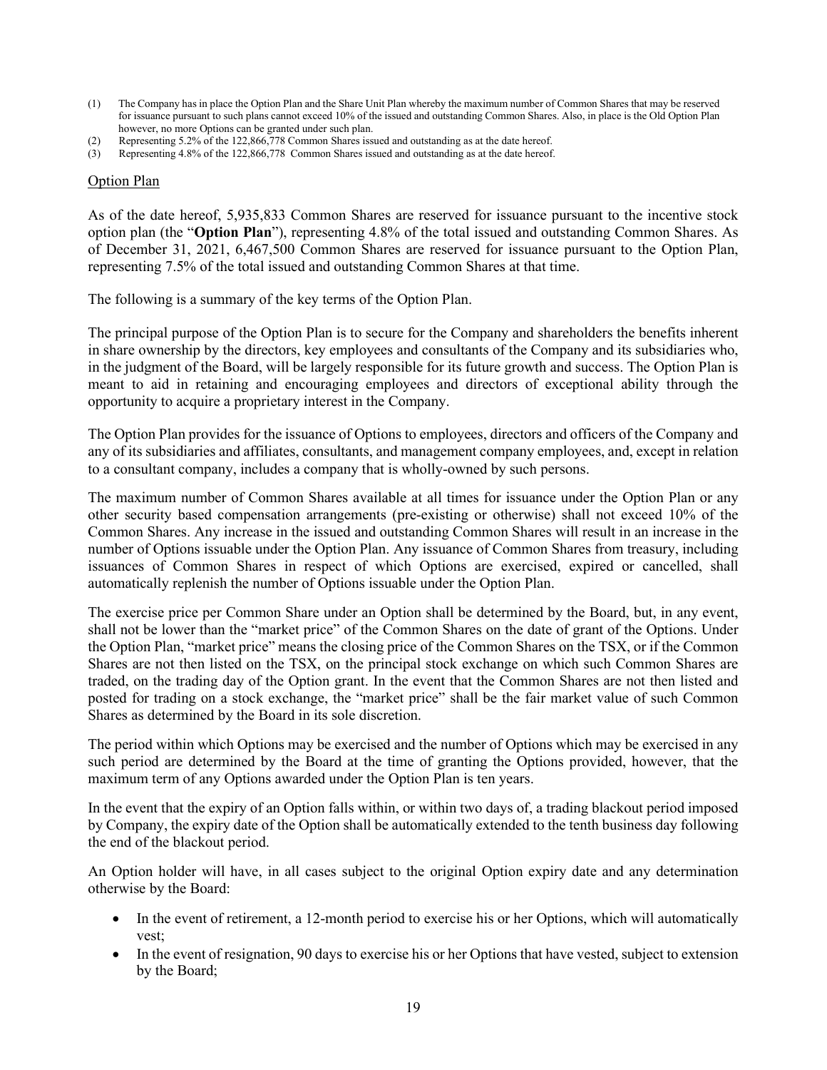(1) The Company has in place the Option Plan and the Share Unit Plan whereby the maximum number of Common Shares that may be reserved for issuance pursuant to such plans cannot exceed 10% of the issued and outstanding Common Shares. Also, in place is the Old Option Plan however, no more Options can be granted under such plan.

(2) Representing 5.2% of the 122,866,778 Common Shares issued and outstanding as at the date hereof.

(3) Representing 4.8% of the 122,866,778 Common Shares issued and outstanding as at the date hereof.

## Option Plan

As of the date hereof, 5,935,833 Common Shares are reserved for issuance pursuant to the incentive stock option plan (the "**Option Plan**"), representing 4.8% of the total issued and outstanding Common Shares. As of December 31, 2021, 6,467,500 Common Shares are reserved for issuance pursuant to the Option Plan, representing 7.5% of the total issued and outstanding Common Shares at that time.

The following is a summary of the key terms of the Option Plan.

The principal purpose of the Option Plan is to secure for the Company and shareholders the benefits inherent in share ownership by the directors, key employees and consultants of the Company and its subsidiaries who, in the judgment of the Board, will be largely responsible for its future growth and success. The Option Plan is meant to aid in retaining and encouraging employees and directors of exceptional ability through the opportunity to acquire a proprietary interest in the Company.

The Option Plan provides for the issuance of Options to employees, directors and officers of the Company and any of its subsidiaries and affiliates, consultants, and management company employees, and, except in relation to a consultant company, includes a company that is wholly-owned by such persons.

The maximum number of Common Shares available at all times for issuance under the Option Plan or any other security based compensation arrangements (pre-existing or otherwise) shall not exceed 10% of the Common Shares. Any increase in the issued and outstanding Common Shares will result in an increase in the number of Options issuable under the Option Plan. Any issuance of Common Shares from treasury, including issuances of Common Shares in respect of which Options are exercised, expired or cancelled, shall automatically replenish the number of Options issuable under the Option Plan.

The exercise price per Common Share under an Option shall be determined by the Board, but, in any event, shall not be lower than the "market price" of the Common Shares on the date of grant of the Options. Under the Option Plan, "market price" means the closing price of the Common Shares on the TSX, or if the Common Shares are not then listed on the TSX, on the principal stock exchange on which such Common Shares are traded, on the trading day of the Option grant. In the event that the Common Shares are not then listed and posted for trading on a stock exchange, the "market price" shall be the fair market value of such Common Shares as determined by the Board in its sole discretion.

The period within which Options may be exercised and the number of Options which may be exercised in any such period are determined by the Board at the time of granting the Options provided, however, that the maximum term of any Options awarded under the Option Plan is ten years.

In the event that the expiry of an Option falls within, or within two days of, a trading blackout period imposed by Company, the expiry date of the Option shall be automatically extended to the tenth business day following the end of the blackout period.

An Option holder will have, in all cases subject to the original Option expiry date and any determination otherwise by the Board:

- In the event of retirement, a 12-month period to exercise his or her Options, which will automatically vest;
- In the event of resignation, 90 days to exercise his or her Options that have vested, subject to extension by the Board;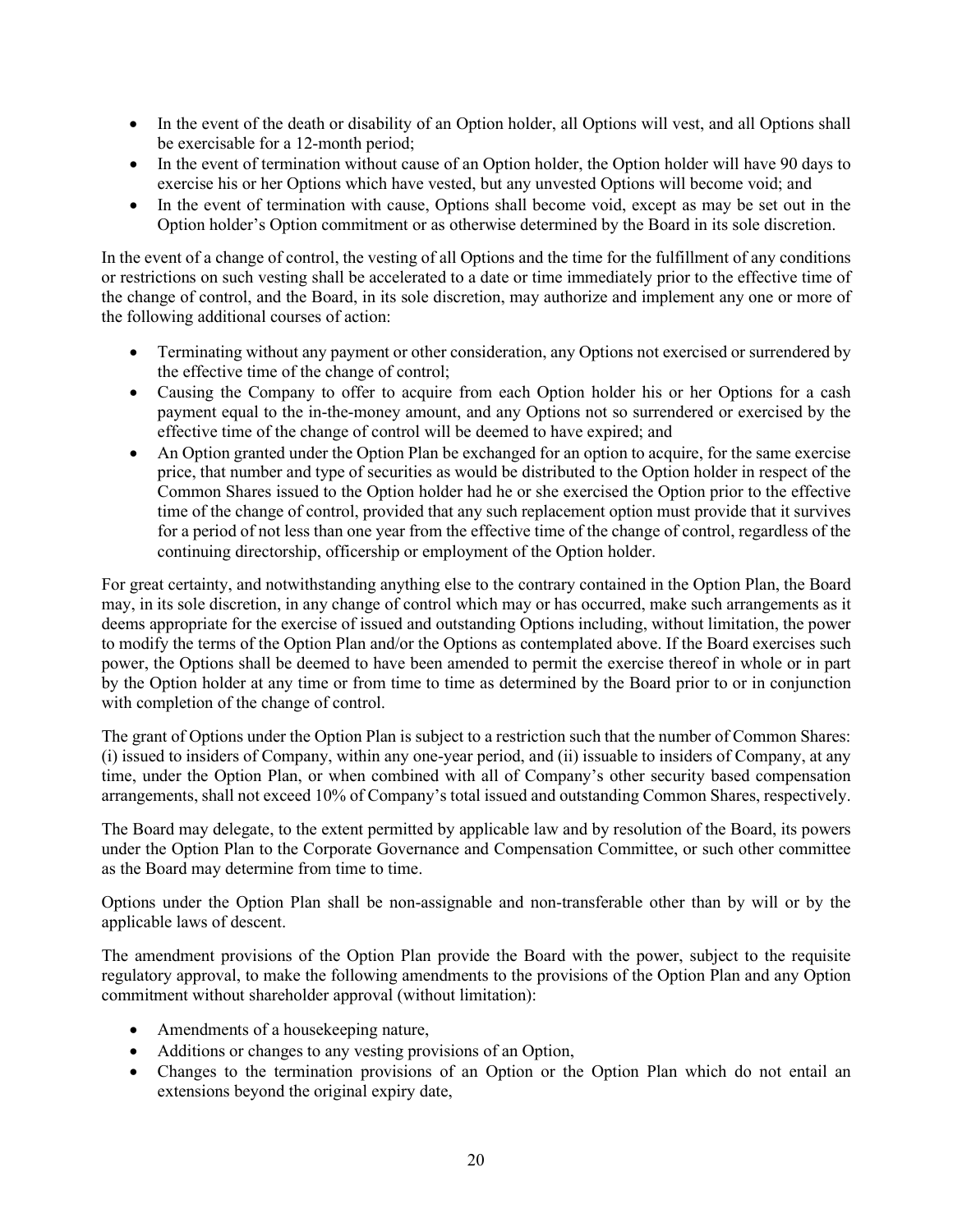- In the event of the death or disability of an Option holder, all Options will vest, and all Options shall be exercisable for a 12-month period;
- In the event of termination without cause of an Option holder, the Option holder will have 90 days to exercise his or her Options which have vested, but any unvested Options will become void; and
- In the event of termination with cause, Options shall become void, except as may be set out in the Option holder's Option commitment or as otherwise determined by the Board in its sole discretion.

In the event of a change of control, the vesting of all Options and the time for the fulfillment of any conditions or restrictions on such vesting shall be accelerated to a date or time immediately prior to the effective time of the change of control, and the Board, in its sole discretion, may authorize and implement any one or more of the following additional courses of action:

- Terminating without any payment or other consideration, any Options not exercised or surrendered by the effective time of the change of control;
- Causing the Company to offer to acquire from each Option holder his or her Options for a cash payment equal to the in-the-money amount, and any Options not so surrendered or exercised by the effective time of the change of control will be deemed to have expired; and
- An Option granted under the Option Plan be exchanged for an option to acquire, for the same exercise price, that number and type of securities as would be distributed to the Option holder in respect of the Common Shares issued to the Option holder had he or she exercised the Option prior to the effective time of the change of control, provided that any such replacement option must provide that it survives for a period of not less than one year from the effective time of the change of control, regardless of the continuing directorship, officership or employment of the Option holder.

For great certainty, and notwithstanding anything else to the contrary contained in the Option Plan, the Board may, in its sole discretion, in any change of control which may or has occurred, make such arrangements as it deems appropriate for the exercise of issued and outstanding Options including, without limitation, the power to modify the terms of the Option Plan and/or the Options as contemplated above. If the Board exercises such power, the Options shall be deemed to have been amended to permit the exercise thereof in whole or in part by the Option holder at any time or from time to time as determined by the Board prior to or in conjunction with completion of the change of control.

The grant of Options under the Option Plan is subject to a restriction such that the number of Common Shares: (i) issued to insiders of Company, within any one-year period, and (ii) issuable to insiders of Company, at any time, under the Option Plan, or when combined with all of Company's other security based compensation arrangements, shall not exceed 10% of Company's total issued and outstanding Common Shares, respectively.

The Board may delegate, to the extent permitted by applicable law and by resolution of the Board, its powers under the Option Plan to the Corporate Governance and Compensation Committee, or such other committee as the Board may determine from time to time.

Options under the Option Plan shall be non-assignable and non-transferable other than by will or by the applicable laws of descent.

The amendment provisions of the Option Plan provide the Board with the power, subject to the requisite regulatory approval, to make the following amendments to the provisions of the Option Plan and any Option commitment without shareholder approval (without limitation):

- Amendments of a housekeeping nature,
- Additions or changes to any vesting provisions of an Option,
- Changes to the termination provisions of an Option or the Option Plan which do not entail an extensions beyond the original expiry date,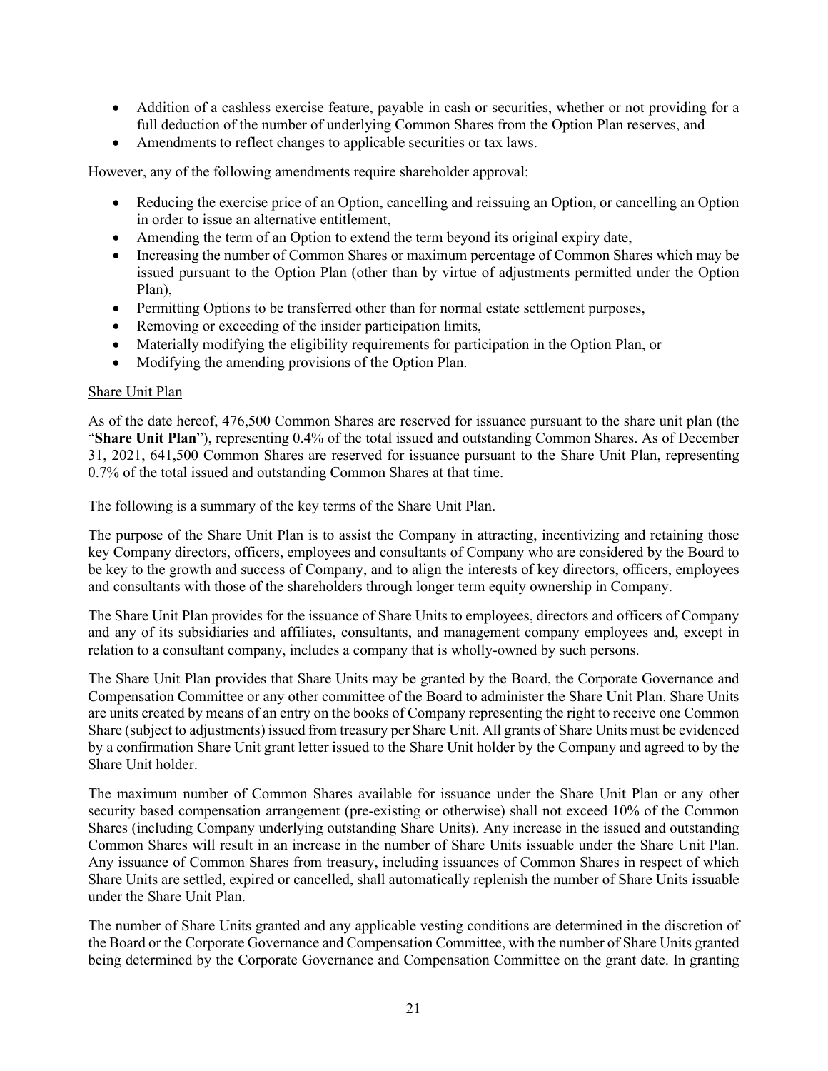- Addition of a cashless exercise feature, payable in cash or securities, whether or not providing for a full deduction of the number of underlying Common Shares from the Option Plan reserves, and
- Amendments to reflect changes to applicable securities or tax laws.

However, any of the following amendments require shareholder approval:

- Reducing the exercise price of an Option, cancelling and reissuing an Option, or cancelling an Option in order to issue an alternative entitlement,
- Amending the term of an Option to extend the term beyond its original expiry date,
- Increasing the number of Common Shares or maximum percentage of Common Shares which may be issued pursuant to the Option Plan (other than by virtue of adjustments permitted under the Option Plan),
- Permitting Options to be transferred other than for normal estate settlement purposes,
- Removing or exceeding of the insider participation limits,
- Materially modifying the eligibility requirements for participation in the Option Plan, or
- Modifying the amending provisions of the Option Plan.

Share Unit Plan

As of the date hereof, 476,500 Common Shares are reserved for issuance pursuant to the share unit plan (the "**Share Unit Plan**"), representing 0.4% of the total issued and outstanding Common Shares. As of December 31, 2021, 641,500 Common Shares are reserved for issuance pursuant to the Share Unit Plan, representing 0.7% of the total issued and outstanding Common Shares at that time.

The following is a summary of the key terms of the Share Unit Plan.

The purpose of the Share Unit Plan is to assist the Company in attracting, incentivizing and retaining those key Company directors, officers, employees and consultants of Company who are considered by the Board to be key to the growth and success of Company, and to align the interests of key directors, officers, employees and consultants with those of the shareholders through longer term equity ownership in Company.

The Share Unit Plan provides for the issuance of Share Units to employees, directors and officers of Company and any of its subsidiaries and affiliates, consultants, and management company employees and, except in relation to a consultant company, includes a company that is wholly-owned by such persons.

The Share Unit Plan provides that Share Units may be granted by the Board, the Corporate Governance and Compensation Committee or any other committee of the Board to administer the Share Unit Plan. Share Units are units created by means of an entry on the books of Company representing the right to receive one Common Share (subject to adjustments) issued from treasury per Share Unit. All grants of Share Units must be evidenced by a confirmation Share Unit grant letter issued to the Share Unit holder by the Company and agreed to by the Share Unit holder.

The maximum number of Common Shares available for issuance under the Share Unit Plan or any other security based compensation arrangement (pre-existing or otherwise) shall not exceed 10% of the Common Shares (including Company underlying outstanding Share Units). Any increase in the issued and outstanding Common Shares will result in an increase in the number of Share Units issuable under the Share Unit Plan. Any issuance of Common Shares from treasury, including issuances of Common Shares in respect of which Share Units are settled, expired or cancelled, shall automatically replenish the number of Share Units issuable under the Share Unit Plan.

The number of Share Units granted and any applicable vesting conditions are determined in the discretion of the Board or the Corporate Governance and Compensation Committee, with the number of Share Units granted being determined by the Corporate Governance and Compensation Committee on the grant date. In granting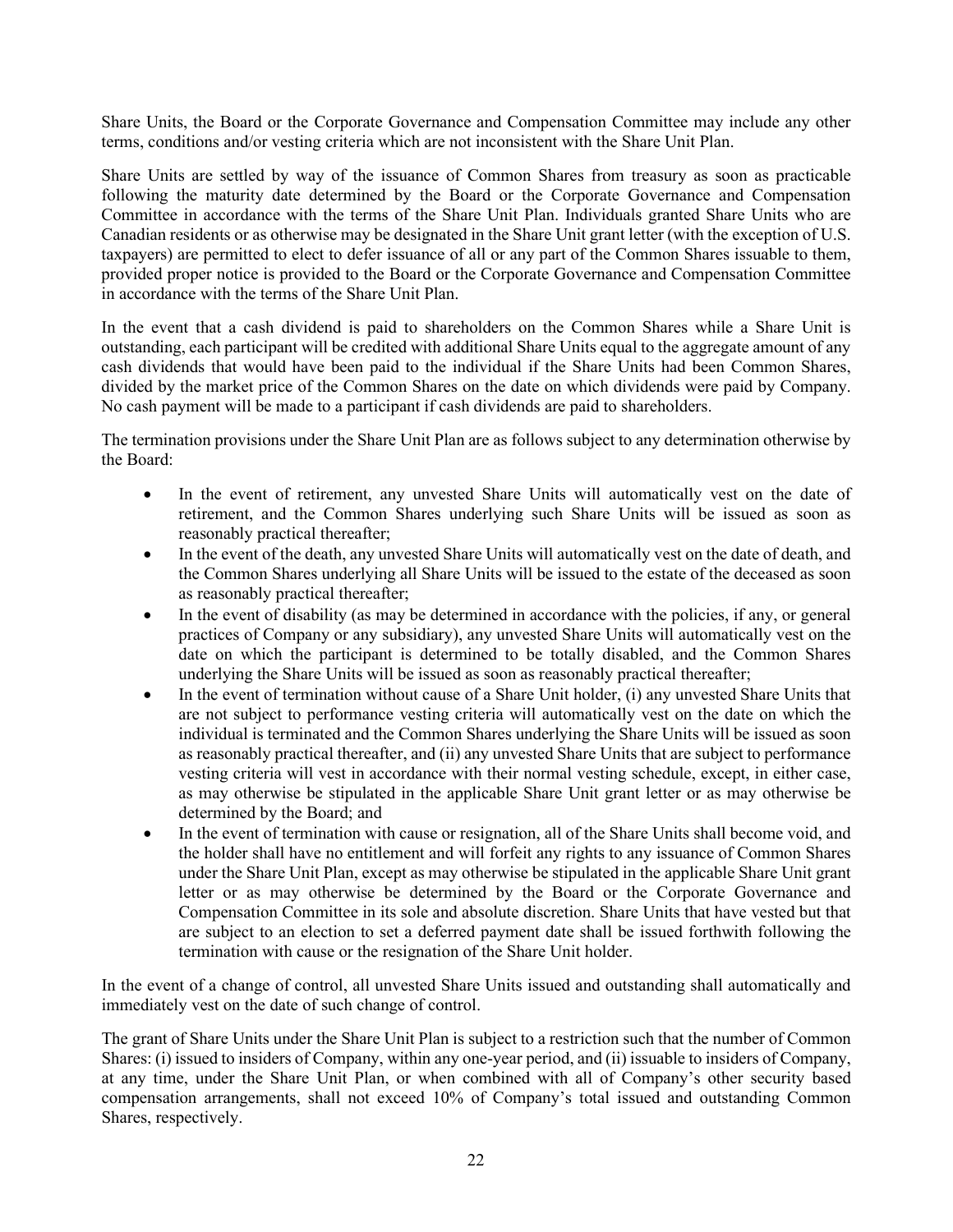Share Units, the Board or the Corporate Governance and Compensation Committee may include any other terms, conditions and/or vesting criteria which are not inconsistent with the Share Unit Plan.

Share Units are settled by way of the issuance of Common Shares from treasury as soon as practicable following the maturity date determined by the Board or the Corporate Governance and Compensation Committee in accordance with the terms of the Share Unit Plan. Individuals granted Share Units who are Canadian residents or as otherwise may be designated in the Share Unit grant letter (with the exception of U.S. taxpayers) are permitted to elect to defer issuance of all or any part of the Common Shares issuable to them, provided proper notice is provided to the Board or the Corporate Governance and Compensation Committee in accordance with the terms of the Share Unit Plan.

In the event that a cash dividend is paid to shareholders on the Common Shares while a Share Unit is outstanding, each participant will be credited with additional Share Units equal to the aggregate amount of any cash dividends that would have been paid to the individual if the Share Units had been Common Shares, divided by the market price of the Common Shares on the date on which dividends were paid by Company. No cash payment will be made to a participant if cash dividends are paid to shareholders.

The termination provisions under the Share Unit Plan are as follows subject to any determination otherwise by the Board:

- In the event of retirement, any unvested Share Units will automatically vest on the date of retirement, and the Common Shares underlying such Share Units will be issued as soon as reasonably practical thereafter;
- In the event of the death, any unvested Share Units will automatically vest on the date of death, and the Common Shares underlying all Share Units will be issued to the estate of the deceased as soon as reasonably practical thereafter;
- In the event of disability (as may be determined in accordance with the policies, if any, or general practices of Company or any subsidiary), any unvested Share Units will automatically vest on the date on which the participant is determined to be totally disabled, and the Common Shares underlying the Share Units will be issued as soon as reasonably practical thereafter;
- In the event of termination without cause of a Share Unit holder, (i) any unvested Share Units that are not subject to performance vesting criteria will automatically vest on the date on which the individual is terminated and the Common Shares underlying the Share Units will be issued as soon as reasonably practical thereafter, and (ii) any unvested Share Units that are subject to performance vesting criteria will vest in accordance with their normal vesting schedule, except, in either case, as may otherwise be stipulated in the applicable Share Unit grant letter or as may otherwise be determined by the Board; and
- In the event of termination with cause or resignation, all of the Share Units shall become void, and the holder shall have no entitlement and will forfeit any rights to any issuance of Common Shares under the Share Unit Plan, except as may otherwise be stipulated in the applicable Share Unit grant letter or as may otherwise be determined by the Board or the Corporate Governance and Compensation Committee in its sole and absolute discretion. Share Units that have vested but that are subject to an election to set a deferred payment date shall be issued forthwith following the termination with cause or the resignation of the Share Unit holder.

In the event of a change of control, all unvested Share Units issued and outstanding shall automatically and immediately vest on the date of such change of control.

The grant of Share Units under the Share Unit Plan is subject to a restriction such that the number of Common Shares: (i) issued to insiders of Company, within any one-year period, and (ii) issuable to insiders of Company, at any time, under the Share Unit Plan, or when combined with all of Company's other security based compensation arrangements, shall not exceed 10% of Company's total issued and outstanding Common Shares, respectively.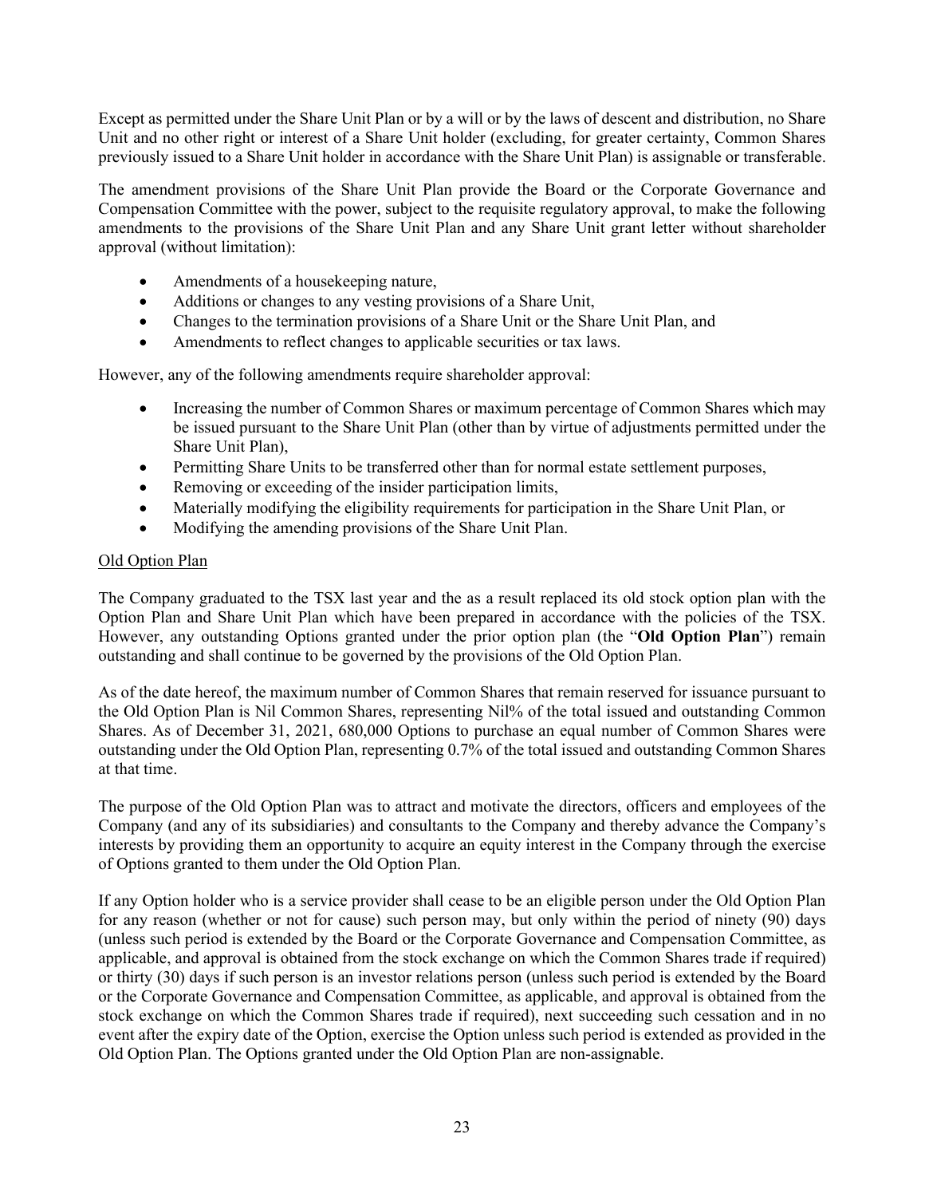Except as permitted under the Share Unit Plan or by a will or by the laws of descent and distribution, no Share Unit and no other right or interest of a Share Unit holder (excluding, for greater certainty, Common Shares previously issued to a Share Unit holder in accordance with the Share Unit Plan) is assignable or transferable.

The amendment provisions of the Share Unit Plan provide the Board or the Corporate Governance and Compensation Committee with the power, subject to the requisite regulatory approval, to make the following amendments to the provisions of the Share Unit Plan and any Share Unit grant letter without shareholder approval (without limitation):

- Amendments of a housekeeping nature,
- Additions or changes to any vesting provisions of a Share Unit,
- Changes to the termination provisions of a Share Unit or the Share Unit Plan, and
- Amendments to reflect changes to applicable securities or tax laws.

However, any of the following amendments require shareholder approval:

- Increasing the number of Common Shares or maximum percentage of Common Shares which may be issued pursuant to the Share Unit Plan (other than by virtue of adjustments permitted under the Share Unit Plan),
- Permitting Share Units to be transferred other than for normal estate settlement purposes,
- Removing or exceeding of the insider participation limits,
- Materially modifying the eligibility requirements for participation in the Share Unit Plan, or
- Modifying the amending provisions of the Share Unit Plan.

Old Option Plan

The Company graduated to the TSX last year and the as a result replaced its old stock option plan with the Option Plan and Share Unit Plan which have been prepared in accordance with the policies of the TSX. However, any outstanding Options granted under the prior option plan (the "**Old Option Plan**") remain outstanding and shall continue to be governed by the provisions of the Old Option Plan.

As of the date hereof, the maximum number of Common Shares that remain reserved for issuance pursuant to the Old Option Plan is Nil Common Shares, representing Nil% of the total issued and outstanding Common Shares. As of December 31, 2021, 680,000 Options to purchase an equal number of Common Shares were outstanding under the Old Option Plan, representing 0.7% of the total issued and outstanding Common Shares at that time.

The purpose of the Old Option Plan was to attract and motivate the directors, officers and employees of the Company (and any of its subsidiaries) and consultants to the Company and thereby advance the Company's interests by providing them an opportunity to acquire an equity interest in the Company through the exercise of Options granted to them under the Old Option Plan.

If any Option holder who is a service provider shall cease to be an eligible person under the Old Option Plan for any reason (whether or not for cause) such person may, but only within the period of ninety (90) days (unless such period is extended by the Board or the Corporate Governance and Compensation Committee, as applicable, and approval is obtained from the stock exchange on which the Common Shares trade if required) or thirty (30) days if such person is an investor relations person (unless such period is extended by the Board or the Corporate Governance and Compensation Committee, as applicable, and approval is obtained from the stock exchange on which the Common Shares trade if required), next succeeding such cessation and in no event after the expiry date of the Option, exercise the Option unless such period is extended as provided in the Old Option Plan. The Options granted under the Old Option Plan are non-assignable.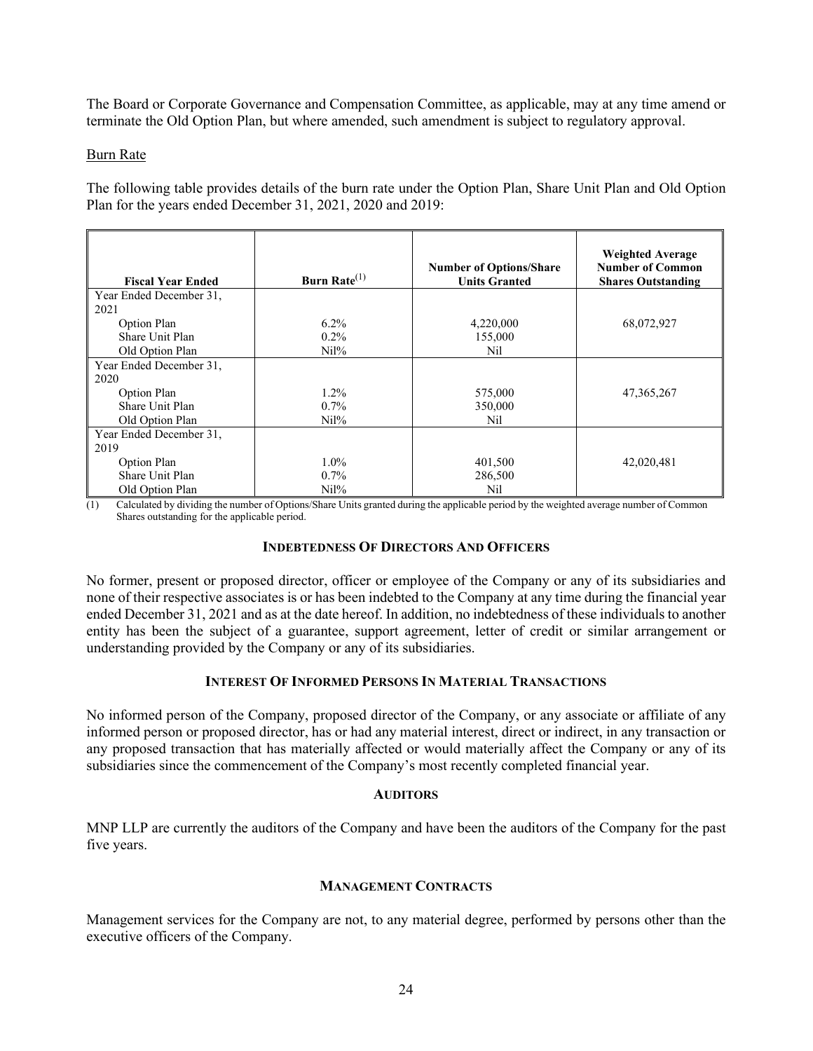The Board or Corporate Governance and Compensation Committee, as applicable, may at any time amend or terminate the Old Option Plan, but where amended, such amendment is subject to regulatory approval.

Burn Rate

The following table provides details of the burn rate under the Option Plan, Share Unit Plan and Old Option Plan for the years ended December 31, 2021, 2020 and 2019:

| Fiscal Year Ended | Burn Rate[(1)] | Number of Options/Share Units Granted | Weighted Average Number of Common Shares Outstanding |
|---|---|---|---|
| Year Ended December 31, 2021 | | | |
| Option Plan | 6.2% | 4,220,000 | 68,072,927 |
| Share Unit Plan | 0.2% | 155,000 | |
| Old Option Plan | Nil% | Nil | |
| Year Ended December 31, 2020 | | | |
| Option Plan | 1.2% | 575,000 | 47,365,267 |
| Share Unit Plan | 0.7% | 350,000 | |
| Old Option Plan | Nil% | Nil | |
| Year Ended December 31, 2019 | | | |
| Option Plan | 1.0% | 401,500 | 42,020,481 |
| Share Unit Plan | 0.7% | 286,500 | |
| Old Option Plan | Nil% | Nil | |

(1) Calculated by dividing the number of Options/Share Units granted during the applicable period by the weighted average number of Common Shares outstanding for the applicable period.

## INDEBTEDNESS OF DIRECTORS AND OFFICERS

No former, present or proposed director, officer or employee of the Company or any of its subsidiaries and none of their respective associates is or has been indebted to the Company at any time during the financial year ended December 31, 2021 and as at the date hereof. In addition, no indebtedness of these individuals to another entity has been the subject of a guarantee, support agreement, letter of credit or similar arrangement or understanding provided by the Company or any of its subsidiaries.

## INTEREST OF INFORMED PERSONS IN MATERIAL TRANSACTIONS

No informed person of the Company, proposed director of the Company, or any associate or affiliate of any informed person or proposed director, has or had any material interest, direct or indirect, in any transaction or any proposed transaction that has materially affected or would materially affect the Company or any of its subsidiaries since the commencement of the Company's most recently completed financial year.

## AUDITORS

MNP LLP are currently the auditors of the Company and have been the auditors of the Company for the past five years.

## MANAGEMENT CONTRACTS

Management services for the Company are not, to any material degree, performed by persons other than the executive officers of the Company.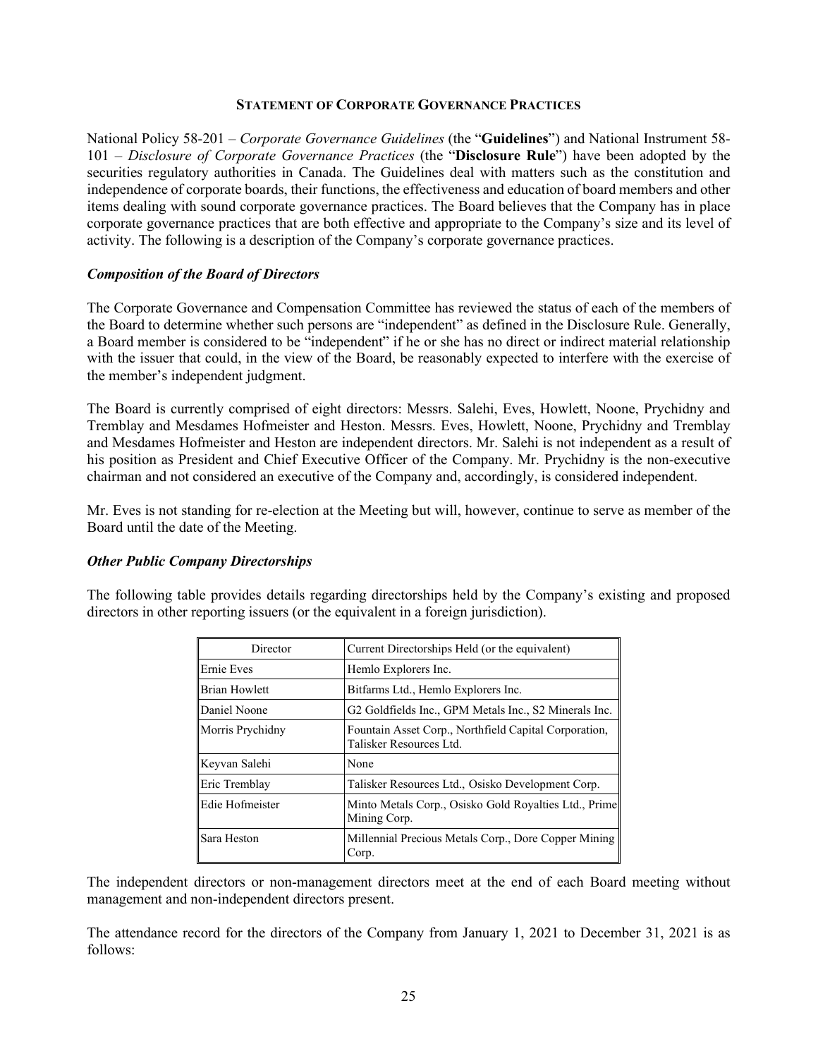## STATEMENT OF CORPORATE GOVERNANCE PRACTICES

National Policy 58-201 – *Corporate Governance Guidelines* (the "**Guidelines**") and National Instrument 58-101 – *Disclosure of Corporate Governance Practices* (the "**Disclosure Rule**") have been adopted by the securities regulatory authorities in Canada. The Guidelines deal with matters such as the constitution and independence of corporate boards, their functions, the effectiveness and education of board members and other items dealing with sound corporate governance practices. The Board believes that the Company has in place corporate governance practices that are both effective and appropriate to the Company's size and its level of activity. The following is a description of the Company's corporate governance practices.

### *Composition of the Board of Directors*

The Corporate Governance and Compensation Committee has reviewed the status of each of the members of the Board to determine whether such persons are "independent" as defined in the Disclosure Rule. Generally, a Board member is considered to be "independent" if he or she has no direct or indirect material relationship with the issuer that could, in the view of the Board, be reasonably expected to interfere with the exercise of the member's independent judgment.

The Board is currently comprised of eight directors: Messrs. Salehi, Eves, Howlett, Noone, Prychidny and Tremblay and Mesdames Hofmeister and Heston. Messrs. Eves, Howlett, Noone, Prychidny and Tremblay and Mesdames Hofmeister and Heston are independent directors. Mr. Salehi is not independent as a result of his position as President and Chief Executive Officer of the Company. Mr. Prychidny is the non-executive chairman and not considered an executive of the Company and, accordingly, is considered independent.

Mr. Eves is not standing for re-election at the Meeting but will, however, continue to serve as member of the Board until the date of the Meeting.

### *Other Public Company Directorships*

The following table provides details regarding directorships held by the Company's existing and proposed directors in other reporting issuers (or the equivalent in a foreign jurisdiction).

| Director | Current Directorships Held (or the equivalent) |
|---|---|
| Ernie Eves | Hemlo Explorers Inc. |
| Brian Howlett | Bitfarms Ltd., Hemlo Explorers Inc. |
| Daniel Noone | G2 Goldfields Inc., GPM Metals Inc., S2 Minerals Inc. |
| Morris Prychidny | Fountain Asset Corp., Northfield Capital Corporation, Talisker Resources Ltd. |
| Keyvan Salehi | None |
| Eric Tremblay | Talisker Resources Ltd., Osisko Development Corp. |
| Edie Hofmeister | Minto Metals Corp., Osisko Gold Royalties Ltd., Prime Mining Corp. |
| Sara Heston | Millennial Precious Metals Corp., Dore Copper Mining Corp. |

The independent directors or non-management directors meet at the end of each Board meeting without management and non-independent directors present.

The attendance record for the directors of the Company from January 1, 2021 to December 31, 2021 is as follows: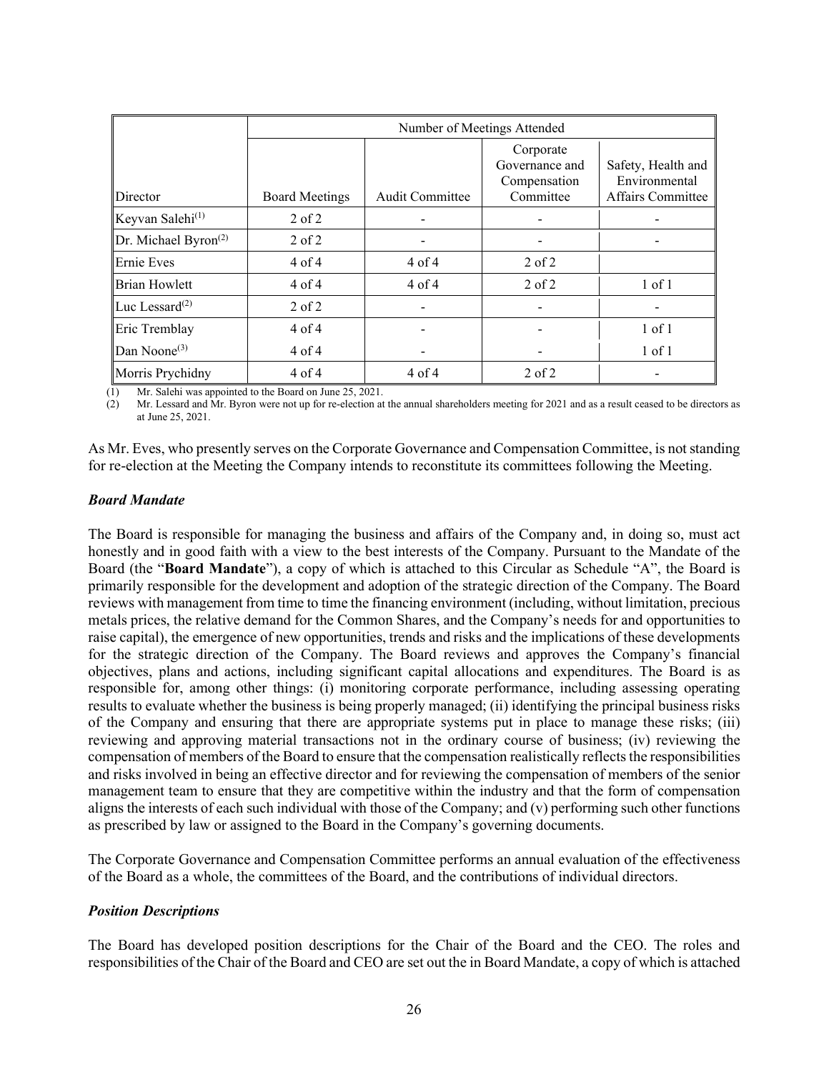| | Number of Meetings Attended | | | |
|---|---|---|---|---|
| Director | Board Meetings | Audit Committee | Corporate Governance and Compensation Committee | Safety, Health and Environmental Affairs Committee |
| Keyvan Salehi[(1)] | 2 of 2 | - | - | - |
| Dr. Michael Byron[(2)] | 2 of 2 | - | - | - |
| Ernie Eves | 4 of 4 | 4 of 4 | 2 of 2 | |
| Brian Howlett | 4 of 4 | 4 of 4 | 2 of 2 | 1 of 1 |
| Luc Lessard[(2)] | 2 of 2 | - | - | - |
| Eric Tremblay | 4 of 4 | - | - | 1 of 1 |
| Dan Noone[(3)] | 4 of 4 | - | - | 1 of 1 |
| Morris Prychidny | 4 of 4 | 4 of 4 | 2 of 2 | - |

(1) Mr. Salehi was appointed to the Board on June 25, 2021.
(2) Mr. Lessard and Mr. Byron were not up for re-election at the annual shareholders meeting for 2021 and as a result ceased to be directors as at June 25, 2021.

As Mr. Eves, who presently serves on the Corporate Governance and Compensation Committee, is not standing for re-election at the Meeting the Company intends to reconstitute its committees following the Meeting.

### *Board Mandate*

The Board is responsible for managing the business and affairs of the Company and, in doing so, must act honestly and in good faith with a view to the best interests of the Company. Pursuant to the Mandate of the Board (the "**Board Mandate**"), a copy of which is attached to this Circular as Schedule "A", the Board is primarily responsible for the development and adoption of the strategic direction of the Company. The Board reviews with management from time to time the financing environment (including, without limitation, precious metals prices, the relative demand for the Common Shares, and the Company's needs for and opportunities to raise capital), the emergence of new opportunities, trends and risks and the implications of these developments for the strategic direction of the Company. The Board reviews and approves the Company's financial objectives, plans and actions, including significant capital allocations and expenditures. The Board is as responsible for, among other things: (i) monitoring corporate performance, including assessing operating results to evaluate whether the business is being properly managed; (ii) identifying the principal business risks of the Company and ensuring that there are appropriate systems put in place to manage these risks; (iii) reviewing and approving material transactions not in the ordinary course of business; (iv) reviewing the compensation of members of the Board to ensure that the compensation realistically reflects the responsibilities and risks involved in being an effective director and for reviewing the compensation of members of the senior management team to ensure that they are competitive within the industry and that the form of compensation aligns the interests of each such individual with those of the Company; and (v) performing such other functions as prescribed by law or assigned to the Board in the Company's governing documents.

The Corporate Governance and Compensation Committee performs an annual evaluation of the effectiveness of the Board as a whole, the committees of the Board, and the contributions of individual directors.

### *Position Descriptions*

The Board has developed position descriptions for the Chair of the Board and the CEO. The roles and responsibilities of the Chair of the Board and CEO are set out the in Board Mandate, a copy of which is attached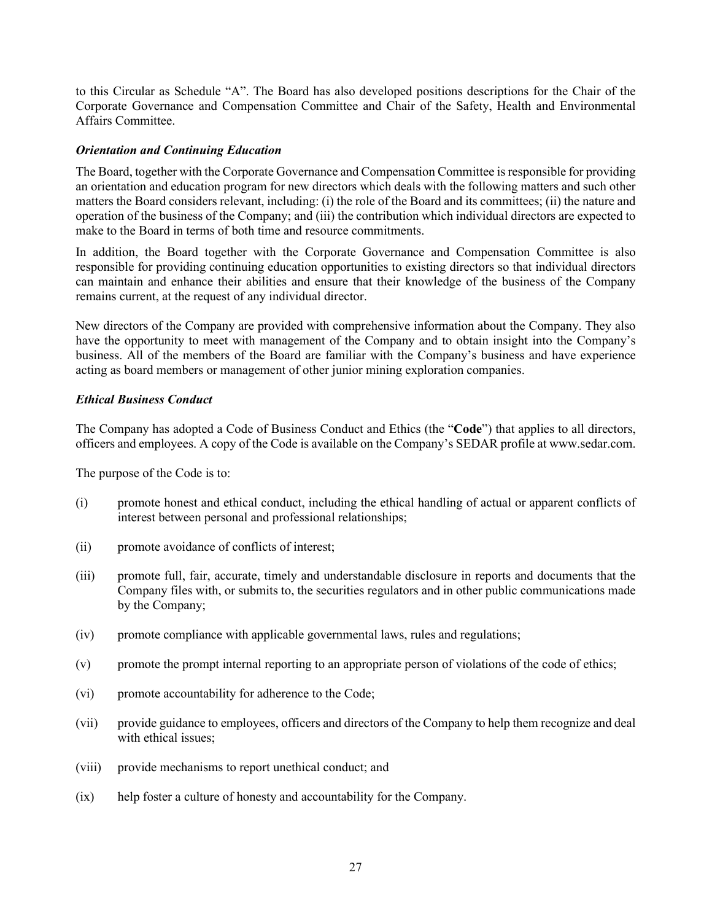to this Circular as Schedule "A". The Board has also developed positions descriptions for the Chair of the Corporate Governance and Compensation Committee and Chair of the Safety, Health and Environmental Affairs Committee.

### *Orientation and Continuing Education*

The Board, together with the Corporate Governance and Compensation Committee is responsible for providing an orientation and education program for new directors which deals with the following matters and such other matters the Board considers relevant, including: (i) the role of the Board and its committees; (ii) the nature and operation of the business of the Company; and (iii) the contribution which individual directors are expected to make to the Board in terms of both time and resource commitments.

In addition, the Board together with the Corporate Governance and Compensation Committee is also responsible for providing continuing education opportunities to existing directors so that individual directors can maintain and enhance their abilities and ensure that their knowledge of the business of the Company remains current, at the request of any individual director.

New directors of the Company are provided with comprehensive information about the Company. They also have the opportunity to meet with management of the Company and to obtain insight into the Company's business. All of the members of the Board are familiar with the Company's business and have experience acting as board members or management of other junior mining exploration companies.

### *Ethical Business Conduct*

The Company has adopted a Code of Business Conduct and Ethics (the "**Code**") that applies to all directors, officers and employees. A copy of the Code is available on the Company's SEDAR profile at www.sedar.com.

The purpose of the Code is to:

(i) promote honest and ethical conduct, including the ethical handling of actual or apparent conflicts of interest between personal and professional relationships;

(ii) promote avoidance of conflicts of interest;

(iii) promote full, fair, accurate, timely and understandable disclosure in reports and documents that the Company files with, or submits to, the securities regulators and in other public communications made by the Company;

(iv) promote compliance with applicable governmental laws, rules and regulations;

(v) promote the prompt internal reporting to an appropriate person of violations of the code of ethics;

(vi) promote accountability for adherence to the Code;

(vii) provide guidance to employees, officers and directors of the Company to help them recognize and deal with ethical issues;

(viii) provide mechanisms to report unethical conduct; and

(ix) help foster a culture of honesty and accountability for the Company.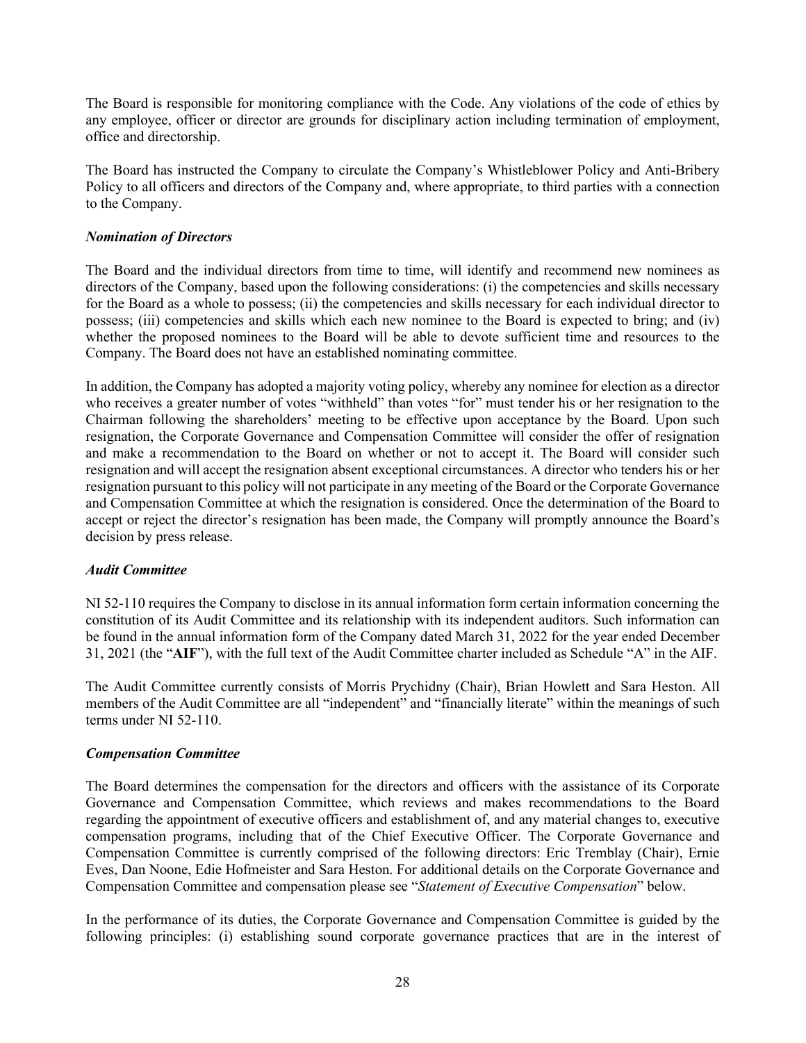The Board is responsible for monitoring compliance with the Code. Any violations of the code of ethics by any employee, officer or director are grounds for disciplinary action including termination of employment, office and directorship.

The Board has instructed the Company to circulate the Company's Whistleblower Policy and Anti-Bribery Policy to all officers and directors of the Company and, where appropriate, to third parties with a connection to the Company.

***Nomination of Directors***

The Board and the individual directors from time to time, will identify and recommend new nominees as directors of the Company, based upon the following considerations: (i) the competencies and skills necessary for the Board as a whole to possess; (ii) the competencies and skills necessary for each individual director to possess; (iii) competencies and skills which each new nominee to the Board is expected to bring; and (iv) whether the proposed nominees to the Board will be able to devote sufficient time and resources to the Company. The Board does not have an established nominating committee.

In addition, the Company has adopted a majority voting policy, whereby any nominee for election as a director who receives a greater number of votes "withheld" than votes "for" must tender his or her resignation to the Chairman following the shareholders' meeting to be effective upon acceptance by the Board. Upon such resignation, the Corporate Governance and Compensation Committee will consider the offer of resignation and make a recommendation to the Board on whether or not to accept it. The Board will consider such resignation and will accept the resignation absent exceptional circumstances. A director who tenders his or her resignation pursuant to this policy will not participate in any meeting of the Board or the Corporate Governance and Compensation Committee at which the resignation is considered. Once the determination of the Board to accept or reject the director's resignation has been made, the Company will promptly announce the Board's decision by press release.

***Audit Committee***

NI 52-110 requires the Company to disclose in its annual information form certain information concerning the constitution of its Audit Committee and its relationship with its independent auditors. Such information can be found in the annual information form of the Company dated March 31, 2022 for the year ended December 31, 2021 (the "**AIF**"), with the full text of the Audit Committee charter included as Schedule "A" in the AIF.

The Audit Committee currently consists of Morris Prychidny (Chair), Brian Howlett and Sara Heston. All members of the Audit Committee are all "independent" and "financially literate" within the meanings of such terms under NI 52-110.

***Compensation Committee***

The Board determines the compensation for the directors and officers with the assistance of its Corporate Governance and Compensation Committee, which reviews and makes recommendations to the Board regarding the appointment of executive officers and establishment of, and any material changes to, executive compensation programs, including that of the Chief Executive Officer. The Corporate Governance and Compensation Committee is currently comprised of the following directors: Eric Tremblay (Chair), Ernie Eves, Dan Noone, Edie Hofmeister and Sara Heston. For additional details on the Corporate Governance and Compensation Committee and compensation please see "*Statement of Executive Compensation*" below.

In the performance of its duties, the Corporate Governance and Compensation Committee is guided by the following principles: (i) establishing sound corporate governance practices that are in the interest of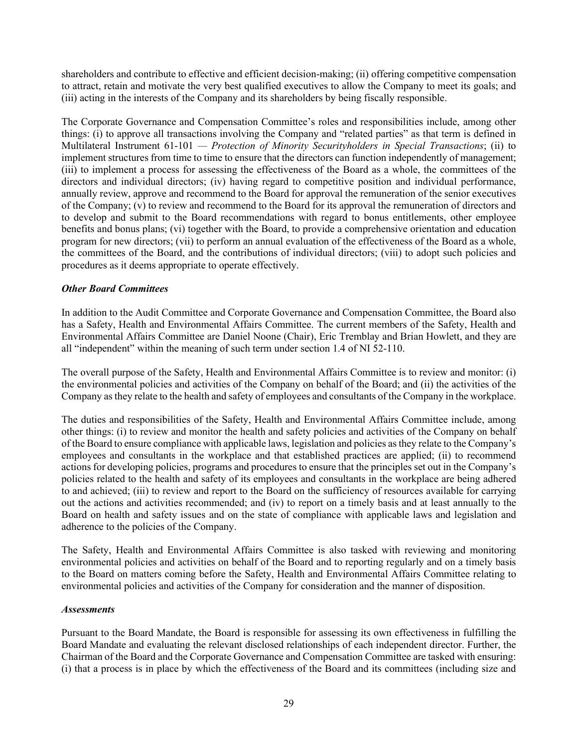shareholders and contribute to effective and efficient decision-making; (ii) offering competitive compensation to attract, retain and motivate the very best qualified executives to allow the Company to meet its goals; and (iii) acting in the interests of the Company and its shareholders by being fiscally responsible.

The Corporate Governance and Compensation Committee's roles and responsibilities include, among other things: (i) to approve all transactions involving the Company and "related parties" as that term is defined in Multilateral Instrument 61-101 — *Protection of Minority Securityholders in Special Transactions*; (ii) to implement structures from time to time to ensure that the directors can function independently of management; (iii) to implement a process for assessing the effectiveness of the Board as a whole, the committees of the directors and individual directors; (iv) having regard to competitive position and individual performance, annually review, approve and recommend to the Board for approval the remuneration of the senior executives of the Company; (v) to review and recommend to the Board for its approval the remuneration of directors and to develop and submit to the Board recommendations with regard to bonus entitlements, other employee benefits and bonus plans; (vi) together with the Board, to provide a comprehensive orientation and education program for new directors; (vii) to perform an annual evaluation of the effectiveness of the Board as a whole, the committees of the Board, and the contributions of individual directors; (viii) to adopt such policies and procedures as it deems appropriate to operate effectively.

***Other Board Committees***

In addition to the Audit Committee and Corporate Governance and Compensation Committee, the Board also has a Safety, Health and Environmental Affairs Committee. The current members of the Safety, Health and Environmental Affairs Committee are Daniel Noone (Chair), Eric Tremblay and Brian Howlett, and they are all "independent" within the meaning of such term under section 1.4 of NI 52-110.

The overall purpose of the Safety, Health and Environmental Affairs Committee is to review and monitor: (i) the environmental policies and activities of the Company on behalf of the Board; and (ii) the activities of the Company as they relate to the health and safety of employees and consultants of the Company in the workplace.

The duties and responsibilities of the Safety, Health and Environmental Affairs Committee include, among other things: (i) to review and monitor the health and safety policies and activities of the Company on behalf of the Board to ensure compliance with applicable laws, legislation and policies as they relate to the Company's employees and consultants in the workplace and that established practices are applied; (ii) to recommend actions for developing policies, programs and procedures to ensure that the principles set out in the Company's policies related to the health and safety of its employees and consultants in the workplace are being adhered to and achieved; (iii) to review and report to the Board on the sufficiency of resources available for carrying out the actions and activities recommended; and (iv) to report on a timely basis and at least annually to the Board on health and safety issues and on the state of compliance with applicable laws and legislation and adherence to the policies of the Company.

The Safety, Health and Environmental Affairs Committee is also tasked with reviewing and monitoring environmental policies and activities on behalf of the Board and to reporting regularly and on a timely basis to the Board on matters coming before the Safety, Health and Environmental Affairs Committee relating to environmental policies and activities of the Company for consideration and the manner of disposition.

***Assessments***

Pursuant to the Board Mandate, the Board is responsible for assessing its own effectiveness in fulfilling the Board Mandate and evaluating the relevant disclosed relationships of each independent director. Further, the Chairman of the Board and the Corporate Governance and Compensation Committee are tasked with ensuring: (i) that a process is in place by which the effectiveness of the Board and its committees (including size and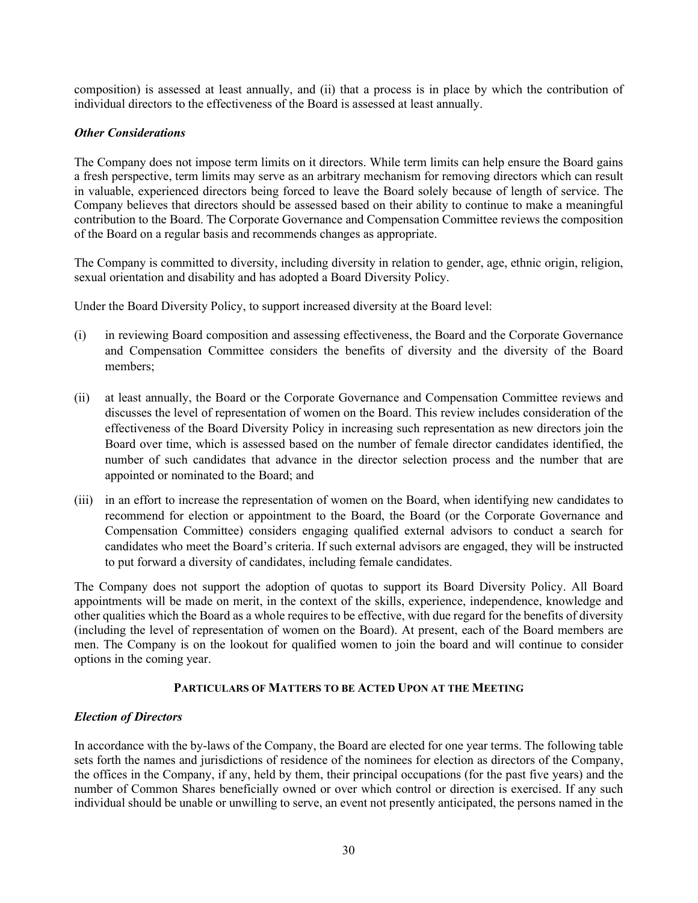composition) is assessed at least annually, and (ii) that a process is in place by which the contribution of individual directors to the effectiveness of the Board is assessed at least annually.

### *Other Considerations*

The Company does not impose term limits on it directors. While term limits can help ensure the Board gains a fresh perspective, term limits may serve as an arbitrary mechanism for removing directors which can result in valuable, experienced directors being forced to leave the Board solely because of length of service. The Company believes that directors should be assessed based on their ability to continue to make a meaningful contribution to the Board. The Corporate Governance and Compensation Committee reviews the composition of the Board on a regular basis and recommends changes as appropriate.

The Company is committed to diversity, including diversity in relation to gender, age, ethnic origin, religion, sexual orientation and disability and has adopted a Board Diversity Policy.

Under the Board Diversity Policy, to support increased diversity at the Board level:

(i) in reviewing Board composition and assessing effectiveness, the Board and the Corporate Governance and Compensation Committee considers the benefits of diversity and the diversity of the Board members;

(ii) at least annually, the Board or the Corporate Governance and Compensation Committee reviews and discusses the level of representation of women on the Board. This review includes consideration of the effectiveness of the Board Diversity Policy in increasing such representation as new directors join the Board over time, which is assessed based on the number of female director candidates identified, the number of such candidates that advance in the director selection process and the number that are appointed or nominated to the Board; and

(iii) in an effort to increase the representation of women on the Board, when identifying new candidates to recommend for election or appointment to the Board, the Board (or the Corporate Governance and Compensation Committee) considers engaging qualified external advisors to conduct a search for candidates who meet the Board's criteria. If such external advisors are engaged, they will be instructed to put forward a diversity of candidates, including female candidates.

The Company does not support the adoption of quotas to support its Board Diversity Policy. All Board appointments will be made on merit, in the context of the skills, experience, independence, knowledge and other qualities which the Board as a whole requires to be effective, with due regard for the benefits of diversity (including the level of representation of women on the Board). At present, each of the Board members are men. The Company is on the lookout for qualified women to join the board and will continue to consider options in the coming year.

## **PARTICULARS OF MATTERS TO BE ACTED UPON AT THE MEETING**

### *Election of Directors*

In accordance with the by-laws of the Company, the Board are elected for one year terms. The following table sets forth the names and jurisdictions of residence of the nominees for election as directors of the Company, the offices in the Company, if any, held by them, their principal occupations (for the past five years) and the number of Common Shares beneficially owned or over which control or direction is exercised. If any such individual should be unable or unwilling to serve, an event not presently anticipated, the persons named in the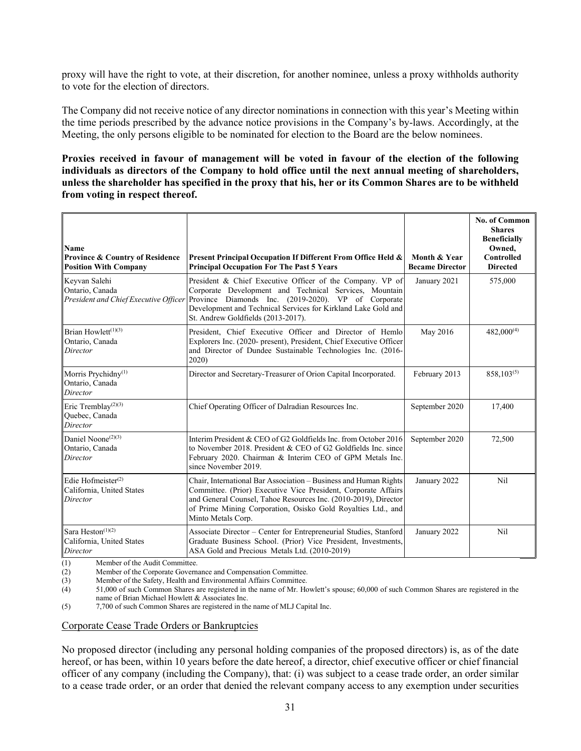proxy will have the right to vote, at their discretion, for another nominee, unless a proxy withholds authority to vote for the election of directors.

The Company did not receive notice of any director nominations in connection with this year's Meeting within the time periods prescribed by the advance notice provisions in the Company's by-laws. Accordingly, at the Meeting, the only persons eligible to be nominated for election to the Board are the below nominees.

**Proxies received in favour of management will be voted in favour of the election of the following individuals as directors of the Company to hold office until the next annual meeting of shareholders, unless the shareholder has specified in the proxy that his, her or its Common Shares are to be withheld from voting in respect thereof.**

| **Name**<br>**Province & Country of Residence**<br>**Position With Company** | **Present Principal Occupation If Different From Office Held & Principal Occupation For The Past 5 Years** | **Month & Year Became Director** | **No. of Common Shares Beneficially Owned, Controlled Directed** |
|---|---|---|---|
| Keyvan Salehi<br>Ontario, Canada<br>*President and Chief Executive Officer* | President & Chief Executive Officer of the Company. VP of Corporate Development and Technical Services, Mountain Province Diamonds Inc. (2019-2020). VP of Corporate Development and Technical Services for Kirkland Lake Gold and St. Andrew Goldfields (2013-2017). | January 2021 | 575,000 |
| Brian Howlett[(1)(3)]<br>Ontario, Canada<br>*Director* | President, Chief Executive Officer and Director of Hemlo Explorers Inc. (2020- present), President, Chief Executive Officer and Director of Dundee Sustainable Technologies Inc. (2016-2020) | May 2016 | 482,000[(4)] |
| Morris Prychidny[(1)]<br>Ontario, Canada<br>*Director* | Director and Secretary-Treasurer of Orion Capital Incorporated. | February 2013 | 858,103[(5)] |
| Eric Tremblay[(2)(3)]<br>Quebec, Canada<br>*Director* | Chief Operating Officer of Dalradian Resources Inc. | September 2020 | 17,400 |
| Daniel Noone[(2)(3)]<br>Ontario, Canada<br>*Director* | Interim President & CEO of G2 Goldfields Inc. from October 2016 to November 2018. President & CEO of G2 Goldfields Inc. since February 2020. Chairman & Interim CEO of GPM Metals Inc. since November 2019. | September 2020 | 72,500 |
| Edie Hofmeister[(2)]<br>California, United States<br>*Director* | Chair, International Bar Association – Business and Human Rights Committee. (Prior) Executive Vice President, Corporate Affairs and General Counsel, Tahoe Resources Inc. (2010-2019), Director of Prime Mining Corporation, Osisko Gold Royalties Ltd., and Minto Metals Corp. | January 2022 | Nil |
| Sara Heston[(1)(2)]<br>California, United States<br>*Director* | Associate Director – Center for Entrepreneurial Studies, Stanford Graduate Business School. (Prior) Vice President, Investments, ASA Gold and Precious Metals Ltd. (2010-2019) | January 2022 | Nil |

(1) Member of the Audit Committee.
(2) Member of the Corporate Governance and Compensation Committee.
(3) Member of the Safety, Health and Environmental Affairs Committee.
(4) 51,000 of such Common Shares are registered in the name of Mr. Howlett's spouse; 60,000 of such Common Shares are registered in the name of Brian Michael Howlett & Associates Inc.
(5) 7,700 of such Common Shares are registered in the name of MLJ Capital Inc.

## Corporate Cease Trade Orders or Bankruptcies

No proposed director (including any personal holding companies of the proposed directors) is, as of the date hereof, or has been, within 10 years before the date hereof, a director, chief executive officer or chief financial officer of any company (including the Company), that: (i) was subject to a cease trade order, an order similar to a cease trade order, or an order that denied the relevant company access to any exemption under securities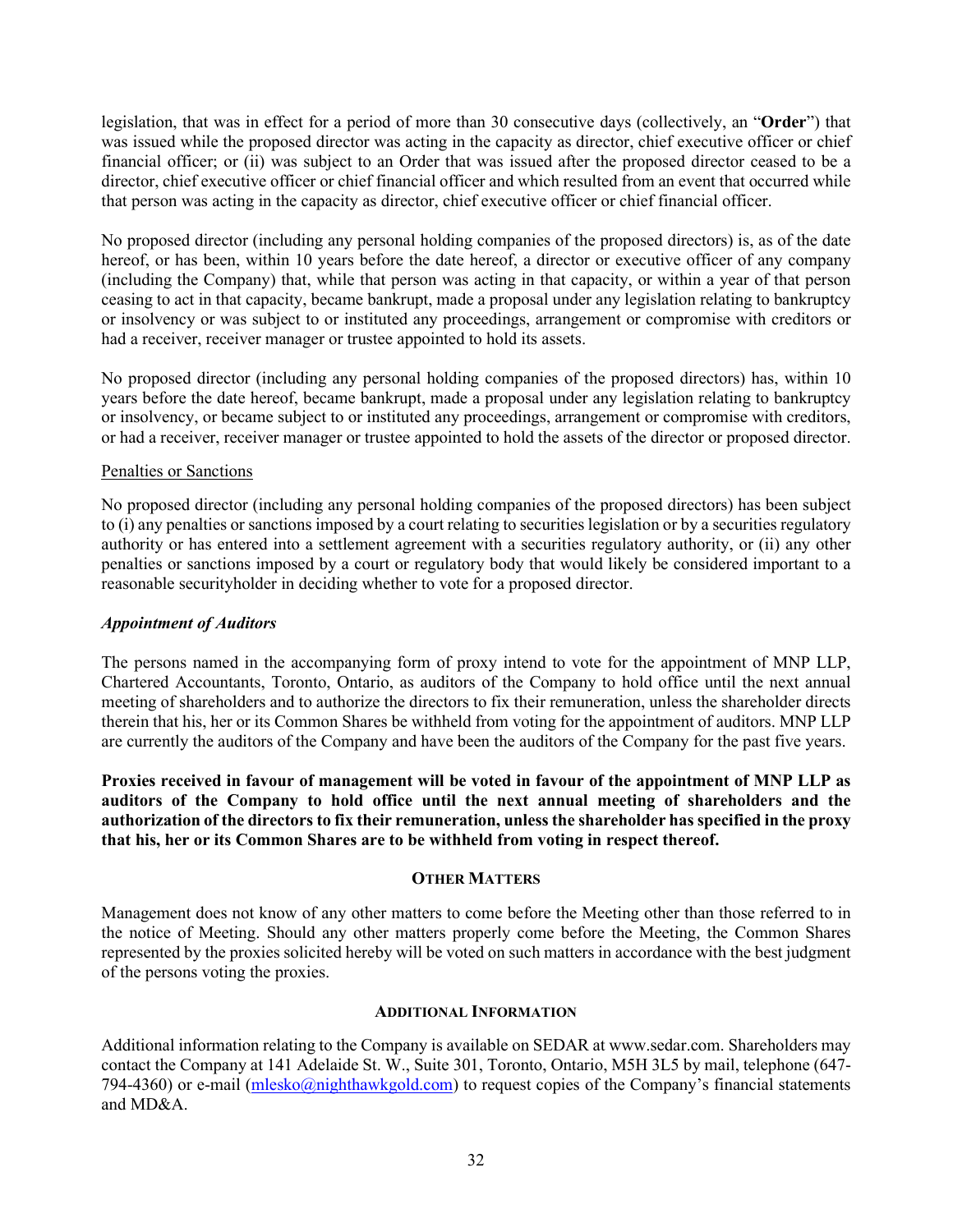legislation, that was in effect for a period of more than 30 consecutive days (collectively, an "**Order**") that was issued while the proposed director was acting in the capacity as director, chief executive officer or chief financial officer; or (ii) was subject to an Order that was issued after the proposed director ceased to be a director, chief executive officer or chief financial officer and which resulted from an event that occurred while that person was acting in the capacity as director, chief executive officer or chief financial officer.

No proposed director (including any personal holding companies of the proposed directors) is, as of the date hereof, or has been, within 10 years before the date hereof, a director or executive officer of any company (including the Company) that, while that person was acting in that capacity, or within a year of that person ceasing to act in that capacity, became bankrupt, made a proposal under any legislation relating to bankruptcy or insolvency or was subject to or instituted any proceedings, arrangement or compromise with creditors or had a receiver, receiver manager or trustee appointed to hold its assets.

No proposed director (including any personal holding companies of the proposed directors) has, within 10 years before the date hereof, became bankrupt, made a proposal under any legislation relating to bankruptcy or insolvency, or became subject to or instituted any proceedings, arrangement or compromise with creditors, or had a receiver, receiver manager or trustee appointed to hold the assets of the director or proposed director.

Penalties or Sanctions

No proposed director (including any personal holding companies of the proposed directors) has been subject to (i) any penalties or sanctions imposed by a court relating to securities legislation or by a securities regulatory authority or has entered into a settlement agreement with a securities regulatory authority, or (ii) any other penalties or sanctions imposed by a court or regulatory body that would likely be considered important to a reasonable securityholder in deciding whether to vote for a proposed director.

### *Appointment of Auditors*

The persons named in the accompanying form of proxy intend to vote for the appointment of MNP LLP, Chartered Accountants, Toronto, Ontario, as auditors of the Company to hold office until the next annual meeting of shareholders and to authorize the directors to fix their remuneration, unless the shareholder directs therein that his, her or its Common Shares be withheld from voting for the appointment of auditors. MNP LLP are currently the auditors of the Company and have been the auditors of the Company for the past five years.

**Proxies received in favour of management will be voted in favour of the appointment of MNP LLP as auditors of the Company to hold office until the next annual meeting of shareholders and the authorization of the directors to fix their remuneration, unless the shareholder has specified in the proxy that his, her or its Common Shares are to be withheld from voting in respect thereof.**

## OTHER MATTERS

Management does not know of any other matters to come before the Meeting other than those referred to in the notice of Meeting. Should any other matters properly come before the Meeting, the Common Shares represented by the proxies solicited hereby will be voted on such matters in accordance with the best judgment of the persons voting the proxies.

## ADDITIONAL INFORMATION

Additional information relating to the Company is available on SEDAR at www.sedar.com. Shareholders may contact the Company at 141 Adelaide St. W., Suite 301, Toronto, Ontario, M5H 3L5 by mail, telephone (647-794-4360) or e-mail (mlesko@nighthawkgold.com) to request copies of the Company's financial statements and MD&A.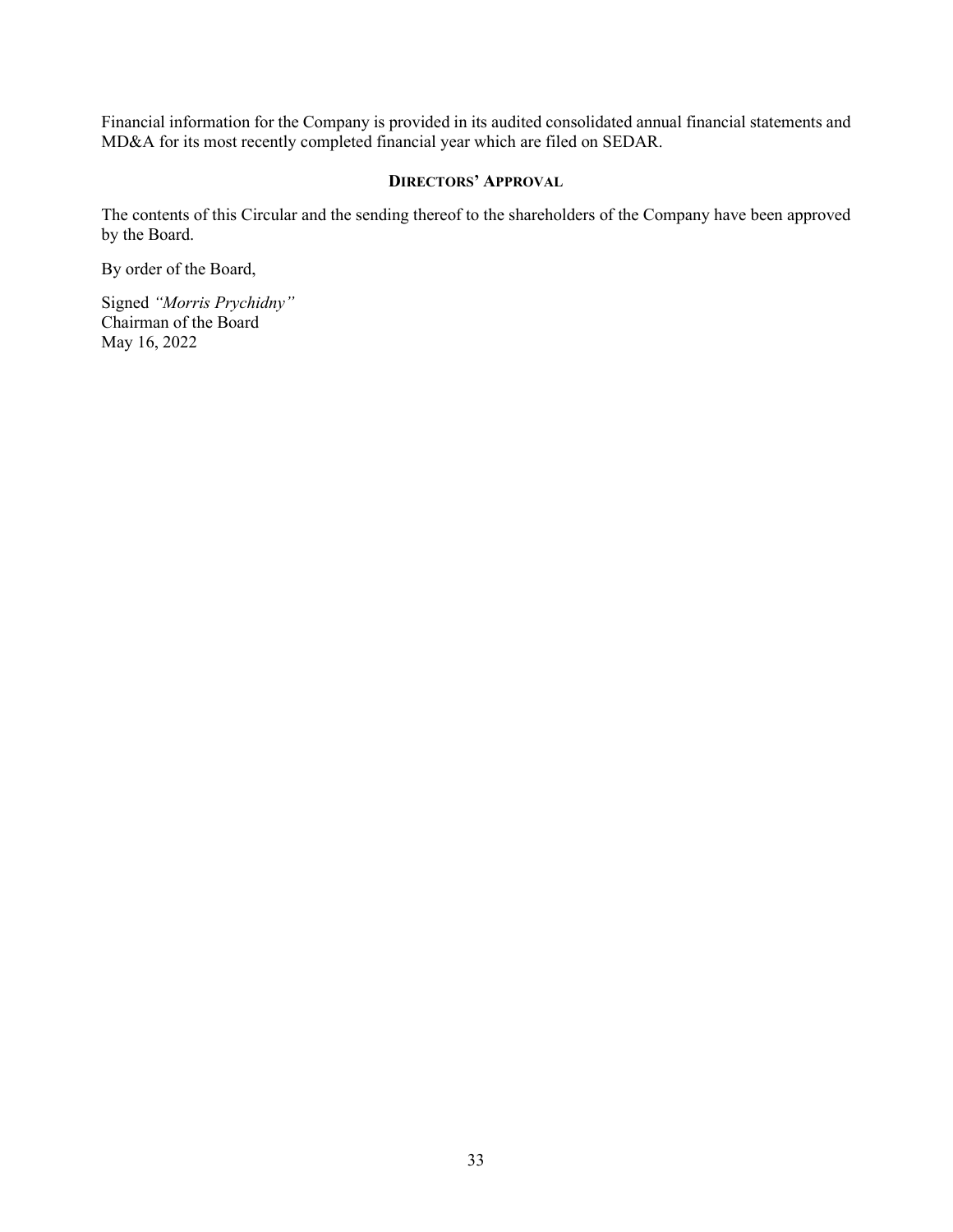Financial information for the Company is provided in its audited consolidated annual financial statements and MD&A for its most recently completed financial year which are filed on SEDAR.

## DIRECTORS' APPROVAL

The contents of this Circular and the sending thereof to the shareholders of the Company have been approved by the Board.

By order of the Board,

Signed *"Morris Prychidny"*
Chairman of the Board
May 16, 2022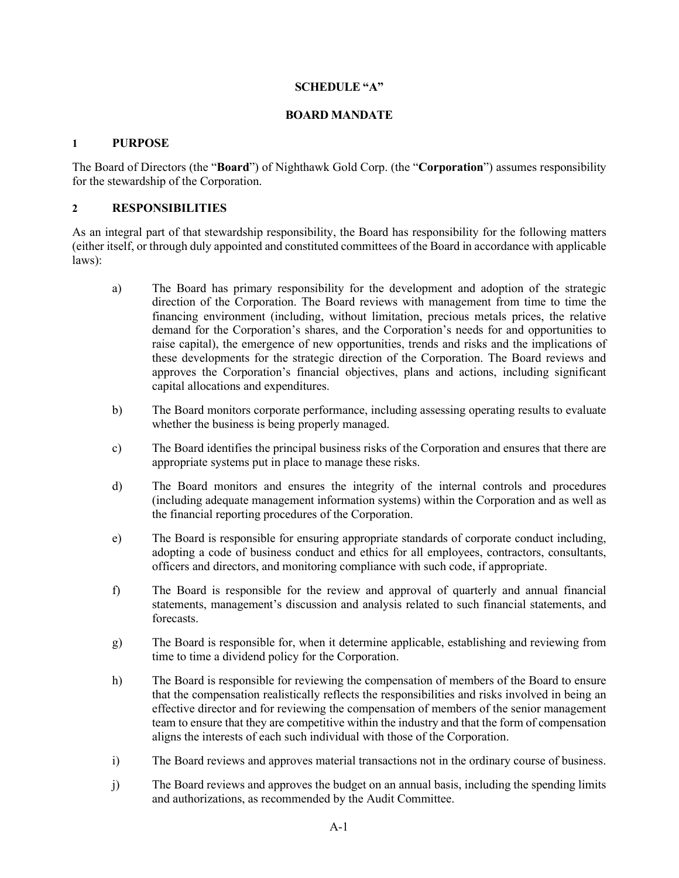**SCHEDULE "A"**

**BOARD MANDATE**

## 1 PURPOSE

The Board of Directors (the "**Board**") of Nighthawk Gold Corp. (the "**Corporation**") assumes responsibility for the stewardship of the Corporation.

## 2 RESPONSIBILITIES

As an integral part of that stewardship responsibility, the Board has responsibility for the following matters (either itself, or through duly appointed and constituted committees of the Board in accordance with applicable laws):

a) The Board has primary responsibility for the development and adoption of the strategic direction of the Corporation. The Board reviews with management from time to time the financing environment (including, without limitation, precious metals prices, the relative demand for the Corporation's shares, and the Corporation's needs for and opportunities to raise capital), the emergence of new opportunities, trends and risks and the implications of these developments for the strategic direction of the Corporation. The Board reviews and approves the Corporation's financial objectives, plans and actions, including significant capital allocations and expenditures.

b) The Board monitors corporate performance, including assessing operating results to evaluate whether the business is being properly managed.

c) The Board identifies the principal business risks of the Corporation and ensures that there are appropriate systems put in place to manage these risks.

d) The Board monitors and ensures the integrity of the internal controls and procedures (including adequate management information systems) within the Corporation and as well as the financial reporting procedures of the Corporation.

e) The Board is responsible for ensuring appropriate standards of corporate conduct including, adopting a code of business conduct and ethics for all employees, contractors, consultants, officers and directors, and monitoring compliance with such code, if appropriate.

f) The Board is responsible for the review and approval of quarterly and annual financial statements, management's discussion and analysis related to such financial statements, and forecasts.

g) The Board is responsible for, when it determine applicable, establishing and reviewing from time to time a dividend policy for the Corporation.

h) The Board is responsible for reviewing the compensation of members of the Board to ensure that the compensation realistically reflects the responsibilities and risks involved in being an effective director and for reviewing the compensation of members of the senior management team to ensure that they are competitive within the industry and that the form of compensation aligns the interests of each such individual with those of the Corporation.

i) The Board reviews and approves material transactions not in the ordinary course of business.

j) The Board reviews and approves the budget on an annual basis, including the spending limits and authorizations, as recommended by the Audit Committee.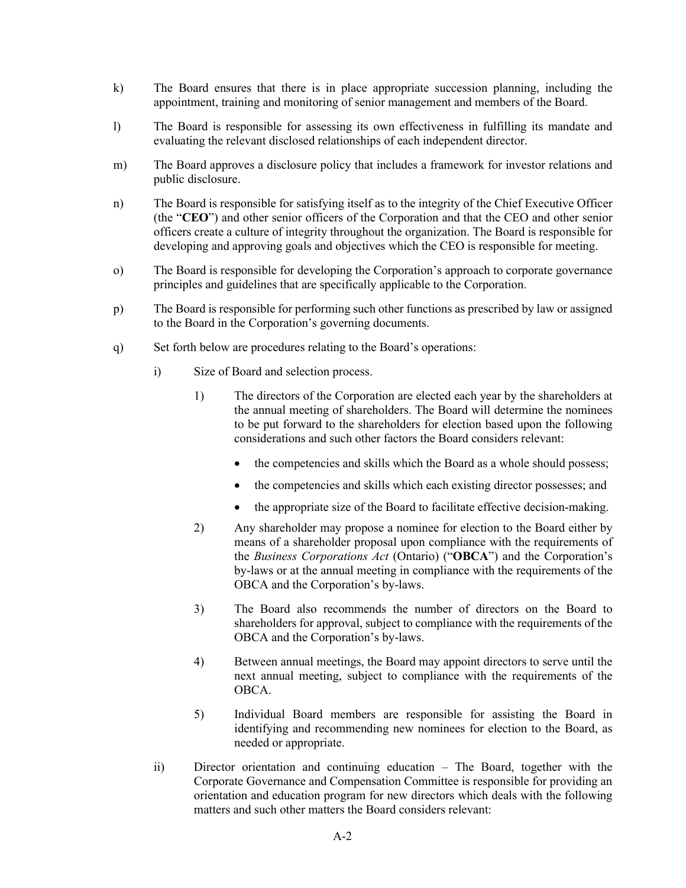k) The Board ensures that there is in place appropriate succession planning, including the appointment, training and monitoring of senior management and members of the Board.

l) The Board is responsible for assessing its own effectiveness in fulfilling its mandate and evaluating the relevant disclosed relationships of each independent director.

m) The Board approves a disclosure policy that includes a framework for investor relations and public disclosure.

n) The Board is responsible for satisfying itself as to the integrity of the Chief Executive Officer (the "**CEO**") and other senior officers of the Corporation and that the CEO and other senior officers create a culture of integrity throughout the organization. The Board is responsible for developing and approving goals and objectives which the CEO is responsible for meeting.

o) The Board is responsible for developing the Corporation's approach to corporate governance principles and guidelines that are specifically applicable to the Corporation.

p) The Board is responsible for performing such other functions as prescribed by law or assigned to the Board in the Corporation's governing documents.

q) Set forth below are procedures relating to the Board's operations:

   i) Size of Board and selection process.

      1) The directors of the Corporation are elected each year by the shareholders at the annual meeting of shareholders. The Board will determine the nominees to be put forward to the shareholders for election based upon the following considerations and such other factors the Board considers relevant:

         - the competencies and skills which the Board as a whole should possess;
         - the competencies and skills which each existing director possesses; and
         - the appropriate size of the Board to facilitate effective decision-making.

      2) Any shareholder may propose a nominee for election to the Board either by means of a shareholder proposal upon compliance with the requirements of the *Business Corporations Act* (Ontario) ("**OBCA**") and the Corporation's by-laws or at the annual meeting in compliance with the requirements of the OBCA and the Corporation's by-laws.

      3) The Board also recommends the number of directors on the Board to shareholders for approval, subject to compliance with the requirements of the OBCA and the Corporation's by-laws.

      4) Between annual meetings, the Board may appoint directors to serve until the next annual meeting, subject to compliance with the requirements of the OBCA.

      5) Individual Board members are responsible for assisting the Board in identifying and recommending new nominees for election to the Board, as needed or appropriate.

   ii) Director orientation and continuing education – The Board, together with the Corporate Governance and Compensation Committee is responsible for providing an orientation and education program for new directors which deals with the following matters and such other matters the Board considers relevant: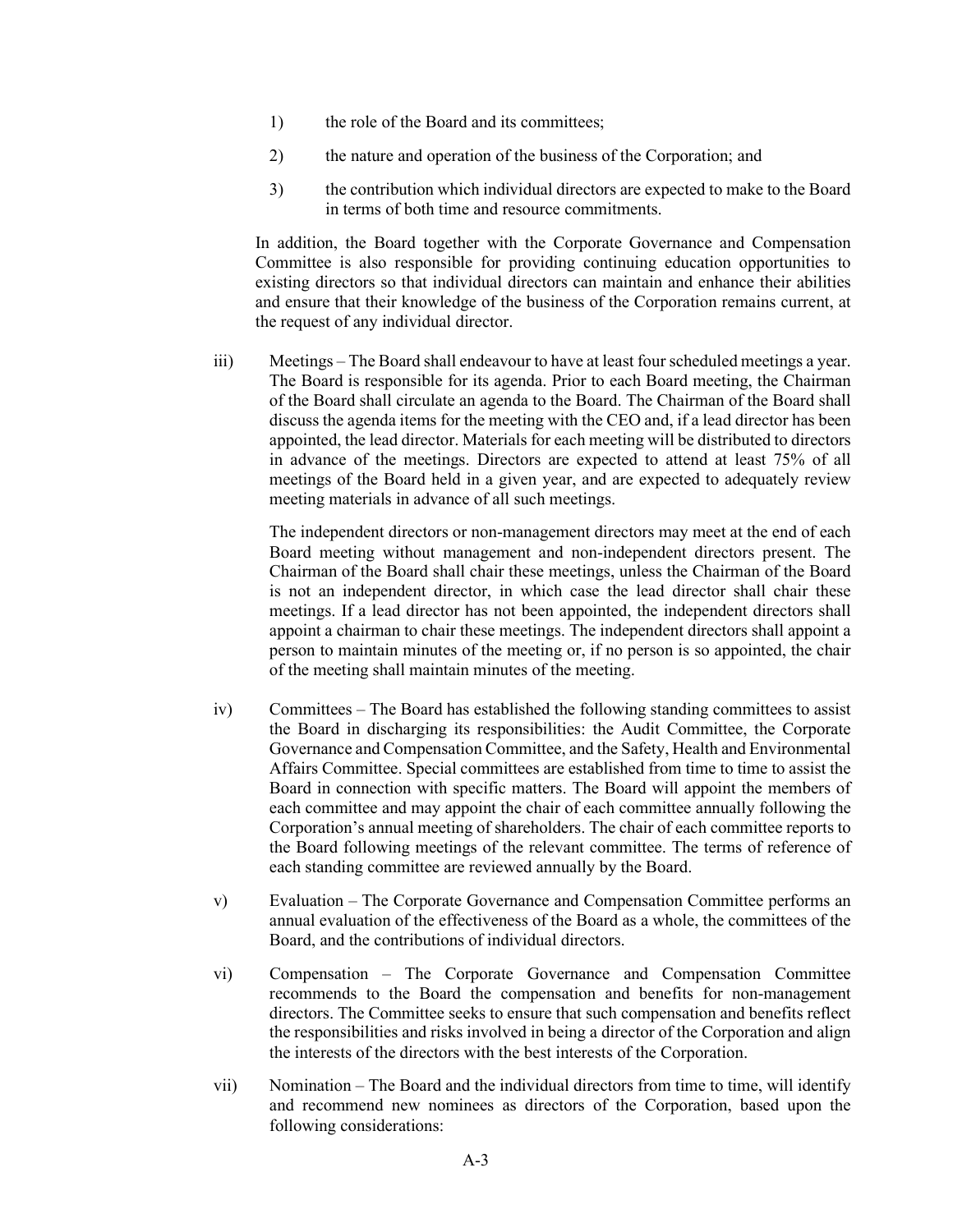1) the role of the Board and its committees;

2) the nature and operation of the business of the Corporation; and

3) the contribution which individual directors are expected to make to the Board in terms of both time and resource commitments.

In addition, the Board together with the Corporate Governance and Compensation Committee is also responsible for providing continuing education opportunities to existing directors so that individual directors can maintain and enhance their abilities and ensure that their knowledge of the business of the Corporation remains current, at the request of any individual director.

iii) Meetings – The Board shall endeavour to have at least four scheduled meetings a year. The Board is responsible for its agenda. Prior to each Board meeting, the Chairman of the Board shall circulate an agenda to the Board. The Chairman of the Board shall discuss the agenda items for the meeting with the CEO and, if a lead director has been appointed, the lead director. Materials for each meeting will be distributed to directors in advance of the meetings. Directors are expected to attend at least 75% of all meetings of the Board held in a given year, and are expected to adequately review meeting materials in advance of all such meetings.

The independent directors or non-management directors may meet at the end of each Board meeting without management and non-independent directors present. The Chairman of the Board shall chair these meetings, unless the Chairman of the Board is not an independent director, in which case the lead director shall chair these meetings. If a lead director has not been appointed, the independent directors shall appoint a chairman to chair these meetings. The independent directors shall appoint a person to maintain minutes of the meeting or, if no person is so appointed, the chair of the meeting shall maintain minutes of the meeting.

iv) Committees – The Board has established the following standing committees to assist the Board in discharging its responsibilities: the Audit Committee, the Corporate Governance and Compensation Committee, and the Safety, Health and Environmental Affairs Committee. Special committees are established from time to time to assist the Board in connection with specific matters. The Board will appoint the members of each committee and may appoint the chair of each committee annually following the Corporation's annual meeting of shareholders. The chair of each committee reports to the Board following meetings of the relevant committee. The terms of reference of each standing committee are reviewed annually by the Board.

v) Evaluation – The Corporate Governance and Compensation Committee performs an annual evaluation of the effectiveness of the Board as a whole, the committees of the Board, and the contributions of individual directors.

vi) Compensation – The Corporate Governance and Compensation Committee recommends to the Board the compensation and benefits for non-management directors. The Committee seeks to ensure that such compensation and benefits reflect the responsibilities and risks involved in being a director of the Corporation and align the interests of the directors with the best interests of the Corporation.

vii) Nomination – The Board and the individual directors from time to time, will identify and recommend new nominees as directors of the Corporation, based upon the following considerations: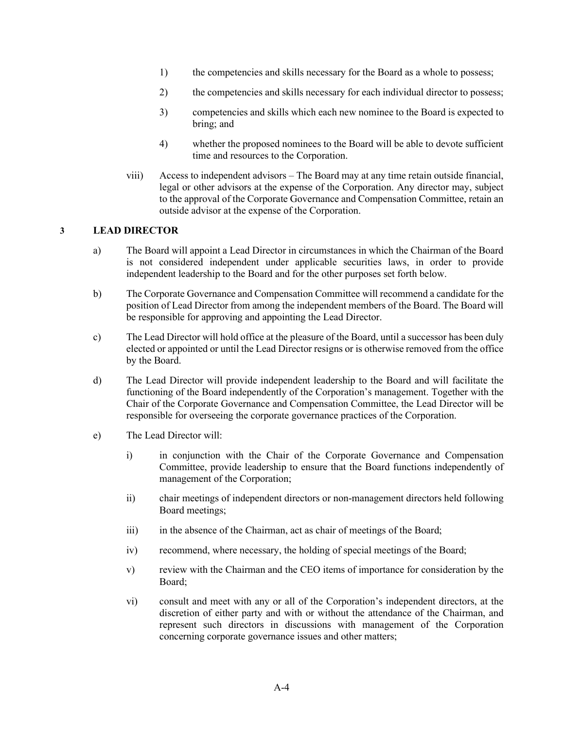1) the competencies and skills necessary for the Board as a whole to possess;

2) the competencies and skills necessary for each individual director to possess;

3) competencies and skills which each new nominee to the Board is expected to bring; and

4) whether the proposed nominees to the Board will be able to devote sufficient time and resources to the Corporation.

viii) Access to independent advisors – The Board may at any time retain outside financial, legal or other advisors at the expense of the Corporation. Any director may, subject to the approval of the Corporate Governance and Compensation Committee, retain an outside advisor at the expense of the Corporation.

## 3 LEAD DIRECTOR

a) The Board will appoint a Lead Director in circumstances in which the Chairman of the Board is not considered independent under applicable securities laws, in order to provide independent leadership to the Board and for the other purposes set forth below.

b) The Corporate Governance and Compensation Committee will recommend a candidate for the position of Lead Director from among the independent members of the Board. The Board will be responsible for approving and appointing the Lead Director.

c) The Lead Director will hold office at the pleasure of the Board, until a successor has been duly elected or appointed or until the Lead Director resigns or is otherwise removed from the office by the Board.

d) The Lead Director will provide independent leadership to the Board and will facilitate the functioning of the Board independently of the Corporation's management. Together with the Chair of the Corporate Governance and Compensation Committee, the Lead Director will be responsible for overseeing the corporate governance practices of the Corporation.

e) The Lead Director will:

i) in conjunction with the Chair of the Corporate Governance and Compensation Committee, provide leadership to ensure that the Board functions independently of management of the Corporation;

ii) chair meetings of independent directors or non-management directors held following Board meetings;

iii) in the absence of the Chairman, act as chair of meetings of the Board;

iv) recommend, where necessary, the holding of special meetings of the Board;

v) review with the Chairman and the CEO items of importance for consideration by the Board;

vi) consult and meet with any or all of the Corporation's independent directors, at the discretion of either party and with or without the attendance of the Chairman, and represent such directors in discussions with management of the Corporation concerning corporate governance issues and other matters;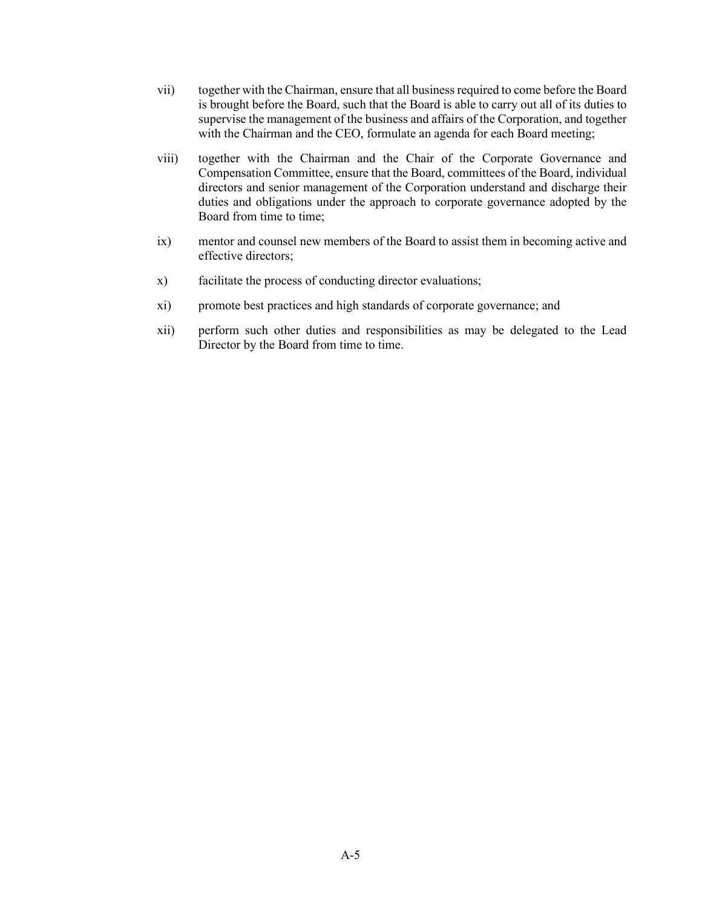vii) together with the Chairman, ensure that all business required to come before the Board is brought before the Board, such that the Board is able to carry out all of its duties to supervise the management of the business and affairs of the Corporation, and together with the Chairman and the CEO, formulate an agenda for each Board meeting;

viii) together with the Chairman and the Chair of the Corporate Governance and Compensation Committee, ensure that the Board, committees of the Board, individual directors and senior management of the Corporation understand and discharge their duties and obligations under the approach to corporate governance adopted by the Board from time to time;

ix) mentor and counsel new members of the Board to assist them in becoming active and effective directors;

x) facilitate the process of conducting director evaluations;

xi) promote best practices and high standards of corporate governance; and

xii) perform such other duties and responsibilities as may be delegated to the Lead Director by the Board from time to time.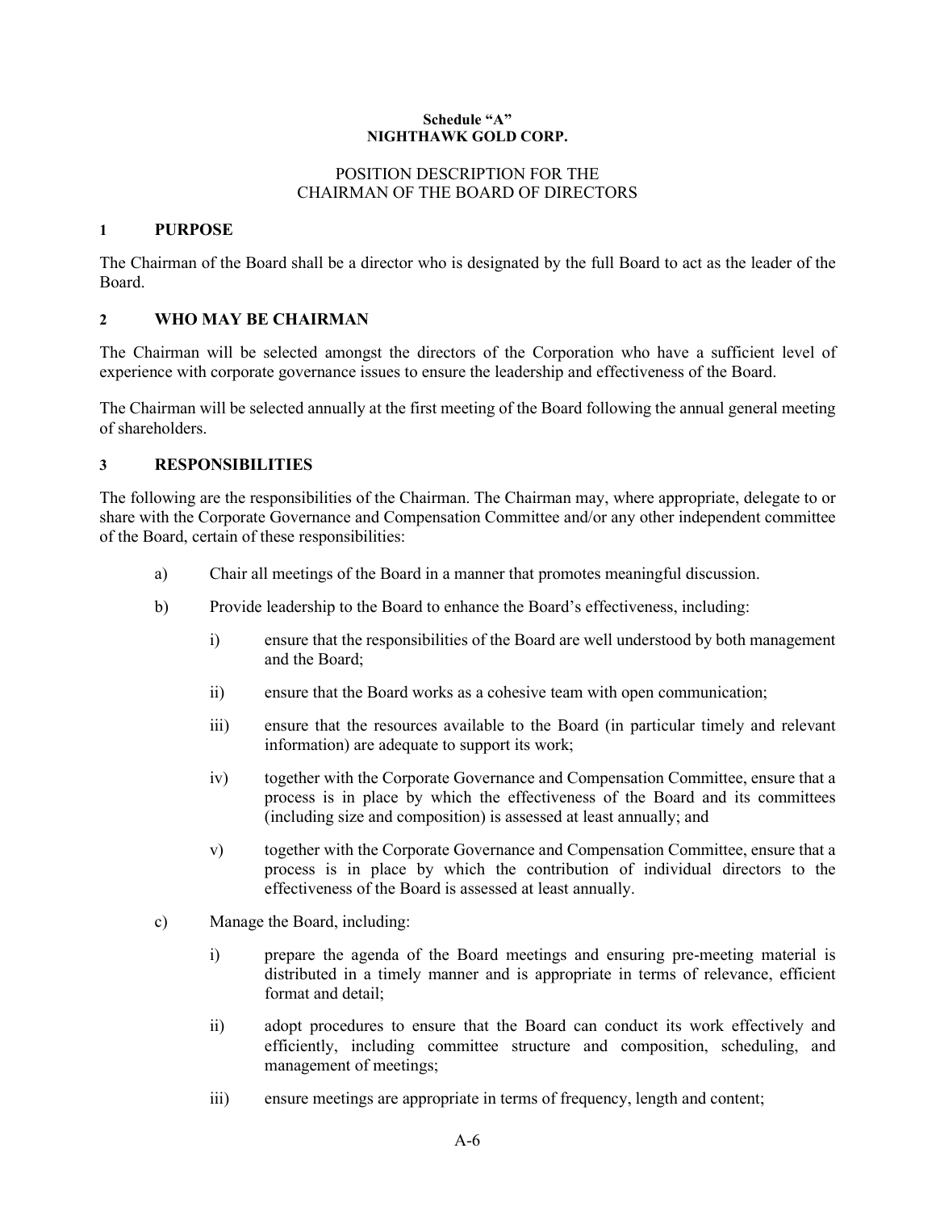**Schedule "A"**
**NIGHTHAWK GOLD CORP.**

POSITION DESCRIPTION FOR THE
CHAIRMAN OF THE BOARD OF DIRECTORS

## 1 PURPOSE

The Chairman of the Board shall be a director who is designated by the full Board to act as the leader of the Board.

## 2 WHO MAY BE CHAIRMAN

The Chairman will be selected amongst the directors of the Corporation who have a sufficient level of experience with corporate governance issues to ensure the leadership and effectiveness of the Board.

The Chairman will be selected annually at the first meeting of the Board following the annual general meeting of shareholders.

## 3 RESPONSIBILITIES

The following are the responsibilities of the Chairman. The Chairman may, where appropriate, delegate to or share with the Corporate Governance and Compensation Committee and/or any other independent committee of the Board, certain of these responsibilities:

a) Chair all meetings of the Board in a manner that promotes meaningful discussion.

b) Provide leadership to the Board to enhance the Board's effectiveness, including:

   i) ensure that the responsibilities of the Board are well understood by both management and the Board;

   ii) ensure that the Board works as a cohesive team with open communication;

   iii) ensure that the resources available to the Board (in particular timely and relevant information) are adequate to support its work;

   iv) together with the Corporate Governance and Compensation Committee, ensure that a process is in place by which the effectiveness of the Board and its committees (including size and composition) is assessed at least annually; and

   v) together with the Corporate Governance and Compensation Committee, ensure that a process is in place by which the contribution of individual directors to the effectiveness of the Board is assessed at least annually.

c) Manage the Board, including:

   i) prepare the agenda of the Board meetings and ensuring pre-meeting material is distributed in a timely manner and is appropriate in terms of relevance, efficient format and detail;

   ii) adopt procedures to ensure that the Board can conduct its work effectively and efficiently, including committee structure and composition, scheduling, and management of meetings;

   iii) ensure meetings are appropriate in terms of frequency, length and content;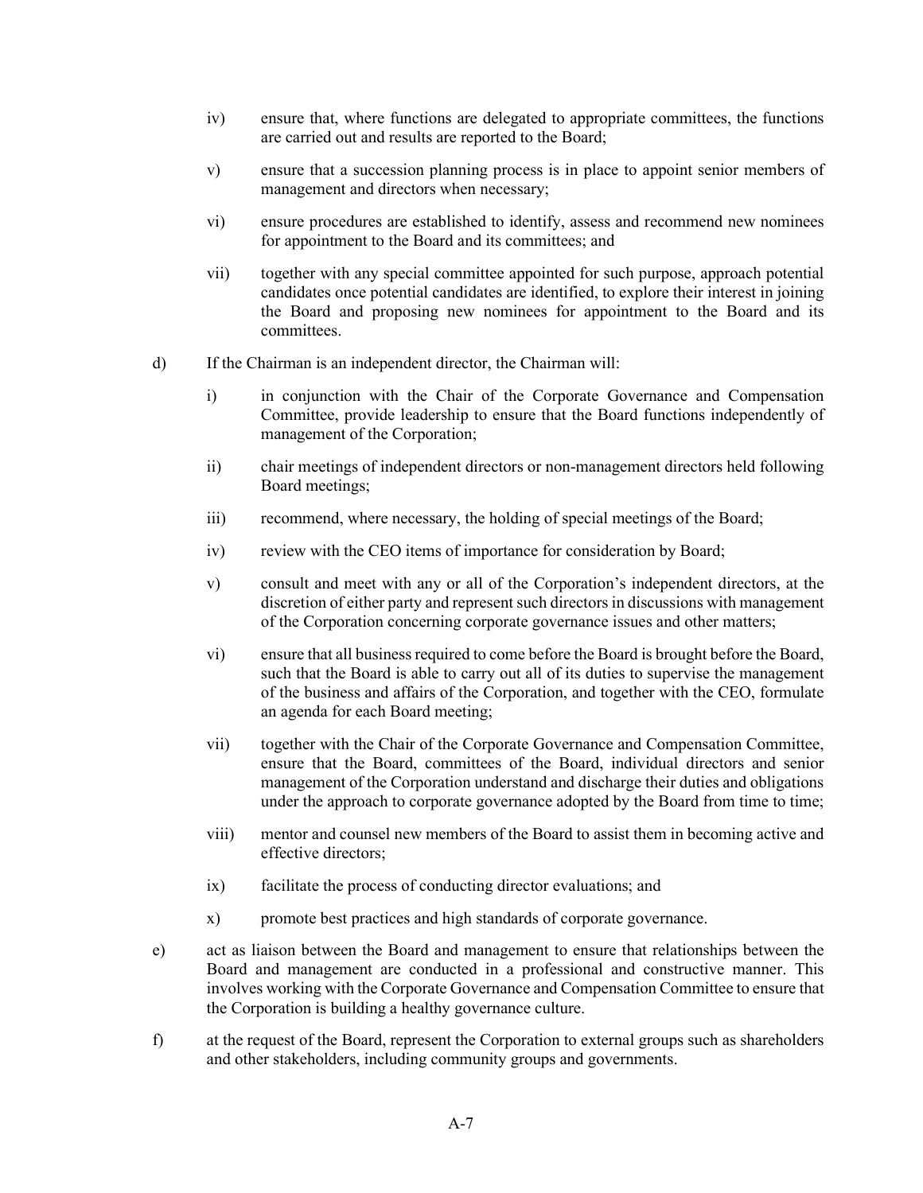iv) ensure that, where functions are delegated to appropriate committees, the functions are carried out and results are reported to the Board;

v) ensure that a succession planning process is in place to appoint senior members of management and directors when necessary;

vi) ensure procedures are established to identify, assess and recommend new nominees for appointment to the Board and its committees; and

vii) together with any special committee appointed for such purpose, approach potential candidates once potential candidates are identified, to explore their interest in joining the Board and proposing new nominees for appointment to the Board and its committees.

d) If the Chairman is an independent director, the Chairman will:

i) in conjunction with the Chair of the Corporate Governance and Compensation Committee, provide leadership to ensure that the Board functions independently of management of the Corporation;

ii) chair meetings of independent directors or non-management directors held following Board meetings;

iii) recommend, where necessary, the holding of special meetings of the Board;

iv) review with the CEO items of importance for consideration by Board;

v) consult and meet with any or all of the Corporation's independent directors, at the discretion of either party and represent such directors in discussions with management of the Corporation concerning corporate governance issues and other matters;

vi) ensure that all business required to come before the Board is brought before the Board, such that the Board is able to carry out all of its duties to supervise the management of the business and affairs of the Corporation, and together with the CEO, formulate an agenda for each Board meeting;

vii) together with the Chair of the Corporate Governance and Compensation Committee, ensure that the Board, committees of the Board, individual directors and senior management of the Corporation understand and discharge their duties and obligations under the approach to corporate governance adopted by the Board from time to time;

viii) mentor and counsel new members of the Board to assist them in becoming active and effective directors;

ix) facilitate the process of conducting director evaluations; and

x) promote best practices and high standards of corporate governance.

e) act as liaison between the Board and management to ensure that relationships between the Board and management are conducted in a professional and constructive manner. This involves working with the Corporate Governance and Compensation Committee to ensure that the Corporation is building a healthy governance culture.

f) at the request of the Board, represent the Corporation to external groups such as shareholders and other stakeholders, including community groups and governments.